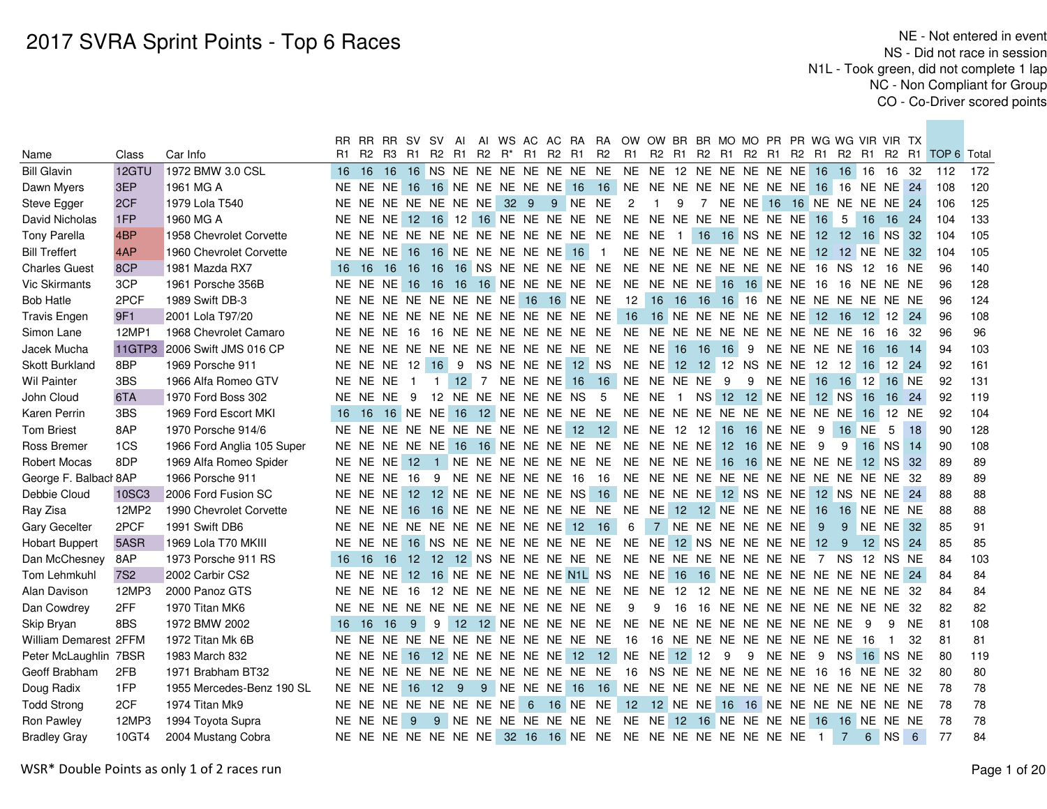# 2017 SVRA Sprint Points - Top 6 Races

NE - Not entered in event
NS - Did not race in session
N1L - Took green, did not complete 1 lap
NC - Non Compliant for Group
CO - Co-Driver scored points

| Name | Class | Car Info | RR R1 | RR R2 | RR R3 | SV R1 | SV R2 | AI R1 | AI R2 | WS R* | AC R1 | AC R2 | RA R1 | RA R2 | OW R1 | OW R2 | BR R1 | BR R2 | MO R1 | MO R2 | PR R1 | PR R2 | WG R1 | WG R2 | VIR R1 | VIR R2 | TX R1 | TOP 6 | Total |
|---|---|---|---|---|---|---|---|---|---|---|---|---|---|---|---|---|---|---|---|---|---|---|---|---|---|---|---|---|---|
| Bill Glavin | 12GTU | 1972 BMW 3.0 CSL | 16 | 16 | 16 | 16 | NS | NE | NE | NE | NE | NE | NE | NE | NE | NE | 12 | NE | NE | NE | NE | NE | 16 | 16 | 16 | 16 | 32 | 112 | 172 |
| Dawn Myers | 3EP | 1961 MG A | NE | NE | NE | 16 | 16 | NE | NE | NE | NE | NE | 16 | 16 | NE | NE | NE | NE | NE | NE | NE | NE | 16 | 16 | NE | NE | 24 | 108 | 120 |
| Steve Egger | 2CF | 1979 Lola T540 | NE | NE | NE | NE | NE | NE | NE | 32 | 9 | 9 | NE | NE | 2 | 1 | 9 | 7 | NE | NE | 16 | 16 | NE | NE | NE | NE | 24 | 106 | 125 |
| David Nicholas | 1FP | 1960 MG A | NE | NE | NE | 12 | 16 | 12 | 16 | NE | NE | NE | NE | NE | NE | NE | NE | NE | NE | NE | NE | NE | 16 | 5 | 16 | 16 | 24 | 104 | 133 |
| Tony Parella | 4BP | 1958 Chevrolet Corvette | NE | NE | NE | NE | NE | NE | NE | NE | NE | NE | NE | NE | NE | NE | 1 | 16 | 16 | NS | NE | NE | 12 | 12 | 16 | NS | 32 | 104 | 105 |
| Bill Treffert | 4AP | 1960 Chevrolet Corvette | NE | NE | NE | 16 | 16 | NE | NE | NE | NE | NE | 16 | 1 | NE | NE | NE | NE | NE | NE | NE | NE | 12 | 12 | NE | NE | 32 | 104 | 105 |
| Charles Guest | 8CP | 1981 Mazda RX7 | 16 | 16 | 16 | 16 | 16 | 16 | NS | NE | NE | NE | NE | NE | NE | NE | NE | NE | NE | NE | NE | NE | 16 | NS | 12 | 16 | NE | 96 | 140 |
| Vic Skirmants | 3CP | 1961 Porsche 356B | NE | NE | NE | 16 | 16 | 16 | 16 | NE | NE | NE | NE | NE | NE | NE | NE | NE | 16 | 16 | NE | NE | 16 | 16 | NE | NE | NE | 96 | 128 |
| Bob Hatle | 2PCF | 1989 Swift DB-3 | NE | NE | NE | NE | NE | NE | NE | NE | 16 | 16 | NE | NE | 12 | 16 | 16 | 16 | 16 | 16 | NE | NE | NE | NE | NE | NE | NE | 96 | 124 |
| Travis Engen | 9F1 | 2001 Lola T97/20 | NE | NE | NE | NE | NE | NE | NE | NE | NE | NE | NE | NE | 16 | 16 | NE | NE | NE | NE | NE | NE | 12 | 16 | 12 | 12 | 24 | 96 | 108 |
| Simon Lane | 12MP1 | 1968 Chevrolet Camaro | NE | NE | NE | 16 | 16 | NE | NE | NE | NE | NE | NE | NE | NE | NE | NE | NE | NE | NE | NE | NE | NE | NE | 16 | 16 | 32 | 96 | 96 |
| Jacek Mucha | 11GTP3 | 2006 Swift JMS 016 CP | NE | NE | NE | NE | NE | NE | NE | NE | NE | NE | NE | NE | NE | NE | 16 | 16 | 16 | 9 | NE | NE | NE | NE | 16 | 16 | 14 | 94 | 103 |
| Skott Burkland | 8BP | 1969 Porsche 911 | NE | NE | NE | 12 | 16 | 9 | NS | NE | NE | NE | 12 | NS | NE | NE | 12 | 12 | 12 | NS | NE | NE | 12 | 12 | 16 | 12 | 24 | 92 | 161 |
| Wil Painter | 3BS | 1966 Alfa Romeo GTV | NE | NE | NE | 1 | 1 | 12 | 7 | NE | NE | NE | 16 | 16 | NE | NE | NE | NE | 9 | 9 | NE | NE | 16 | 16 | 12 | 16 | NE | 92 | 131 |
| John Cloud | 6TA | 1970 Ford Boss 302 | NE | NE | NE | 9 | 12 | NE | NE | NE | NE | NE | NS | 5 | NE | NE | 1 | NS | 12 | 12 | NE | NE | 12 | NS | 16 | 16 | 24 | 92 | 119 |
| Karen Perrin | 3BS | 1969 Ford Escort MKI | 16 | 16 | 16 | NE | NE | 16 | 12 | NE | NE | NE | NE | NE | NE | NE | NE | NE | NE | NE | NE | NE | NE | NE | 16 | 12 | NE | 92 | 104 |
| Tom Briest | 8AP | 1970 Porsche 914/6 | NE | NE | NE | NE | NE | NE | NE | NE | NE | NE | 12 | 12 | NE | NE | 12 | 12 | 16 | 16 | NE | NE | 9 | 16 | NE | 5 | 18 | 90 | 128 |
| Ross Bremer | 1CS | 1966 Ford Anglia 105 Super | NE | NE | NE | NE | NE | 16 | 16 | NE | NE | NE | NE | NE | NE | NE | NE | NE | 12 | 16 | NE | NE | 9 | 9 | 16 | NS | 14 | 90 | 108 |
| Robert Mocas | 8DP | 1969 Alfa Romeo Spider | NE | NE | NE | 12 | 1 | NE | NE | NE | NE | NE | NE | NE | NE | NE | NE | NE | 16 | 16 | NE | NE | NE | NE | 12 | NS | 32 | 89 | 89 |
| George F. Balbach | 8AP | 1966 Porsche 911 | NE | NE | NE | 16 | 9 | NE | NE | NE | NE | NE | 16 | 16 | NE | NE | NE | NE | NE | NE | NE | NE | NE | NE | NE | NE | 32 | 89 | 89 |
| Debbie Cloud | 10SC3 | 2006 Ford Fusion SC | NE | NE | NE | 12 | 12 | NE | NE | NE | NE | NE | NS | 16 | NE | NE | NE | NE | 12 | NS | NE | NE | 12 | NS | NE | NE | 24 | 88 | 88 |
| Ray Zisa | 12MP2 | 1990 Chevrolet Corvette | NE | NE | NE | 16 | 16 | NE | NE | NE | NE | NE | NE | NE | NE | NE | 12 | 12 | NE | NE | NE | NE | 16 | 16 | NE | NE | NE | 88 | 88 |
| Gary Gecelter | 2PCF | 1991 Swift DB6 | NE | NE | NE | NE | NE | NE | NE | NE | NE | NE | 12 | 16 | 6 | 7 | NE | NE | NE | NE | NE | NE | 9 | 9 | NE | NE | 32 | 85 | 91 |
| Hobart Buppert | 5ASR | 1969 Lola T70 MKIII | NE | NE | NE | 16 | NS | NE | NE | NE | NE | NE | NE | NE | NE | NE | 12 | NS | NE | NE | NE | NE | 12 | 9 | 12 | NS | 24 | 85 | 85 |
| Dan McChesney | 8AP | 1973 Porsche 911 RS | 16 | 16 | 16 | 12 | 12 | 12 | NS | NE | NE | NE | NE | NE | NE | NE | NE | NE | NE | NE | NE | NE | 7 | NS | 12 | NS | NE | 84 | 103 |
| Tom Lehmkuhl | 7S2 | 2002 Carbir CS2 | NE | NE | NE | 12 | 16 | NE | NE | NE | NE | NE | N1L | NS | NE | NE | 16 | 16 | NE | NE | NE | NE | NE | NE | NE | NE | 24 | 84 | 84 |
| Alan Davison | 12MP3 | 2000 Panoz GTS | NE | NE | NE | 16 | 12 | NE | NE | NE | NE | NE | NE | NE | NE | NE | 12 | 12 | NE | NE | NE | NE | NE | NE | NE | NE | 32 | 84 | 84 |
| Dan Cowdrey | 2FF | 1970 Titan MK6 | NE | NE | NE | NE | NE | NE | NE | NE | NE | NE | NE | NE | 9 | 9 | 16 | 16 | NE | NE | NE | NE | NE | NE | NE | NE | 32 | 82 | 82 |
| Skip Bryan | 8BS | 1972 BMW 2002 | 16 | 16 | 16 | 9 | 9 | 12 | 12 | NE | NE | NE | NE | NE | NE | NE | NE | NE | NE | NE | NE | NE | NE | NE | 9 | 9 | NE | 81 | 108 |
| William Demarest | 2FFM | 1972 Titan Mk 6B | NE | NE | NE | NE | NE | NE | NE | NE | NE | NE | NE | NE | 16 | 16 | NE | NE | NE | NE | NE | NE | NE | NE | 16 | 1 | 32 | 81 | 81 |
| Peter McLaughlin | 7BSR | 1983 March 832 | NE | NE | NE | 16 | 12 | NE | NE | NE | NE | NE | 12 | 12 | NE | NE | 12 | 12 | 9 | 9 | NE | NE | 9 | NS | 16 | NS | NE | 80 | 119 |
| Geoff Brabham | 2FB | 1971 Brabham BT32 | NE | NE | NE | NE | NE | NE | NE | NE | NE | NE | NE | NE | 16 | NS | NE | NE | NE | NE | NE | NE | 16 | 16 | NE | NE | 32 | 80 | 80 |
| Doug Radix | 1FP | 1955 Mercedes-Benz 190 SL | NE | NE | NE | 16 | 12 | 9 | 9 | NE | NE | NE | 16 | 16 | NE | NE | NE | NE | NE | NE | NE | NE | NE | NE | NE | NE | NE | 78 | 78 |
| Todd Strong | 2CF | 1974 Titan Mk9 | NE | NE | NE | NE | NE | NE | NE | NE | 6 | 16 | NE | NE | 12 | 12 | NE | NE | 16 | 16 | NE | NE | NE | NE | NE | NE | NE | 78 | 78 |
| Ron Pawley | 12MP3 | 1994 Toyota Supra | NE | NE | NE | 9 | 9 | NE | NE | NE | NE | NE | NE | NE | NE | NE | 12 | 16 | NE | NE | NE | NE | 16 | 16 | NE | NE | NE | 78 | 78 |
| Bradley Gray | 10GT4 | 2004 Mustang Cobra | NE | NE | NE | NE | NE | NE | NE | 32 | 16 | 16 | NE | NE | NE | NE | NE | NE | NE | NE | NE | NE | 1 | 7 | 6 | NS | 6 | 77 | 84 |

WSR* Double Points as only 1 of 2 races run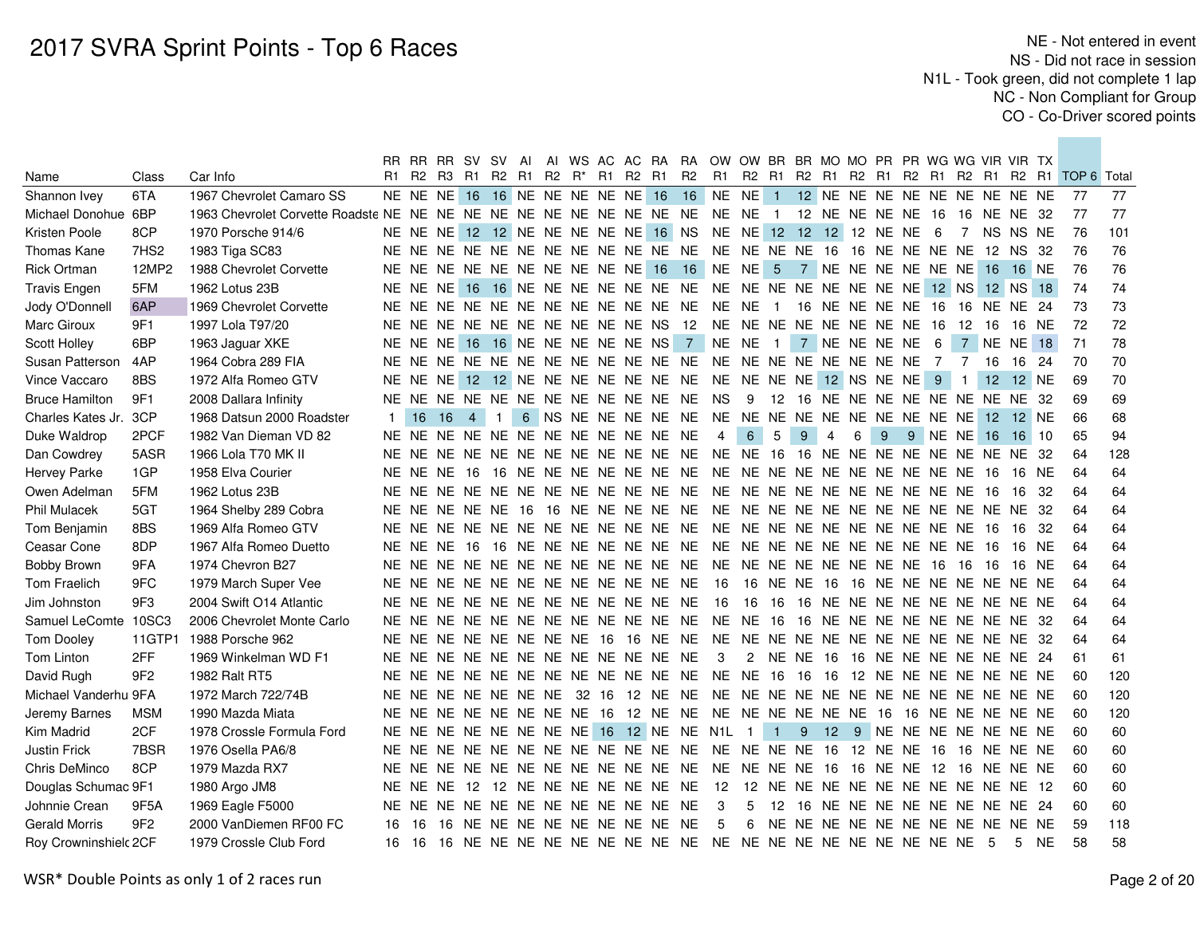# 2017 SVRA Sprint Points - Top 6 Races

NE - Not entered in event
NS - Did not race in session
N1L - Took green, did not complete 1 lap
NC - Non Compliant for Group
CO - Co-Driver scored points

| Name | Class | Car Info | RR R1 | RR R2 | RR R3 | SV R1 | SV R2 | AI R1 | AI R2 | WS R* | AC R1 | AC R2 | RA R1 | RA R2 | OW R1 | OW R2 | BR R1 | BR R2 | MO R1 | MO R2 | PR R1 | PR R2 | WG R1 | WG R2 | VIR R1 | VIR R2 | TX R1 | TOP 6 | Total |
|---|---|---|---|---|---|---|---|---|---|---|---|---|---|---|---|---|---|---|---|---|---|---|---|---|---|---|---|---|---|
| Shannon Ivey | 6TA | 1967 Chevrolet Camaro SS | NE | NE | NE | 16 | 16 | NE | NE | NE | NE | NE | 16 | 16 | NE | NE | 1 | 12 | NE | NE | NE | NE | NE | NE | NE | NE | NE | 77 | 77 |
| Michael Donohue | 6BP | 1963 Chevrolet Corvette Roadste | NE | NE | NE | NE | NE | NE | NE | NE | NE | NE | NE | NE | NE | NE | 1 | 12 | NE | NE | NE | NE | 16 | 16 | NE | NE | 32 | 77 | 77 |
| Kristen Poole | 8CP | 1970 Porsche 914/6 | NE | NE | NE | 12 | 12 | NE | NE | NE | NE | NE | 16 | NS | NE | NE | 12 | 12 | 12 | 12 | NE | NE | 6 | 7 | NS | NS | NE | 76 | 101 |
| Thomas Kane | 7HS2 | 1983 Tiga SC83 | NE | NE | NE | NE | NE | NE | NE | NE | NE | NE | NE | NE | NE | NE | NE | NE | 16 | 16 | NE | NE | NE | NE | 12 | NS | 32 | 76 | 76 |
| Rick Ortman | 12MP2 | 1988 Chevrolet Corvette | NE | NE | NE | NE | NE | NE | NE | NE | NE | NE | 16 | 16 | NE | NE | 5 | 7 | NE | NE | NE | NE | NE | NE | 16 | 16 | NE | 76 | 76 |
| Travis Engen | 5FM | 1962 Lotus 23B | NE | NE | NE | 16 | 16 | NE | NE | NE | NE | NE | NE | NE | NE | NE | NE | NE | NE | NE | NE | NE | 12 | NS | 12 | NS | 18 | 74 | 74 |
| Jody O'Donnell | 6AP | 1969 Chevrolet Corvette | NE | NE | NE | NE | NE | NE | NE | NE | NE | NE | NE | NE | NE | NE | 1 | 16 | NE | NE | NE | NE | 16 | 16 | NE | NE | 24 | 73 | 73 |
| Marc Giroux | 9F1 | 1997 Lola T97/20 | NE | NE | NE | NE | NE | NE | NE | NE | NE | NE | NS | 12 | NE | NE | NE | NE | NE | NE | NE | NE | 16 | 12 | 16 | 16 | NE | 72 | 72 |
| Scott Holley | 6BP | 1963 Jaguar XKE | NE | NE | NE | 16 | 16 | NE | NE | NE | NE | NE | NS | 7 | NE | NE | 1 | 7 | NE | NE | NE | NE | 6 | 7 | NE | NE | 18 | 71 | 78 |
| Susan Patterson | 4AP | 1964 Cobra 289 FIA | NE | NE | NE | NE | NE | NE | NE | NE | NE | NE | NE | NE | NE | NE | NE | NE | NE | NE | NE | NE | 7 | 7 | 16 | 16 | 24 | 70 | 70 |
| Vince Vaccaro | 8BS | 1972 Alfa Romeo GTV | NE | NE | NE | 12 | 12 | NE | NE | NE | NE | NE | NE | NE | NE | NE | NE | NE | 12 | NS | NE | NE | 9 | 1 | 12 | 12 | NE | 69 | 70 |
| Bruce Hamilton | 9F1 | 2008 Dallara Infinity | NE | NE | NE | NE | NE | NE | NE | NE | NE | NE | NE | NE | NS | 9 | 12 | 16 | NE | NE | NE | NE | NE | NE | NE | NE | 32 | 69 | 69 |
| Charles Kates Jr. | 3CP | 1968 Datsun 2000 Roadster | 1 | 16 | 16 | 4 | 1 | 6 | NS | NE | NE | NE | NE | NE | NE | NE | NE | NE | NE | NE | NE | NE | NE | NE | 12 | 12 | NE | 66 | 68 |
| Duke Waldrop | 2PCF | 1982 Van Dieman VD 82 | NE | NE | NE | NE | NE | NE | NE | NE | NE | NE | NE | NE | 4 | 6 | 5 | 9 | 4 | 6 | 9 | 9 | NE | NE | 16 | 16 | 10 | 65 | 94 |
| Dan Cowdrey | 5ASR | 1966 Lola T70 MK II | NE | NE | NE | NE | NE | NE | NE | NE | NE | NE | NE | NE | NE | NE | 16 | 16 | NE | NE | NE | NE | NE | NE | NE | NE | 32 | 64 | 128 |
| Hervey Parke | 1GP | 1958 Elva Courier | NE | NE | NE | 16 | 16 | NE | NE | NE | NE | NE | NE | NE | NE | NE | NE | NE | NE | NE | NE | NE | NE | NE | 16 | 16 | NE | 64 | 64 |
| Owen Adelman | 5FM | 1962 Lotus 23B | NE | NE | NE | NE | NE | NE | NE | NE | NE | NE | NE | NE | NE | NE | NE | NE | NE | NE | NE | NE | NE | NE | 16 | 16 | 32 | 64 | 64 |
| Phil Mulacek | 5GT | 1964 Shelby 289 Cobra | NE | NE | NE | NE | NE | 16 | 16 | NE | NE | NE | NE | NE | NE | NE | NE | NE | NE | NE | NE | NE | NE | NE | NE | NE | 32 | 64 | 64 |
| Tom Benjamin | 8BS | 1969 Alfa Romeo GTV | NE | NE | NE | NE | NE | NE | NE | NE | NE | NE | NE | NE | NE | NE | NE | NE | NE | NE | NE | NE | NE | NE | 16 | 16 | 32 | 64 | 64 |
| Ceasar Cone | 8DP | 1967 Alfa Romeo Duetto | NE | NE | NE | 16 | 16 | NE | NE | NE | NE | NE | NE | NE | NE | NE | NE | NE | NE | NE | NE | NE | NE | NE | 16 | 16 | NE | 64 | 64 |
| Bobby Brown | 9FA | 1974 Chevron B27 | NE | NE | NE | NE | NE | NE | NE | NE | NE | NE | NE | NE | NE | NE | NE | NE | NE | NE | NE | NE | 16 | 16 | 16 | 16 | NE | 64 | 64 |
| Tom Fraelich | 9FC | 1979 March Super Vee | NE | NE | NE | NE | NE | NE | NE | NE | NE | NE | NE | NE | 16 | 16 | NE | NE | 16 | 16 | NE | NE | NE | NE | NE | NE | NE | 64 | 64 |
| Jim Johnston | 9F3 | 2004 Swift O14 Atlantic | NE | NE | NE | NE | NE | NE | NE | NE | NE | NE | NE | NE | 16 | 16 | 16 | 16 | NE | NE | NE | NE | NE | NE | NE | NE | NE | 64 | 64 |
| Samuel LeComte | 10SC3 | 2006 Chevrolet Monte Carlo | NE | NE | NE | NE | NE | NE | NE | NE | NE | NE | NE | NE | NE | NE | 16 | 16 | NE | NE | NE | NE | NE | NE | NE | NE | 32 | 64 | 64 |
| Tom Dooley | 11GTP1 | 1988 Porsche 962 | NE | NE | NE | NE | NE | NE | NE | NE | 16 | 16 | NE | NE | NE | NE | NE | NE | NE | NE | NE | NE | NE | NE | NE | NE | 32 | 64 | 64 |
| Tom Linton | 2FF | 1969 Winkelman WD F1 | NE | NE | NE | NE | NE | NE | NE | NE | NE | NE | NE | NE | 3 | 2 | NE | NE | 16 | 16 | NE | NE | NE | NE | NE | NE | 24 | 61 | 61 |
| David Rugh | 9F2 | 1982 Ralt RT5 | NE | NE | NE | NE | NE | NE | NE | NE | NE | NE | NE | NE | NE | NE | 16 | 16 | 16 | 12 | NE | NE | NE | NE | NE | NE | NE | 60 | 120 |
| Michael Vanderhu | 9FA | 1972 March 722/74B | NE | NE | NE | NE | NE | NE | NE | 32 | 16 | 12 | NE | NE | NE | NE | NE | NE | NE | NE | NE | NE | NE | NE | NE | NE | NE | 60 | 120 |
| Jeremy Barnes | MSM | 1990 Mazda Miata | NE | NE | NE | NE | NE | NE | NE | NE | 16 | 12 | NE | NE | NE | NE | NE | NE | NE | NE | 16 | 16 | NE | NE | NE | NE | NE | 60 | 120 |
| Kim Madrid | 2CF | 1978 Crossle Formula Ford | NE | NE | NE | NE | NE | NE | NE | NE | 16 | 12 | NE | NE | N1L | 1 | 1 | 9 | 12 | 9 | NE | NE | NE | NE | NE | NE | NE | 60 | 60 |
| Justin Frick | 7BSR | 1976 Osella PA6/8 | NE | NE | NE | NE | NE | NE | NE | NE | NE | NE | NE | NE | NE | NE | NE | NE | 16 | 12 | NE | NE | 16 | 16 | NE | NE | NE | 60 | 60 |
| Chris DeMinco | 8CP | 1979 Mazda RX7 | NE | NE | NE | NE | NE | NE | NE | NE | NE | NE | NE | NE | NE | NE | NE | NE | 16 | 16 | NE | NE | 12 | 16 | NE | NE | NE | 60 | 60 |
| Douglas Schumac | 9F1 | 1980 Argo JM8 | NE | NE | NE | 12 | 12 | NE | NE | NE | NE | NE | NE | NE | 12 | 12 | NE | NE | NE | NE | NE | NE | NE | NE | NE | NE | 12 | 60 | 60 |
| Johnnie Crean | 9F5A | 1969 Eagle F5000 | NE | NE | NE | NE | NE | NE | NE | NE | NE | NE | NE | NE | 3 | 5 | 12 | 16 | NE | NE | NE | NE | NE | NE | NE | NE | 24 | 60 | 60 |
| Gerald Morris | 9F2 | 2000 VanDiemen RF00 FC | 16 | 16 | 16 | NE | NE | NE | NE | NE | NE | NE | NE | NE | 5 | 6 | NE | NE | NE | NE | NE | NE | NE | NE | NE | NE | NE | 59 | 118 |
| Roy Crowninshielc | 2CF | 1979 Crossle Club Ford | 16 | 16 | 16 | NE | NE | NE | NE | NE | NE | NE | NE | NE | NE | NE | NE | NE | NE | NE | NE | NE | NE | NE | 5 | 5 | NE | 58 | 58 |

WSR* Double Points as only 1 of 2 races run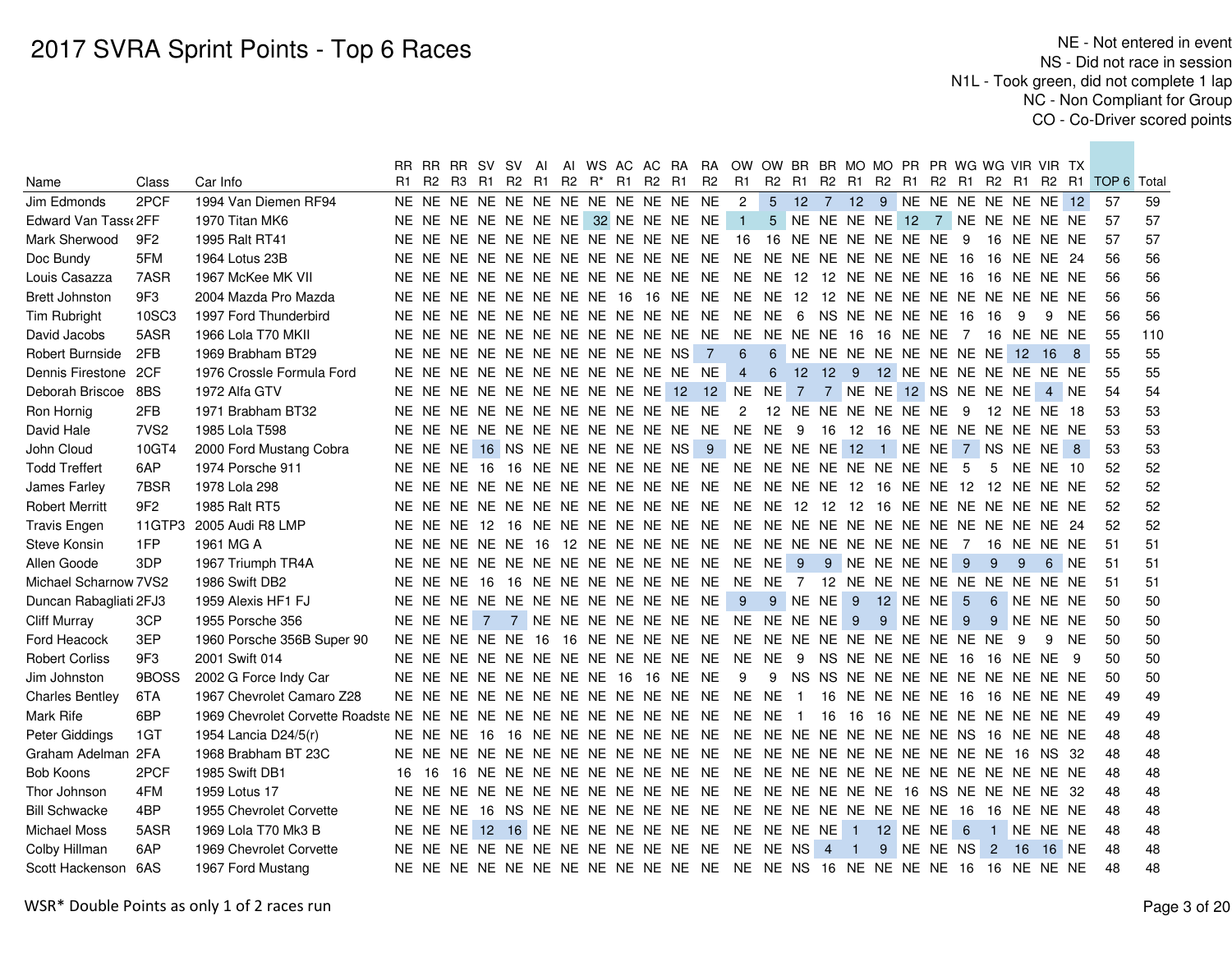# 2017 SVRA Sprint Points - Top 6 Races

NE - Not entered in event
NS - Did not race in session
N1L - Took green, did not complete 1 lap
NC - Non Compliant for Group
CO - Co-Driver scored points

| Name | Class | Car Info | RR R1 | RR R2 | RR R3 | SV R1 | SV R2 | AI R1 | AI R2 | WS R* | AC R1 | AC R2 | RA R1 | RA R2 | OW R1 | OW R2 | BR R1 | BR R2 | MO R1 | MO R2 | PR R1 | PR R2 | WG R1 | WG R2 | VIR R1 | VIR R2 | TX R1 | TOP 6 | Total |
|---|---|---|---|---|---|---|---|---|---|---|---|---|---|---|---|---|---|---|---|---|---|---|---|---|---|---|---|---|---|
| Jim Edmonds | 2PCF | 1994 Van Diemen RF94 | NE | NE | NE | NE | NE | NE | NE | NE | NE | NE | NE | NE | 2 | 5 | 12 | 7 | 12 | 9 | NE | NE | NE | NE | NE | NE | 12 | 57 | 59 |
| Edward Van Tasse | 2FF | 1970 Titan MK6 | NE | NE | NE | NE | NE | NE | NE | 32 | NE | NE | NE | NE | 1 | 5 | NE | NE | NE | NE | 12 | 7 | NE | NE | NE | NE | NE | 57 | 57 |
| Mark Sherwood | 9F2 | 1995 Ralt RT41 | NE | NE | NE | NE | NE | NE | NE | NE | NE | NE | NE | NE | 16 | 16 | NE | NE | NE | NE | NE | NE | 9 | 16 | NE | NE | NE | 57 | 57 |
| Doc Bundy | 5FM | 1964 Lotus 23B | NE | NE | NE | NE | NE | NE | NE | NE | NE | NE | NE | NE | NE | NE | NE | NE | NE | NE | NE | NE | 16 | 16 | NE | NE | 24 | 56 | 56 |
| Louis Casazza | 7ASR | 1967 McKee MK VII | NE | NE | NE | NE | NE | NE | NE | NE | NE | NE | NE | NE | NE | NE | 12 | 12 | NE | NE | NE | NE | 16 | 16 | NE | NE | NE | 56 | 56 |
| Brett Johnston | 9F3 | 2004 Mazda Pro Mazda | NE | NE | NE | NE | NE | NE | NE | NE | 16 | 16 | NE | NE | NE | NE | 12 | 12 | NE | NE | NE | NE | NE | NE | NE | NE | NE | 56 | 56 |
| Tim Rubright | 10SC3 | 1997 Ford Thunderbird | NE | NE | NE | NE | NE | NE | NE | NE | NE | NE | NE | NE | NE | NE | 6 | NS | NE | NE | NE | NE | 16 | 16 | 9 | 9 | NE | 56 | 56 |
| David Jacobs | 5ASR | 1966 Lola T70 MKII | NE | NE | NE | NE | NE | NE | NE | NE | NE | NE | NE | NE | NE | NE | NE | NE | 16 | 16 | NE | NE | 7 | 16 | NE | NE | NE | 55 | 110 |
| Robert Burnside | 2FB | 1969 Brabham BT29 | NE | NE | NE | NE | NE | NE | NE | NE | NE | NE | NS | 7 | 6 | 6 | NE | NE | NE | NE | NE | NE | NE | NE | 12 | 16 | 8 | 55 | 55 |
| Dennis Firestone | 2CF | 1976 Crossle Formula Ford | NE | NE | NE | NE | NE | NE | NE | NE | NE | NE | NE | NE | 4 | 6 | 12 | 12 | 9 | 12 | NE | NE | NE | NE | NE | NE | NE | 55 | 55 |
| Deborah Briscoe | 8BS | 1972 Alfa GTV | NE | NE | NE | NE | NE | NE | NE | NE | NE | NE | 12 | 12 | NE | NE | 7 | 7 | NE | NE | 12 | NS | NE | NE | NE | 4 | NE | 54 | 54 |
| Ron Hornig | 2FB | 1971 Brabham BT32 | NE | NE | NE | NE | NE | NE | NE | NE | NE | NE | NE | NE | 2 | 12 | NE | NE | NE | NE | NE | NE | 9 | 12 | NE | NE | 18 | 53 | 53 |
| David Hale | 7VS2 | 1985 Lola T598 | NE | NE | NE | NE | NE | NE | NE | NE | NE | NE | NE | NE | NE | NE | 9 | 16 | 12 | 16 | NE | NE | NE | NE | NE | NE | NE | 53 | 53 |
| John Cloud | 10GT4 | 2000 Ford Mustang Cobra | NE | NE | NE | 16 | NS | NE | NE | NE | NE | NE | NS | 9 | NE | NE | NE | NE | 12 | 1 | NE | NE | 7 | NS | NE | NE | 8 | 53 | 53 |
| Todd Treffert | 6AP | 1974 Porsche 911 | NE | NE | NE | 16 | 16 | NE | NE | NE | NE | NE | NE | NE | NE | NE | NE | NE | NE | NE | NE | NE | 5 | 5 | NE | NE | 10 | 52 | 52 |
| James Farley | 7BSR | 1978 Lola 298 | NE | NE | NE | NE | NE | NE | NE | NE | NE | NE | NE | NE | NE | NE | NE | NE | 12 | 16 | NE | NE | 12 | 12 | NE | NE | NE | 52 | 52 |
| Robert Merritt | 9F2 | 1985 Ralt RT5 | NE | NE | NE | NE | NE | NE | NE | NE | NE | NE | NE | NE | NE | NE | 12 | 12 | 12 | 16 | NE | NE | NE | NE | NE | NE | NE | 52 | 52 |
| Travis Engen | 11GTP3 | 2005 Audi R8 LMP | NE | NE | NE | 12 | 16 | NE | NE | NE | NE | NE | NE | NE | NE | NE | NE | NE | NE | NE | NE | NE | NE | NE | NE | NE | 24 | 52 | 52 |
| Steve Konsin | 1FP | 1961 MG A | NE | NE | NE | NE | NE | 16 | 12 | NE | NE | NE | NE | NE | NE | NE | NE | NE | NE | NE | NE | NE | 7 | 16 | NE | NE | NE | 51 | 51 |
| Allen Goode | 3DP | 1967 Triumph TR4A | NE | NE | NE | NE | NE | NE | NE | NE | NE | NE | NE | NE | NE | NE | 9 | 9 | NE | NE | NE | NE | 9 | 9 | 9 | 6 | NE | 51 | 51 |
| Michael Scharnow | 7VS2 | 1986 Swift DB2 | NE | NE | NE | 16 | 16 | NE | NE | NE | NE | NE | NE | NE | NE | NE | 7 | 12 | NE | NE | NE | NE | NE | NE | NE | NE | NE | 51 | 51 |
| Duncan Rabagliati | 2FJ3 | 1959 Alexis HF1 FJ | NE | NE | NE | NE | NE | NE | NE | NE | NE | NE | NE | NE | 9 | 9 | NE | NE | 9 | 12 | NE | NE | 5 | 6 | NE | NE | NE | 50 | 50 |
| Cliff Murray | 3CP | 1955 Porsche 356 | NE | NE | NE | 7 | 7 | NE | NE | NE | NE | NE | NE | NE | NE | NE | NE | NE | 9 | 9 | NE | NE | 9 | 9 | NE | NE | NE | 50 | 50 |
| Ford Heacock | 3EP | 1960 Porsche 356B Super 90 | NE | NE | NE | NE | NE | 16 | 16 | NE | NE | NE | NE | NE | NE | NE | NE | NE | NE | NE | NE | NE | NE | NE | 9 | 9 | NE | 50 | 50 |
| Robert Corliss | 9F3 | 2001 Swift 014 | NE | NE | NE | NE | NE | NE | NE | NE | NE | NE | NE | NE | NE | NE | 9 | NS | NE | NE | NE | NE | 16 | 16 | NE | NE | 9 | 50 | 50 |
| Jim Johnston | 9BOSS | 2002 G Force Indy Car | NE | NE | NE | NE | NE | NE | NE | NE | 16 | 16 | NE | NE | 9 | 9 | NS | NS | NE | NE | NE | NE | NE | NE | NE | NE | NE | 50 | 50 |
| Charles Bentley | 6TA | 1967 Chevrolet Camaro Z28 | NE | NE | NE | NE | NE | NE | NE | NE | NE | NE | NE | NE | NE | NE | 1 | 16 | NE | NE | NE | NE | 16 | 16 | NE | NE | NE | 49 | 49 |
| Mark Rife | 6BP | 1969 Chevrolet Corvette Roadste | NE | NE | NE | NE | NE | NE | NE | NE | NE | NE | NE | NE | NE | NE | 1 | 16 | 16 | 16 | NE | NE | NE | NE | NE | NE | NE | 49 | 49 |
| Peter Giddings | 1GT | 1954 Lancia D24/5(r) | NE | NE | NE | 16 | 16 | NE | NE | NE | NE | NE | NE | NE | NE | NE | NE | NE | NE | NE | NE | NE | NS | 16 | NE | NE | NE | 48 | 48 |
| Graham Adelman | 2FA | 1968 Brabham BT 23C | NE | NE | NE | NE | NE | NE | NE | NE | NE | NE | NE | NE | NE | NE | NE | NE | NE | NE | NE | NE | NE | NE | 16 | NS | 32 | 48 | 48 |
| Bob Koons | 2PCF | 1985 Swift DB1 | 16 | 16 | 16 | NE | NE | NE | NE | NE | NE | NE | NE | NE | NE | NE | NE | NE | NE | NE | NE | NE | NE | NE | NE | NE | NE | 48 | 48 |
| Thor Johnson | 4FM | 1959 Lotus 17 | NE | NE | NE | NE | NE | NE | NE | NE | NE | NE | NE | NE | NE | NE | NE | NE | NE | NE | 16 | NS | NE | NE | NE | NE | 32 | 48 | 48 |
| Bill Schwacke | 4BP | 1955 Chevrolet Corvette | NE | NE | NE | 16 | NS | NE | NE | NE | NE | NE | NE | NE | NE | NE | NE | NE | NE | NE | NE | NE | 16 | 16 | NE | NE | NE | 48 | 48 |
| Michael Moss | 5ASR | 1969 Lola T70 Mk3 B | NE | NE | NE | 12 | 16 | NE | NE | NE | NE | NE | NE | NE | NE | NE | NE | NE | 1 | 12 | NE | NE | 6 | 1 | NE | NE | NE | 48 | 48 |
| Colby Hillman | 6AP | 1969 Chevrolet Corvette | NE | NE | NE | NE | NE | NE | NE | NE | NE | NE | NE | NE | NE | NE | NS | 4 | 1 | 9 | NE | NE | NS | 2 | 16 | 16 | NE | 48 | 48 |
| Scott Hackenson | 6AS | 1967 Ford Mustang | NE | NE | NE | NE | NE | NE | NE | NE | NE | NE | NE | NE | NE | NE | NS | 16 | NE | NE | NE | NE | 16 | 16 | NE | NE | NE | 48 | 48 |

WSR* Double Points as only 1 of 2 races run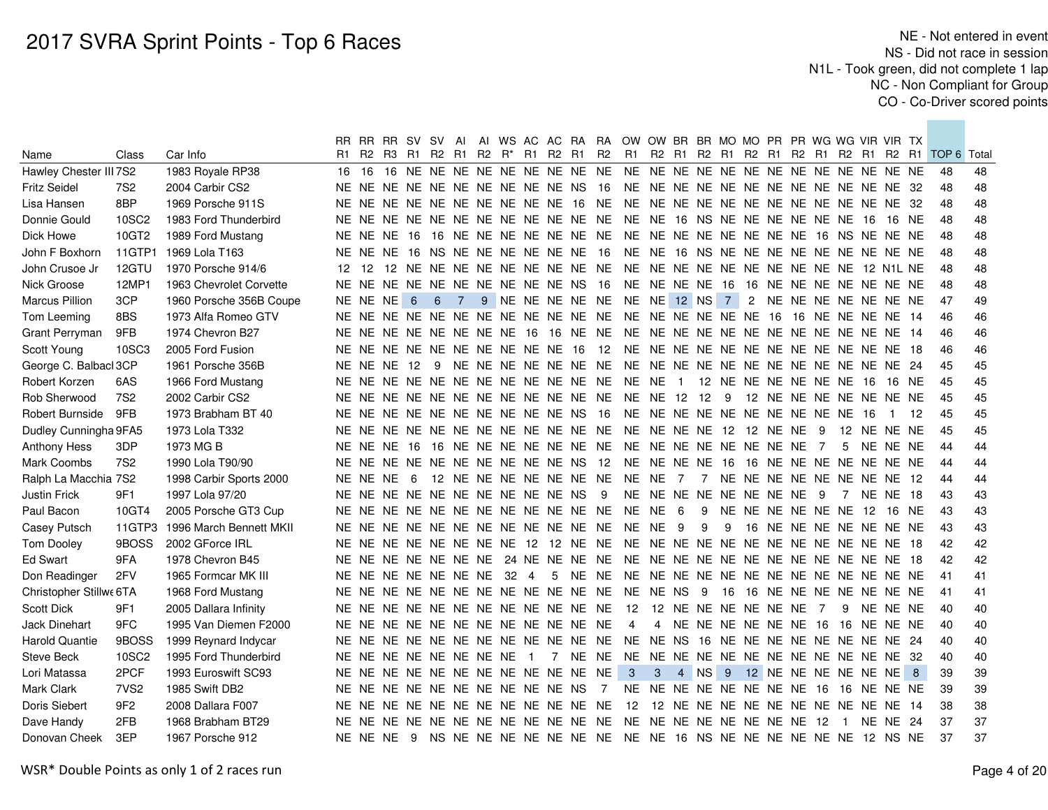# 2017 SVRA Sprint Points - Top 6 Races

NE - Not entered in event
NS - Did not race in session
N1L - Took green, did not complete 1 lap
NC - Non Compliant for Group
CO - Co-Driver scored points

| Name | Class | Car Info | RR R1 | RR R2 | RR R3 | SV R1 | SV R2 | AI R1 | AI R2 | WS R* | AC R1 | AC R2 | RA R1 | RA R2 | OW R1 | OW R2 | BR R1 | BR R2 | MO R1 | MO R2 | PR R1 | PR R2 | WG R1 | WG R2 | VIR R1 | VIR R2 | TX R1 | TOP 6 | Total |
|---|---|---|---|---|---|---|---|---|---|---|---|---|---|---|---|---|---|---|---|---|---|---|---|---|---|---|---|---|---|
| Hawley Chester III | 7S2 | 1983 Royale RP38 | 16 | 16 | 16 | NE | NE | NE | NE | NE | NE | NE | NE | NE | NE | NE | NE | NE | NE | NE | NE | NE | NE | NE | NE | NE | NE | 48 | 48 |
| Fritz Seidel | 7S2 | 2004 Carbir CS2 | NE | NE | NE | NE | NE | NE | NE | NE | NE | NE | NS | 16 | NE | NE | NE | NE | NE | NE | NE | NE | NE | NE | NE | NE | 32 | 48 | 48 |
| Lisa Hansen | 8BP | 1969 Porsche 911S | NE | NE | NE | NE | NE | NE | NE | NE | NE | NE | 16 | NE | NE | NE | NE | NE | NE | NE | NE | NE | NE | NE | NE | NE | 32 | 48 | 48 |
| Donnie Gould | 10SC2 | 1983 Ford Thunderbird | NE | NE | NE | NE | NE | NE | NE | NE | NE | NE | NE | NE | NE | NE | 16 | NS | NE | NE | NE | NE | NE | NE | 16 | 16 | NE | 48 | 48 |
| Dick Howe | 10GT2 | 1989 Ford Mustang | NE | NE | NE | 16 | 16 | NE | NE | NE | NE | NE | NE | NE | NE | NE | NE | NE | NE | NE | NE | NE | 16 | NS | NE | NE | NE | 48 | 48 |
| John F Boxhorn | 11GTP1 | 1969 Lola T163 | NE | NE | NE | 16 | NS | NE | NE | NE | NE | NE | NE | 16 | NE | NE | 16 | NS | NE | NE | NE | NE | NE | NE | NE | NE | NE | 48 | 48 |
| John Crusoe Jr | 12GTU | 1970 Porsche 914/6 | 12 | 12 | 12 | NE | NE | NE | NE | NE | NE | NE | NE | NE | NE | NE | NE | NE | NE | NE | NE | NE | NE | NE | 12 | N1L | NE | 48 | 48 |
| Nick Groose | 12MP1 | 1963 Chevrolet Corvette | NE | NE | NE | NE | NE | NE | NE | NE | NE | NE | NS | 16 | NE | NE | NE | NE | 16 | 16 | NE | NE | NE | NE | NE | NE | NE | 48 | 48 |
| Marcus Pillion | 3CP | 1960 Porsche 356B Coupe | NE | NE | NE | 6 | 6 | 7 | 9 | NE | NE | NE | NE | NE | NE | NE | 12 | NS | 7 | 2 | NE | NE | NE | NE | NE | NE | NE | 47 | 49 |
| Tom Leeming | 8BS | 1973 Alfa Romeo GTV | NE | NE | NE | NE | NE | NE | NE | NE | NE | NE | NE | NE | NE | NE | NE | NE | NE | NE | 16 | 16 | NE | NE | NE | NE | 14 | 46 | 46 |
| Grant Perryman | 9FB | 1974 Chevron B27 | NE | NE | NE | NE | NE | NE | NE | NE | 16 | 16 | NE | NE | NE | NE | NE | NE | NE | NE | NE | NE | NE | NE | NE | NE | 14 | 46 | 46 |
| Scott Young | 10SC3 | 2005 Ford Fusion | NE | NE | NE | NE | NE | NE | NE | NE | NE | NE | 16 | 12 | NE | NE | NE | NE | NE | NE | NE | NE | NE | NE | NE | NE | 18 | 46 | 46 |
| George C. Balbacl | 3CP | 1961 Porsche 356B | NE | NE | NE | 12 | 9 | NE | NE | NE | NE | NE | NE | NE | NE | NE | NE | NE | NE | NE | NE | NE | NE | NE | NE | NE | 24 | 45 | 45 |
| Robert Korzen | 6AS | 1966 Ford Mustang | NE | NE | NE | NE | NE | NE | NE | NE | NE | NE | NE | NE | NE | NE | 1 | 12 | NE | NE | NE | NE | NE | NE | 16 | 16 | NE | 45 | 45 |
| Rob Sherwood | 7S2 | 2002 Carbir CS2 | NE | NE | NE | NE | NE | NE | NE | NE | NE | NE | NE | NE | NE | NE | 12 | 12 | 9 | 12 | NE | NE | NE | NE | NE | NE | NE | 45 | 45 |
| Robert Burnside | 9FB | 1973 Brabham BT 40 | NE | NE | NE | NE | NE | NE | NE | NE | NE | NE | NS | 16 | NE | NE | NE | NE | NE | NE | NE | NE | NE | NE | 16 | 1 | 12 | 45 | 45 |
| Dudley Cunningha | 9FA5 | 1973 Lola T332 | NE | NE | NE | NE | NE | NE | NE | NE | NE | NE | NE | NE | NE | NE | NE | NE | 12 | 12 | NE | NE | 9 | 12 | NE | NE | NE | 45 | 45 |
| Anthony Hess | 3DP | 1973 MG B | NE | NE | NE | 16 | 16 | NE | NE | NE | NE | NE | NE | NE | NE | NE | NE | NE | NE | NE | NE | NE | 7 | 5 | NE | NE | NE | 44 | 44 |
| Mark Coombs | 7S2 | 1990 Lola T90/90 | NE | NE | NE | NE | NE | NE | NE | NE | NE | NE | NS | 12 | NE | NE | NE | NE | 16 | 16 | NE | NE | NE | NE | NE | NE | NE | 44 | 44 |
| Ralph La Macchia | 7S2 | 1998 Carbir Sports 2000 | NE | NE | NE | 6 | 12 | NE | NE | NE | NE | NE | NE | NE | NE | NE | 7 | 7 | NE | NE | NE | NE | NE | NE | NE | NE | 12 | 44 | 44 |
| Justin Frick | 9F1 | 1997 Lola 97/20 | NE | NE | NE | NE | NE | NE | NE | NE | NE | NE | NS | 9 | NE | NE | NE | NE | NE | NE | NE | NE | 9 | 7 | NE | NE | 18 | 43 | 43 |
| Paul Bacon | 10GT4 | 2005 Porsche GT3 Cup | NE | NE | NE | NE | NE | NE | NE | NE | NE | NE | NE | NE | NE | NE | 6 | 9 | NE | NE | NE | NE | NE | NE | 12 | 16 | NE | 43 | 43 |
| Casey Putsch | 11GTP3 | 1996 March Bennett MKII | NE | NE | NE | NE | NE | NE | NE | NE | NE | NE | NE | NE | NE | NE | 9 | 9 | 9 | 16 | NE | NE | NE | NE | NE | NE | NE | 43 | 43 |
| Tom Dooley | 9BOSS | 2002 GForce IRL | NE | NE | NE | NE | NE | NE | NE | NE | 12 | 12 | NE | NE | NE | NE | NE | NE | NE | NE | NE | NE | NE | NE | NE | NE | 18 | 42 | 42 |
| Ed Swart | 9FA | 1978 Chevron B45 | NE | NE | NE | NE | NE | NE | NE | 24 | NE | NE | NE | NE | NE | NE | NE | NE | NE | NE | NE | NE | NE | NE | NE | NE | 18 | 42 | 42 |
| Don Readinger | 2FV | 1965 Formcar MK III | NE | NE | NE | NE | NE | NE | NE | 32 | 4 | 5 | NE | NE | NE | NE | NE | NE | NE | NE | NE | NE | NE | NE | NE | NE | NE | 41 | 41 |
| Christopher Stillwe | 6TA | 1968 Ford Mustang | NE | NE | NE | NE | NE | NE | NE | NE | NE | NE | NE | NE | NE | NE | NS | 9 | 16 | 16 | NE | NE | NE | NE | NE | NE | NE | 41 | 41 |
| Scott Dick | 9F1 | 2005 Dallara Infinity | NE | NE | NE | NE | NE | NE | NE | NE | NE | NE | NE | NE | 12 | 12 | NE | NE | NE | NE | NE | NE | 7 | 9 | NE | NE | NE | 40 | 40 |
| Jack Dinehart | 9FC | 1995 Van Diemen F2000 | NE | NE | NE | NE | NE | NE | NE | NE | NE | NE | NE | NE | 4 | 4 | NE | NE | NE | NE | NE | NE | 16 | 16 | NE | NE | NE | 40 | 40 |
| Harold Quantie | 9BOSS | 1999 Reynard Indycar | NE | NE | NE | NE | NE | NE | NE | NE | NE | NE | NE | NE | NE | NE | NS | 16 | NE | NE | NE | NE | NE | NE | NE | NE | 24 | 40 | 40 |
| Steve Beck | 10SC2 | 1995 Ford Thunderbird | NE | NE | NE | NE | NE | NE | NE | NE | 1 | 7 | NE | NE | NE | NE | NE | NE | NE | NE | NE | NE | NE | NE | NE | NE | 32 | 40 | 40 |
| Lori Matassa | 2PCF | 1993 Euroswift SC93 | NE | NE | NE | NE | NE | NE | NE | NE | NE | NE | NE | NE | 3 | 3 | 4 | NS | 9 | 12 | NE | NE | NE | NE | NE | NE | 8 | 39 | 39 |
| Mark Clark | 7VS2 | 1985 Swift DB2 | NE | NE | NE | NE | NE | NE | NE | NE | NE | NE | NS | 7 | NE | NE | NE | NE | NE | NE | NE | NE | 16 | 16 | NE | NE | NE | 39 | 39 |
| Doris Siebert | 9F2 | 2008 Dallara F007 | NE | NE | NE | NE | NE | NE | NE | NE | NE | NE | NE | NE | 12 | 12 | NE | NE | NE | NE | NE | NE | NE | NE | NE | NE | 14 | 38 | 38 |
| Dave Handy | 2FB | 1968 Brabham BT29 | NE | NE | NE | NE | NE | NE | NE | NE | NE | NE | NE | NE | NE | NE | NE | NE | NE | NE | NE | NE | 12 | 1 | NE | NE | 24 | 37 | 37 |
| Donovan Cheek | 3EP | 1967 Porsche 912 | NE | NE | NE | 9 | NS | NE | NE | NE | NE | NE | NE | NE | NE | NE | 16 | NS | NE | NE | NE | NE | NE | NE | 12 | NS | NE | 37 | 37 |

WSR* Double Points as only 1 of 2 races run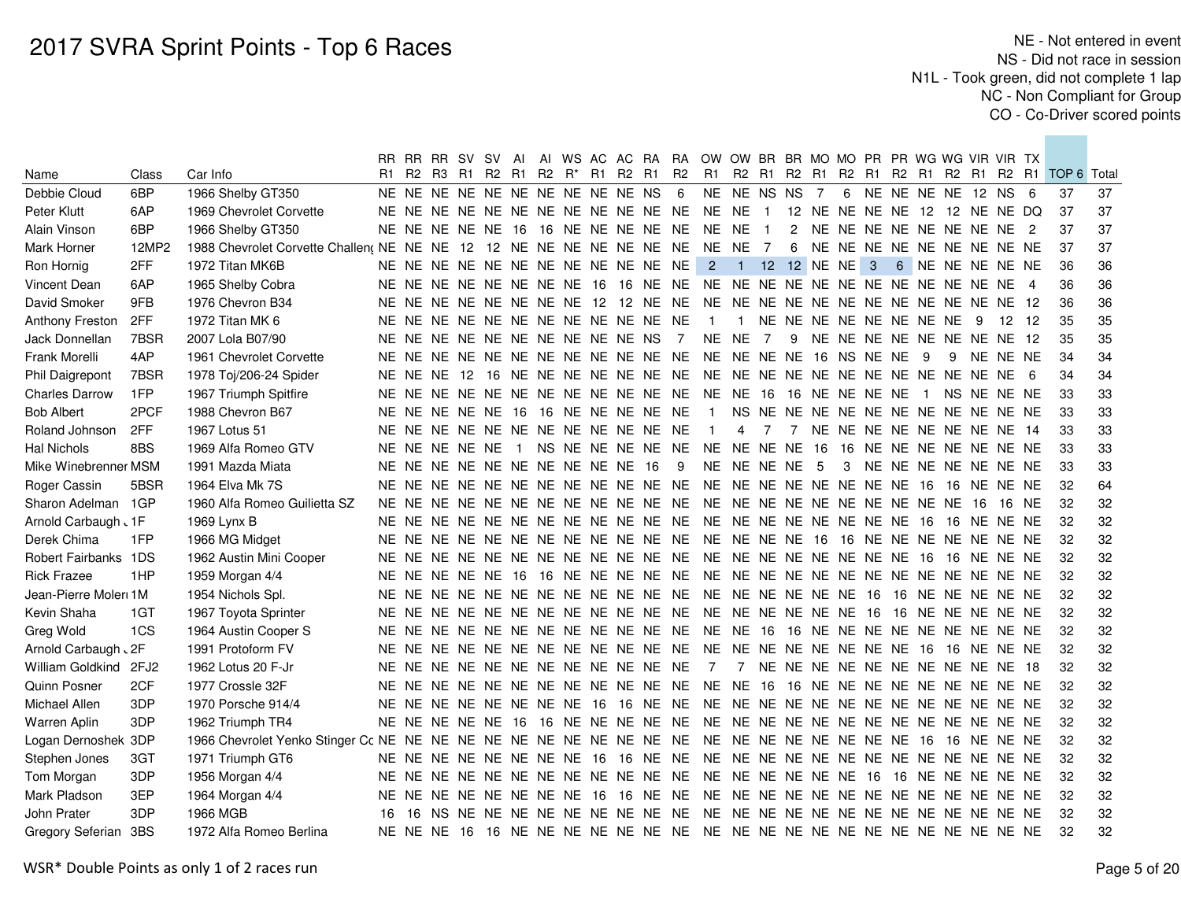# 2017 SVRA Sprint Points - Top 6 Races

NE - Not entered in event
NS - Did not race in session
N1L - Took green, did not complete 1 lap
NC - Non Compliant for Group
CO - Co-Driver scored points

| Name | Class | Car Info | RR R1 | RR R2 | RR R3 | SV R1 | SV R2 | AI R1 | AI R2 | WS R* | AC R1 | AC R2 | RA R1 | RA R2 | OW R1 | OW R2 | BR R1 | BR R2 | MO R1 | MO R2 | PR R1 | PR R2 | WG R1 | WG R2 | VIR R1 | VIR R2 | TX R1 | TOP 6 | Total |
|---|---|---|---|---|---|---|---|---|---|---|---|---|---|---|---|---|---|---|---|---|---|---|---|---|---|---|---|---|---|
| Debbie Cloud | 6BP | 1966 Shelby GT350 | NE | NE | NE | NE | NE | NE | NE | NE | NE | NE | NS | 6 | NE | NE | NS | NS | 7 | 6 | NE | NE | NE | NE | 12 | NS | 6 | 37 | 37 |
| Peter Klutt | 6AP | 1969 Chevrolet Corvette | NE | NE | NE | NE | NE | NE | NE | NE | NE | NE | NE | NE | NE | NE | 1 | 12 | NE | NE | NE | NE | 12 | 12 | NE | NE | DQ | 37 | 37 |
| Alain Vinson | 6BP | 1966 Shelby GT350 | NE | NE | NE | NE | NE | 16 | 16 | NE | NE | NE | NE | NE | NE | NE | 1 | 2 | NE | NE | NE | NE | NE | NE | NE | NE | 2 | 37 | 37 |
| Mark Horner | 12MP2 | 1988 Chevrolet Corvette Challeng | NE | NE | NE | 12 | 12 | NE | NE | NE | NE | NE | NE | NE | NE | NE | 7 | 6 | NE | NE | NE | NE | NE | NE | NE | NE | NE | 37 | 37 |
| Ron Hornig | 2FF | 1972 Titan MK6B | NE | NE | NE | NE | NE | NE | NE | NE | NE | NE | NE | NE | 2 | 1 | 12 | 12 | NE | NE | 3 | 6 | NE | NE | NE | NE | NE | 36 | 36 |
| Vincent Dean | 6AP | 1965 Shelby Cobra | NE | NE | NE | NE | NE | NE | NE | NE | 16 | 16 | NE | NE | NE | NE | NE | NE | NE | NE | NE | NE | NE | NE | NE | NE | 4 | 36 | 36 |
| David Smoker | 9FB | 1976 Chevron B34 | NE | NE | NE | NE | NE | NE | NE | NE | 12 | 12 | NE | NE | NE | NE | NE | NE | NE | NE | NE | NE | NE | NE | NE | NE | 12 | 36 | 36 |
| Anthony Freston | 2FF | 1972 Titan MK 6 | NE | NE | NE | NE | NE | NE | NE | NE | NE | NE | NE | NE | 1 | 1 | NE | NE | NE | NE | NE | NE | NE | NE | 9 | 12 | 12 | 35 | 35 |
| Jack Donnellan | 7BSR | 2007 Lola B07/90 | NE | NE | NE | NE | NE | NE | NE | NE | NE | NE | NS | 7 | NE | NE | 7 | 9 | NE | NE | NE | NE | NE | NE | NE | NE | 12 | 35 | 35 |
| Frank Morelli | 4AP | 1961 Chevrolet Corvette | NE | NE | NE | NE | NE | NE | NE | NE | NE | NE | NE | NE | NE | NE | NE | NE | 16 | NS | NE | NE | 9 | 9 | NE | NE | NE | 34 | 34 |
| Phil Daigrepont | 7BSR | 1978 Toj/206-24 Spider | NE | NE | NE | 12 | 16 | NE | NE | NE | NE | NE | NE | NE | NE | NE | NE | NE | NE | NE | NE | NE | NE | NE | NE | NE | 6 | 34 | 34 |
| Charles Darrow | 1FP | 1967 Triumph Spitfire | NE | NE | NE | NE | NE | NE | NE | NE | NE | NE | NE | NE | NE | NE | 16 | 16 | NE | NE | NE | NE | 1 | NS | NE | NE | NE | 33 | 33 |
| Bob Albert | 2PCF | 1988 Chevron B67 | NE | NE | NE | NE | NE | 16 | 16 | NE | NE | NE | NE | NE | 1 | NS | NE | NE | NE | NE | NE | NE | NE | NE | NE | NE | NE | 33 | 33 |
| Roland Johnson | 2FF | 1967 Lotus 51 | NE | NE | NE | NE | NE | NE | NE | NE | NE | NE | NE | NE | 1 | 4 | 7 | 7 | NE | NE | NE | NE | NE | NE | NE | NE | 14 | 33 | 33 |
| Hal Nichols | 8BS | 1969 Alfa Romeo GTV | NE | NE | NE | NE | NE | 1 | NS | NE | NE | NE | NE | NE | NE | NE | NE | NE | 16 | 16 | NE | NE | NE | NE | NE | NE | NE | 33 | 33 |
| Mike Winebrenner | MSM | 1991 Mazda Miata | NE | NE | NE | NE | NE | NE | NE | NE | NE | NE | 16 | 9 | NE | NE | NE | NE | 5 | 3 | NE | NE | NE | NE | NE | NE | NE | 33 | 33 |
| Roger Cassin | 5BSR | 1964 Elva Mk 7S | NE | NE | NE | NE | NE | NE | NE | NE | NE | NE | NE | NE | NE | NE | NE | NE | NE | NE | NE | NE | 16 | 16 | NE | NE | NE | 32 | 64 |
| Sharon Adelman | 1GP | 1960 Alfa Romeo Guilietta SZ | NE | NE | NE | NE | NE | NE | NE | NE | NE | NE | NE | NE | NE | NE | NE | NE | NE | NE | NE | NE | NE | NE | 16 | 16 | NE | 32 | 32 |
| Arnold Carbaugh . | 1F | 1969 Lynx B | NE | NE | NE | NE | NE | NE | NE | NE | NE | NE | NE | NE | NE | NE | NE | NE | NE | NE | NE | NE | 16 | 16 | NE | NE | NE | 32 | 32 |
| Derek Chima | 1FP | 1966 MG Midget | NE | NE | NE | NE | NE | NE | NE | NE | NE | NE | NE | NE | NE | NE | NE | NE | 16 | 16 | NE | NE | NE | NE | NE | NE | NE | 32 | 32 |
| Robert Fairbanks | 1DS | 1962 Austin Mini Cooper | NE | NE | NE | NE | NE | NE | NE | NE | NE | NE | NE | NE | NE | NE | NE | NE | NE | NE | NE | NE | 16 | 16 | NE | NE | NE | 32 | 32 |
| Rick Frazee | 1HP | 1959 Morgan 4/4 | NE | NE | NE | NE | NE | 16 | 16 | NE | NE | NE | NE | NE | NE | NE | NE | NE | NE | NE | NE | NE | NE | NE | NE | NE | NE | 32 | 32 |
| Jean-Pierre Moleri | 1M | 1954 Nichols Spl. | NE | NE | NE | NE | NE | NE | NE | NE | NE | NE | NE | NE | NE | NE | NE | NE | NE | NE | 16 | 16 | NE | NE | NE | NE | NE | 32 | 32 |
| Kevin Shaha | 1GT | 1967 Toyota Sprinter | NE | NE | NE | NE | NE | NE | NE | NE | NE | NE | NE | NE | NE | NE | NE | NE | NE | NE | 16 | 16 | NE | NE | NE | NE | NE | 32 | 32 |
| Greg Wold | 1CS | 1964 Austin Cooper S | NE | NE | NE | NE | NE | NE | NE | NE | NE | NE | NE | NE | NE | NE | 16 | 16 | NE | NE | NE | NE | NE | NE | NE | NE | NE | 32 | 32 |
| Arnold Carbaugh . | 2F | 1991 Protoform FV | NE | NE | NE | NE | NE | NE | NE | NE | NE | NE | NE | NE | NE | NE | NE | NE | NE | NE | NE | NE | 16 | 16 | NE | NE | NE | 32 | 32 |
| William Goldkind | 2FJ2 | 1962 Lotus 20 F-Jr | NE | NE | NE | NE | NE | NE | NE | NE | NE | NE | NE | NE | 7 | 7 | NE | NE | NE | NE | NE | NE | NE | NE | NE | NE | 18 | 32 | 32 |
| Quinn Posner | 2CF | 1977 Crossle 32F | NE | NE | NE | NE | NE | NE | NE | NE | NE | NE | NE | NE | NE | NE | 16 | 16 | NE | NE | NE | NE | NE | NE | NE | NE | NE | 32 | 32 |
| Michael Allen | 3DP | 1970 Porsche 914/4 | NE | NE | NE | NE | NE | NE | NE | NE | 16 | 16 | NE | NE | NE | NE | NE | NE | NE | NE | NE | NE | NE | NE | NE | NE | NE | 32 | 32 |
| Warren Aplin | 3DP | 1962 Triumph TR4 | NE | NE | NE | NE | NE | 16 | 16 | NE | NE | NE | NE | NE | NE | NE | NE | NE | NE | NE | NE | NE | NE | NE | NE | NE | NE | 32 | 32 |
| Logan Dernoshek | 3DP | 1966 Chevrolet Yenko Stinger Co | NE | NE | NE | NE | NE | NE | NE | NE | NE | NE | NE | NE | NE | NE | NE | NE | NE | NE | NE | NE | 16 | 16 | NE | NE | NE | 32 | 32 |
| Stephen Jones | 3GT | 1971 Triumph GT6 | NE | NE | NE | NE | NE | NE | NE | NE | 16 | 16 | NE | NE | NE | NE | NE | NE | NE | NE | NE | NE | NE | NE | NE | NE | NE | 32 | 32 |
| Tom Morgan | 3DP | 1956 Morgan 4/4 | NE | NE | NE | NE | NE | NE | NE | NE | NE | NE | NE | NE | NE | NE | NE | NE | NE | NE | 16 | 16 | NE | NE | NE | NE | NE | 32 | 32 |
| Mark Pladson | 3EP | 1964 Morgan 4/4 | NE | NE | NE | NE | NE | NE | NE | NE | 16 | 16 | NE | NE | NE | NE | NE | NE | NE | NE | NE | NE | NE | NE | NE | NE | NE | 32 | 32 |
| John Prater | 3DP | 1966 MGB | 16 | 16 | NS | NE | NE | NE | NE | NE | NE | NE | NE | NE | NE | NE | NE | NE | NE | NE | NE | NE | NE | NE | NE | NE | NE | 32 | 32 |
| Gregory Seferian | 3BS | 1972 Alfa Romeo Berlina | NE | NE | NE | 16 | 16 | NE | NE | NE | NE | NE | NE | NE | NE | NE | NE | NE | NE | NE | NE | NE | NE | NE | NE | NE | NE | 32 | 32 |

WSR* Double Points as only 1 of 2 races run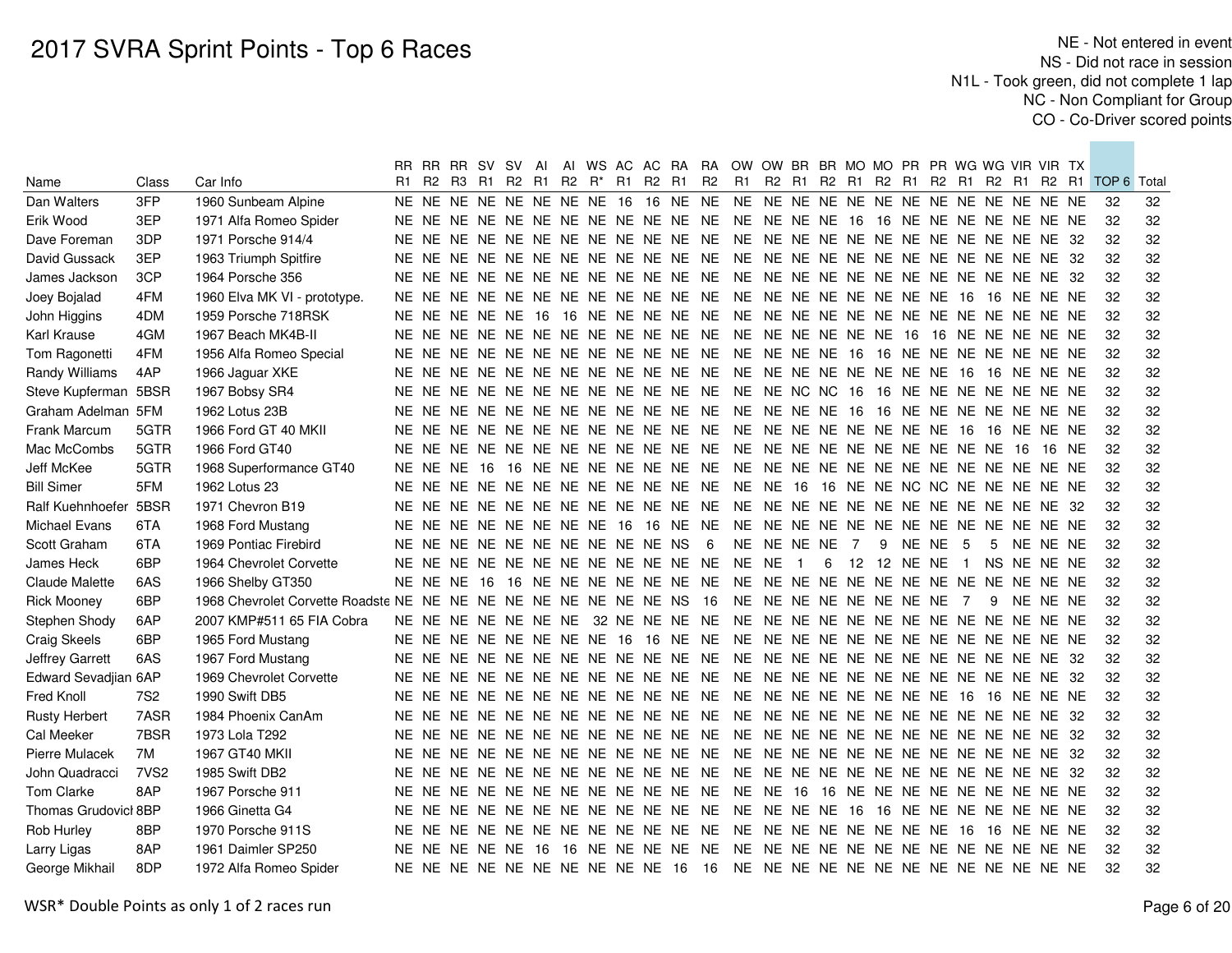# 2017 SVRA Sprint Points - Top 6 Races

NE - Not entered in event
NS - Did not race in session
N1L - Took green, did not complete 1 lap
NC - Non Compliant for Group
CO - Co-Driver scored points

| Name | Class | Car Info | RR R1 | RR R2 | RR R3 | SV R1 | SV R2 | AI R1 | AI R2 | WS R* | AC R1 | AC R2 | RA R1 | RA R2 | OW R1 | OW R2 | BR R1 | BR R2 | MO R1 | MO R2 | PR R1 | PR R2 | WG R1 | WG R2 | VIR R1 | VIR R2 | TX R1 | TOP 6 | Total |
|---|---|---|---|---|---|---|---|---|---|---|---|---|---|---|---|---|---|---|---|---|---|---|---|---|---|---|---|---|---|
| Dan Walters | 3FP | 1960 Sunbeam Alpine | NE | NE | NE | NE | NE | NE | NE | NE | 16 | 16 | NE | NE | NE | NE | NE | NE | NE | NE | NE | NE | NE | NE | NE | NE | NE | 32 | 32 |
| Erik Wood | 3EP | 1971 Alfa Romeo Spider | NE | NE | NE | NE | NE | NE | NE | NE | NE | NE | NE | NE | NE | NE | NE | NE | 16 | 16 | NE | NE | NE | NE | NE | NE | NE | 32 | 32 |
| Dave Foreman | 3DP | 1971 Porsche 914/4 | NE | NE | NE | NE | NE | NE | NE | NE | NE | NE | NE | NE | NE | NE | NE | NE | NE | NE | NE | NE | NE | NE | NE | NE | 32 | 32 | 32 |
| David Gussack | 3EP | 1963 Triumph Spitfire | NE | NE | NE | NE | NE | NE | NE | NE | NE | NE | NE | NE | NE | NE | NE | NE | NE | NE | NE | NE | NE | NE | NE | NE | 32 | 32 | 32 |
| James Jackson | 3CP | 1964 Porsche 356 | NE | NE | NE | NE | NE | NE | NE | NE | NE | NE | NE | NE | NE | NE | NE | NE | NE | NE | NE | NE | NE | NE | NE | NE | 32 | 32 | 32 |
| Joey Bojalad | 4FM | 1960 Elva MK VI - prototype. | NE | NE | NE | NE | NE | NE | NE | NE | NE | NE | NE | NE | NE | NE | NE | NE | NE | NE | NE | NE | 16 | 16 | NE | NE | NE | 32 | 32 |
| John Higgins | 4DM | 1959 Porsche 718RSK | NE | NE | NE | NE | NE | 16 | 16 | NE | NE | NE | NE | NE | NE | NE | NE | NE | NE | NE | NE | NE | NE | NE | NE | NE | NE | 32 | 32 |
| Karl Krause | 4GM | 1967 Beach MK4B-II | NE | NE | NE | NE | NE | NE | NE | NE | NE | NE | NE | NE | NE | NE | NE | NE | NE | NE | 16 | 16 | NE | NE | NE | NE | NE | 32 | 32 |
| Tom Ragonetti | 4FM | 1956 Alfa Romeo Special | NE | NE | NE | NE | NE | NE | NE | NE | NE | NE | NE | NE | NE | NE | NE | NE | 16 | 16 | NE | NE | NE | NE | NE | NE | NE | 32 | 32 |
| Randy Williams | 4AP | 1966 Jaguar XKE | NE | NE | NE | NE | NE | NE | NE | NE | NE | NE | NE | NE | NE | NE | NE | NE | NE | NE | NE | NE | 16 | 16 | NE | NE | NE | 32 | 32 |
| Steve Kupferman | 5BSR | 1967 Bobsy SR4 | NE | NE | NE | NE | NE | NE | NE | NE | NE | NE | NE | NE | NE | NE | NC | NC | 16 | 16 | NE | NE | NE | NE | NE | NE | NE | 32 | 32 |
| Graham Adelman | 5FM | 1962 Lotus 23B | NE | NE | NE | NE | NE | NE | NE | NE | NE | NE | NE | NE | NE | NE | NE | NE | 16 | 16 | NE | NE | NE | NE | NE | NE | NE | 32 | 32 |
| Frank Marcum | 5GTR | 1966 Ford GT 40 MKII | NE | NE | NE | NE | NE | NE | NE | NE | NE | NE | NE | NE | NE | NE | NE | NE | NE | NE | NE | NE | 16 | 16 | NE | NE | NE | 32 | 32 |
| Mac McCombs | 5GTR | 1966 Ford GT40 | NE | NE | NE | NE | NE | NE | NE | NE | NE | NE | NE | NE | NE | NE | NE | NE | NE | NE | NE | NE | NE | NE | 16 | 16 | NE | 32 | 32 |
| Jeff McKee | 5GTR | 1968 Superformance GT40 | NE | NE | NE | 16 | 16 | NE | NE | NE | NE | NE | NE | NE | NE | NE | NE | NE | NE | NE | NE | NE | NE | NE | NE | NE | NE | 32 | 32 |
| Bill Simer | 5FM | 1962 Lotus 23 | NE | NE | NE | NE | NE | NE | NE | NE | NE | NE | NE | NE | NE | NE | 16 | 16 | NE | NE | NC | NC | NE | NE | NE | NE | NE | 32 | 32 |
| Ralf Kuehnhoefer | 5BSR | 1971 Chevron B19 | NE | NE | NE | NE | NE | NE | NE | NE | NE | NE | NE | NE | NE | NE | NE | NE | NE | NE | NE | NE | NE | NE | NE | NE | 32 | 32 | 32 |
| Michael Evans | 6TA | 1968 Ford Mustang | NE | NE | NE | NE | NE | NE | NE | NE | 16 | 16 | NE | NE | NE | NE | NE | NE | NE | NE | NE | NE | NE | NE | NE | NE | NE | 32 | 32 |
| Scott Graham | 6TA | 1969 Pontiac Firebird | NE | NE | NE | NE | NE | NE | NE | NE | NE | NE | NS | 6 | NE | NE | NE | NE | 7 | 9 | NE | NE | 5 | 5 | NE | NE | NE | 32 | 32 |
| James Heck | 6BP | 1964 Chevrolet Corvette | NE | NE | NE | NE | NE | NE | NE | NE | NE | NE | NE | NE | NE | NE | 1 | 6 | 12 | 12 | NE | NE | 1 | NS | NE | NE | NE | 32 | 32 |
| Claude Malette | 6AS | 1966 Shelby GT350 | NE | NE | NE | 16 | 16 | NE | NE | NE | NE | NE | NE | NE | NE | NE | NE | NE | NE | NE | NE | NE | NE | NE | NE | NE | NE | 32 | 32 |
| Rick Mooney | 6BP | 1968 Chevrolet Corvette Roadste | NE | NE | NE | NE | NE | NE | NE | NE | NE | NE | NS | 16 | NE | NE | NE | NE | NE | NE | NE | NE | 7 | 9 | NE | NE | NE | 32 | 32 |
| Stephen Shody | 6AP | 2007 KMP#511 65 FIA Cobra | NE | NE | NE | NE | NE | NE | NE | 32 | NE | NE | NE | NE | NE | NE | NE | NE | NE | NE | NE | NE | NE | NE | NE | NE | NE | 32 | 32 |
| Craig Skeels | 6BP | 1965 Ford Mustang | NE | NE | NE | NE | NE | NE | NE | NE | 16 | 16 | NE | NE | NE | NE | NE | NE | NE | NE | NE | NE | NE | NE | NE | NE | NE | 32 | 32 |
| Jeffrey Garrett | 6AS | 1967 Ford Mustang | NE | NE | NE | NE | NE | NE | NE | NE | NE | NE | NE | NE | NE | NE | NE | NE | NE | NE | NE | NE | NE | NE | NE | NE | 32 | 32 | 32 |
| Edward Sevadjian | 6AP | 1969 Chevrolet Corvette | NE | NE | NE | NE | NE | NE | NE | NE | NE | NE | NE | NE | NE | NE | NE | NE | NE | NE | NE | NE | NE | NE | NE | NE | 32 | 32 | 32 |
| Fred Knoll | 7S2 | 1990 Swift DB5 | NE | NE | NE | NE | NE | NE | NE | NE | NE | NE | NE | NE | NE | NE | NE | NE | NE | NE | NE | NE | 16 | 16 | NE | NE | NE | 32 | 32 |
| Rusty Herbert | 7ASR | 1984 Phoenix CanAm | NE | NE | NE | NE | NE | NE | NE | NE | NE | NE | NE | NE | NE | NE | NE | NE | NE | NE | NE | NE | NE | NE | NE | NE | 32 | 32 | 32 |
| Cal Meeker | 7BSR | 1973 Lola T292 | NE | NE | NE | NE | NE | NE | NE | NE | NE | NE | NE | NE | NE | NE | NE | NE | NE | NE | NE | NE | NE | NE | NE | NE | 32 | 32 | 32 |
| Pierre Mulacek | 7M | 1967 GT40 MKII | NE | NE | NE | NE | NE | NE | NE | NE | NE | NE | NE | NE | NE | NE | NE | NE | NE | NE | NE | NE | NE | NE | NE | NE | 32 | 32 | 32 |
| John Quadracci | 7VS2 | 1985 Swift DB2 | NE | NE | NE | NE | NE | NE | NE | NE | NE | NE | NE | NE | NE | NE | NE | NE | NE | NE | NE | NE | NE | NE | NE | NE | 32 | 32 | 32 |
| Tom Clarke | 8AP | 1967 Porsche 911 | NE | NE | NE | NE | NE | NE | NE | NE | NE | NE | NE | NE | NE | NE | 16 | 16 | NE | NE | NE | NE | NE | NE | NE | NE | NE | 32 | 32 |
| Thomas Grudovich | 8BP | 1966 Ginetta G4 | NE | NE | NE | NE | NE | NE | NE | NE | NE | NE | NE | NE | NE | NE | NE | NE | 16 | 16 | NE | NE | NE | NE | NE | NE | NE | 32 | 32 |
| Rob Hurley | 8BP | 1970 Porsche 911S | NE | NE | NE | NE | NE | NE | NE | NE | NE | NE | NE | NE | NE | NE | NE | NE | NE | NE | NE | NE | 16 | 16 | NE | NE | NE | 32 | 32 |
| Larry Ligas | 8AP | 1961 Daimler SP250 | NE | NE | NE | NE | NE | 16 | 16 | NE | NE | NE | NE | NE | NE | NE | NE | NE | NE | NE | NE | NE | NE | NE | NE | NE | NE | 32 | 32 |
| George Mikhail | 8DP | 1972 Alfa Romeo Spider | NE | NE | NE | NE | NE | NE | NE | NE | NE | NE | 16 | 16 | NE | NE | NE | NE | NE | NE | NE | NE | NE | NE | NE | NE | NE | 32 | 32 |

WSR* Double Points as only 1 of 2 races run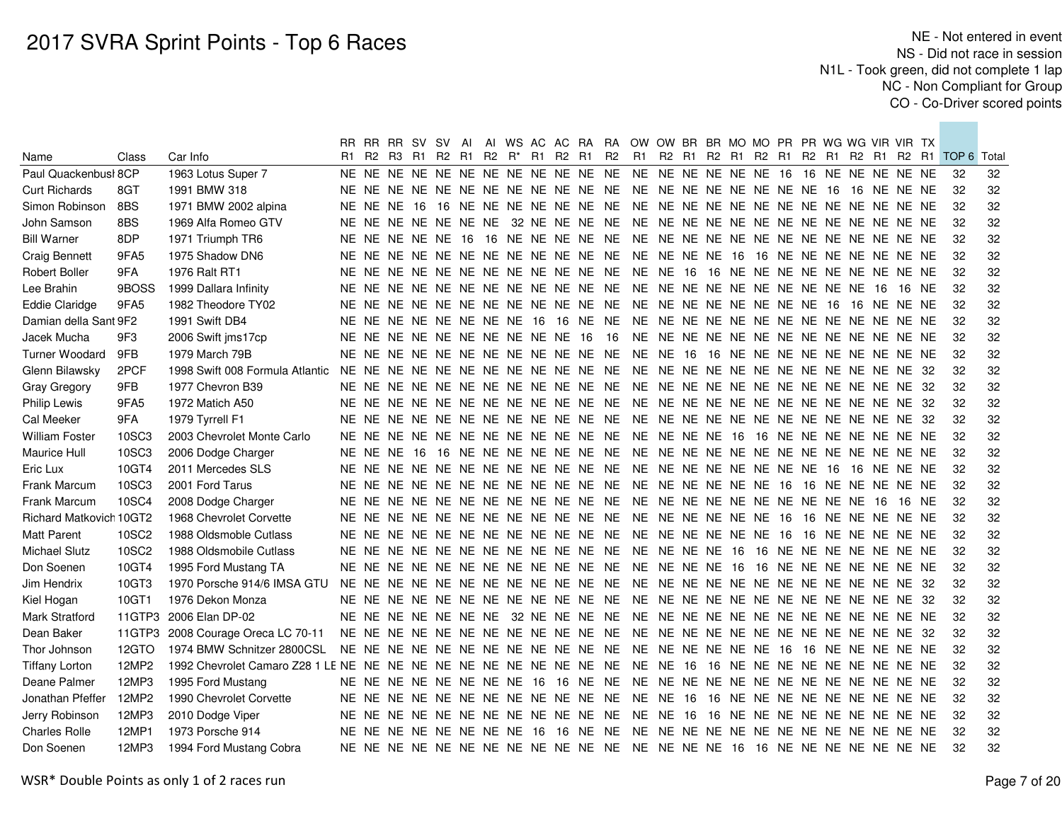# 2017 SVRA Sprint Points - Top 6 Races

NE - Not entered in event
NS - Did not race in session
N1L - Took green, did not complete 1 lap
NC - Non Compliant for Group
CO - Co-Driver scored points

| Name | Class | Car Info | RR R1 | RR R2 | RR R3 | SV R1 | SV R2 | AI R1 | AI R2 | WS R* | AC R1 | AC R2 | RA R1 | RA R2 | OW R1 | OW R2 | BR R1 | BR R2 | MO R1 | MO R2 | PR R1 | PR R2 | WG R1 | WG R2 | VIR R1 | VIR R2 | TX R1 | TOP 6 | Total |
|---|---|---|---|---|---|---|---|---|---|---|---|---|---|---|---|---|---|---|---|---|---|---|---|---|---|---|---|---|---|
| Paul Quackenbush | 8CP | 1963 Lotus Super 7 | NE | NE | NE | NE | NE | NE | NE | NE | NE | NE | NE | NE | NE | NE | NE | NE | NE | NE | 16 | 16 | NE | NE | NE | NE | NE | 32 | 32 |
| Curt Richards | 8GT | 1991 BMW 318 | NE | NE | NE | NE | NE | NE | NE | NE | NE | NE | NE | NE | NE | NE | NE | NE | NE | NE | NE | NE | 16 | 16 | NE | NE | NE | 32 | 32 |
| Simon Robinson | 8BS | 1971 BMW 2002 alpina | NE | NE | NE | 16 | 16 | NE | NE | NE | NE | NE | NE | NE | NE | NE | NE | NE | NE | NE | NE | NE | NE | NE | NE | NE | NE | 32 | 32 |
| John Samson | 8BS | 1969 Alfa Romeo GTV | NE | NE | NE | NE | NE | NE | NE | 32 | NE | NE | NE | NE | NE | NE | NE | NE | NE | NE | NE | NE | NE | NE | NE | NE | NE | 32 | 32 |
| Bill Warner | 8DP | 1971 Triumph TR6 | NE | NE | NE | NE | NE | 16 | 16 | NE | NE | NE | NE | NE | NE | NE | NE | NE | NE | NE | NE | NE | NE | NE | NE | NE | NE | 32 | 32 |
| Craig Bennett | 9FA5 | 1975 Shadow DN6 | NE | NE | NE | NE | NE | NE | NE | NE | NE | NE | NE | NE | NE | NE | NE | NE | 16 | 16 | NE | NE | NE | NE | NE | NE | NE | 32 | 32 |
| Robert Boller | 9FA | 1976 Ralt RT1 | NE | NE | NE | NE | NE | NE | NE | NE | NE | NE | NE | NE | NE | NE | 16 | 16 | NE | NE | NE | NE | NE | NE | NE | NE | NE | 32 | 32 |
| Lee Brahin | 9BOSS | 1999 Dallara Infinity | NE | NE | NE | NE | NE | NE | NE | NE | NE | NE | NE | NE | NE | NE | NE | NE | NE | NE | NE | NE | NE | NE | 16 | 16 | NE | 32 | 32 |
| Eddie Claridge | 9FA5 | 1982 Theodore TY02 | NE | NE | NE | NE | NE | NE | NE | NE | NE | NE | NE | NE | NE | NE | NE | NE | NE | NE | NE | NE | 16 | 16 | NE | NE | NE | 32 | 32 |
| Damian della Sant | 9F2 | 1991 Swift DB4 | NE | NE | NE | NE | NE | NE | NE | NE | 16 | 16 | NE | NE | NE | NE | NE | NE | NE | NE | NE | NE | NE | NE | NE | NE | NE | 32 | 32 |
| Jacek Mucha | 9F3 | 2006 Swift jms17cp | NE | NE | NE | NE | NE | NE | NE | NE | NE | NE | 16 | 16 | NE | NE | NE | NE | NE | NE | NE | NE | NE | NE | NE | NE | NE | 32 | 32 |
| Turner Woodard | 9FB | 1979 March 79B | NE | NE | NE | NE | NE | NE | NE | NE | NE | NE | NE | NE | NE | NE | 16 | 16 | NE | NE | NE | NE | NE | NE | NE | NE | NE | 32 | 32 |
| Glenn Bilawsky | 2PCF | 1998 Swift 008 Formula Atlantic | NE | NE | NE | NE | NE | NE | NE | NE | NE | NE | NE | NE | NE | NE | NE | NE | NE | NE | NE | NE | NE | NE | NE | NE | 32 | 32 | 32 |
| Gray Gregory | 9FB | 1977 Chevron B39 | NE | NE | NE | NE | NE | NE | NE | NE | NE | NE | NE | NE | NE | NE | NE | NE | NE | NE | NE | NE | NE | NE | NE | NE | 32 | 32 | 32 |
| Philip Lewis | 9FA5 | 1972 Matich A50 | NE | NE | NE | NE | NE | NE | NE | NE | NE | NE | NE | NE | NE | NE | NE | NE | NE | NE | NE | NE | NE | NE | NE | NE | 32 | 32 | 32 |
| Cal Meeker | 9FA | 1979 Tyrrell F1 | NE | NE | NE | NE | NE | NE | NE | NE | NE | NE | NE | NE | NE | NE | NE | NE | NE | NE | NE | NE | NE | NE | NE | NE | 32 | 32 | 32 |
| William Foster | 10SC3 | 2003 Chevrolet Monte Carlo | NE | NE | NE | NE | NE | NE | NE | NE | NE | NE | NE | NE | NE | NE | NE | NE | 16 | 16 | NE | NE | NE | NE | NE | NE | NE | 32 | 32 |
| Maurice Hull | 10SC3 | 2006 Dodge Charger | NE | NE | NE | 16 | 16 | NE | NE | NE | NE | NE | NE | NE | NE | NE | NE | NE | NE | NE | NE | NE | NE | NE | NE | NE | NE | 32 | 32 |
| Eric Lux | 10GT4 | 2011 Mercedes SLS | NE | NE | NE | NE | NE | NE | NE | NE | NE | NE | NE | NE | NE | NE | NE | NE | NE | NE | NE | NE | 16 | 16 | NE | NE | NE | 32 | 32 |
| Frank Marcum | 10SC3 | 2001 Ford Tarus | NE | NE | NE | NE | NE | NE | NE | NE | NE | NE | NE | NE | NE | NE | NE | NE | NE | NE | 16 | 16 | NE | NE | NE | NE | NE | 32 | 32 |
| Frank Marcum | 10SC4 | 2008 Dodge Charger | NE | NE | NE | NE | NE | NE | NE | NE | NE | NE | NE | NE | NE | NE | NE | NE | NE | NE | NE | NE | NE | NE | 16 | 16 | NE | 32 | 32 |
| Richard Matkovich | 10GT2 | 1968 Chevrolet Corvette | NE | NE | NE | NE | NE | NE | NE | NE | NE | NE | NE | NE | NE | NE | NE | NE | NE | NE | 16 | 16 | NE | NE | NE | NE | NE | 32 | 32 |
| Matt Parent | 10SC2 | 1988 Oldsmoble Cutlass | NE | NE | NE | NE | NE | NE | NE | NE | NE | NE | NE | NE | NE | NE | NE | NE | NE | NE | 16 | 16 | NE | NE | NE | NE | NE | 32 | 32 |
| Michael Slutz | 10SC2 | 1988 Oldsmobile Cutlass | NE | NE | NE | NE | NE | NE | NE | NE | NE | NE | NE | NE | NE | NE | NE | NE | 16 | 16 | NE | NE | NE | NE | NE | NE | NE | 32 | 32 |
| Don Soenen | 10GT4 | 1995 Ford Mustang TA | NE | NE | NE | NE | NE | NE | NE | NE | NE | NE | NE | NE | NE | NE | NE | NE | 16 | 16 | NE | NE | NE | NE | NE | NE | NE | 32 | 32 |
| Jim Hendrix | 10GT3 | 1970 Porsche 914/6 IMSA GTU | NE | NE | NE | NE | NE | NE | NE | NE | NE | NE | NE | NE | NE | NE | NE | NE | NE | NE | NE | NE | NE | NE | NE | NE | 32 | 32 | 32 |
| Kiel Hogan | 10GT1 | 1976 Dekon Monza | NE | NE | NE | NE | NE | NE | NE | NE | NE | NE | NE | NE | NE | NE | NE | NE | NE | NE | NE | NE | NE | NE | NE | NE | 32 | 32 | 32 |
| Mark Stratford | 11GTP3 | 2006 Elan DP-02 | NE | NE | NE | NE | NE | NE | NE | 32 | NE | NE | NE | NE | NE | NE | NE | NE | NE | NE | NE | NE | NE | NE | NE | NE | NE | 32 | 32 |
| Dean Baker | 11GTP3 | 2008 Courage Oreca LC 70-11 | NE | NE | NE | NE | NE | NE | NE | NE | NE | NE | NE | NE | NE | NE | NE | NE | NE | NE | NE | NE | NE | NE | NE | NE | 32 | 32 | 32 |
| Thor Johnson | 12GTO | 1974 BMW Schnitzer 2800CSL | NE | NE | NE | NE | NE | NE | NE | NE | NE | NE | NE | NE | NE | NE | NE | NE | NE | NE | 16 | 16 | NE | NE | NE | NE | NE | 32 | 32 |
| Tiffany Lorton | 12MP2 | 1992 Chevrolet Camaro Z28 1 LE | NE | NE | NE | NE | NE | NE | NE | NE | NE | NE | NE | NE | NE | NE | 16 | 16 | NE | NE | NE | NE | NE | NE | NE | NE | NE | 32 | 32 |
| Deane Palmer | 12MP3 | 1995 Ford Mustang | NE | NE | NE | NE | NE | NE | NE | NE | 16 | 16 | NE | NE | NE | NE | NE | NE | NE | NE | NE | NE | NE | NE | NE | NE | NE | 32 | 32 |
| Jonathan Pfeffer | 12MP2 | 1990 Chevrolet Corvette | NE | NE | NE | NE | NE | NE | NE | NE | NE | NE | NE | NE | NE | NE | 16 | 16 | NE | NE | NE | NE | NE | NE | NE | NE | NE | 32 | 32 |
| Jerry Robinson | 12MP3 | 2010 Dodge Viper | NE | NE | NE | NE | NE | NE | NE | NE | NE | NE | NE | NE | NE | NE | 16 | 16 | NE | NE | NE | NE | NE | NE | NE | NE | NE | 32 | 32 |
| Charles Rolle | 12MP1 | 1973 Porsche 914 | NE | NE | NE | NE | NE | NE | NE | NE | 16 | 16 | NE | NE | NE | NE | NE | NE | NE | NE | NE | NE | NE | NE | NE | NE | NE | 32 | 32 |
| Don Soenen | 12MP3 | 1994 Ford Mustang Cobra | NE | NE | NE | NE | NE | NE | NE | NE | NE | NE | NE | NE | NE | NE | NE | NE | 16 | 16 | NE | NE | NE | NE | NE | NE | NE | 32 | 32 |

WSR* Double Points as only 1 of 2 races run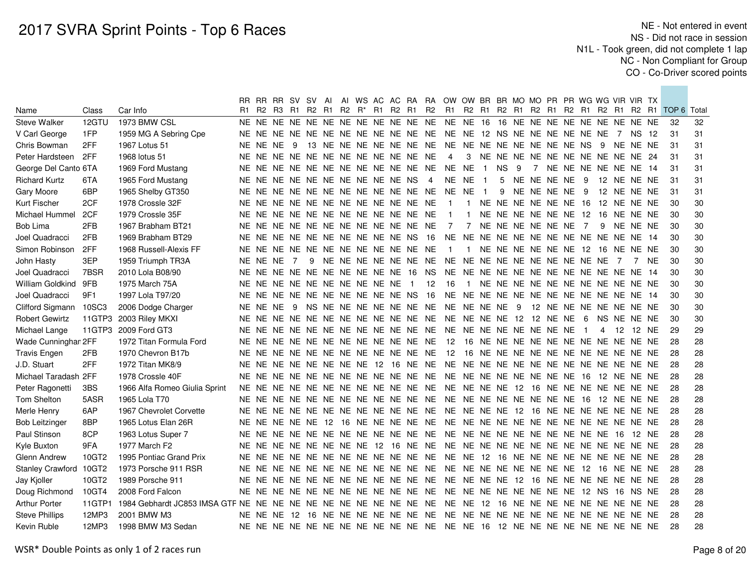# 2017 SVRA Sprint Points - Top 6 Races

NE - Not entered in event
NS - Did not race in session
N1L - Took green, did not complete 1 lap
NC - Non Compliant for Group
CO - Co-Driver scored points

| Name | Class | Car Info | RR R1 | RR R2 | RR R3 | SV R1 | SV R2 | AI R1 | AI R2 | WS R* | AC R1 | AC R2 | RA R1 | RA R2 | OW R1 | OW R2 | BR R1 | BR R2 | MO R1 | MO R2 | PR R1 | PR R2 | WG R1 | WG R2 | VIR R1 | VIR R2 | TX R1 | TOP 6 | Total |
|---|---|---|---|---|---|---|---|---|---|---|---|---|---|---|---|---|---|---|---|---|---|---|---|---|---|---|---|---|---|
| Steve Walker | 12GTU | 1973 BMW CSL | NE | NE | NE | NE | NE | NE | NE | NE | NE | NE | NE | NE | NE | NE | 16 | 16 | NE | NE | NE | NE | NE | NE | NE | NE | NE | 32 | 32 |
| V Carl George | 1FP | 1959 MG A Sebring Cpe | NE | NE | NE | NE | NE | NE | NE | NE | NE | NE | NE | NE | NE | NE | 12 | NS | NE | NE | NE | NE | NE | NE | 7 | NS | 12 | 31 | 31 |
| Chris Bowman | 2FF | 1967 Lotus 51 | NE | NE | NE | 9 | 13 | NE | NE | NE | NE | NE | NE | NE | NE | NE | NE | NE | NE | NE | NE | NE | NS | 9 | NE | NE | NE | 31 | 31 |
| Peter Hardsteen | 2FF | 1968 lotus 51 | NE | NE | NE | NE | NE | NE | NE | NE | NE | NE | NE | NE | 4 | 3 | NE | NE | NE | NE | NE | NE | NE | NE | NE | NE | 24 | 31 | 31 |
| George Del Canto | 6TA | 1969 Ford Mustang | NE | NE | NE | NE | NE | NE | NE | NE | NE | NE | NE | NE | NE | NE | 1 | NS | 9 | 7 | NE | NE | NE | NE | NE | NE | 14 | 31 | 31 |
| Richard Kurtz | 6TA | 1965 Ford Mustang | NE | NE | NE | NE | NE | NE | NE | NE | NE | NE | NS | 4 | NE | NE | 1 | 5 | NE | NE | NE | NE | 9 | 12 | NE | NE | NE | 31 | 31 |
| Gary Moore | 6BP | 1965 Shelby GT350 | NE | NE | NE | NE | NE | NE | NE | NE | NE | NE | NE | NE | NE | NE | 1 | 9 | NE | NE | NE | NE | 9 | 12 | NE | NE | NE | 31 | 31 |
| Kurt Fischer | 2CF | 1978 Crossle 32F | NE | NE | NE | NE | NE | NE | NE | NE | NE | NE | NE | NE | 1 | 1 | NE | NE | NE | NE | NE | NE | 16 | 12 | NE | NE | NE | 30 | 30 |
| Michael Hummel | 2CF | 1979 Crossle 35F | NE | NE | NE | NE | NE | NE | NE | NE | NE | NE | NE | NE | 1 | 1 | NE | NE | NE | NE | NE | NE | 12 | 16 | NE | NE | NE | 30 | 30 |
| Bob Lima | 2FB | 1967 Brabham BT21 | NE | NE | NE | NE | NE | NE | NE | NE | NE | NE | NE | NE | 7 | 7 | NE | NE | NE | NE | NE | NE | 7 | 9 | NE | NE | NE | 30 | 30 |
| Joel Quadracci | 2FB | 1969 Brabham BT29 | NE | NE | NE | NE | NE | NE | NE | NE | NE | NE | NS | 16 | NE | NE | NE | NE | NE | NE | NE | NE | NE | NE | NE | NE | 14 | 30 | 30 |
| Simon Robinson | 2FF | 1968 Russell-Alexis FF | NE | NE | NE | NE | NE | NE | NE | NE | NE | NE | NE | NE | 1 | 1 | NE | NE | NE | NE | NE | NE | 12 | 16 | NE | NE | NE | 30 | 30 |
| John Hasty | 3EP | 1959 Triumph TR3A | NE | NE | NE | 7 | 9 | NE | NE | NE | NE | NE | NE | NE | NE | NE | NE | NE | NE | NE | NE | NE | NE | NE | 7 | 7 | NE | 30 | 30 |
| Joel Quadracci | 7BSR | 2010 Lola B08/90 | NE | NE | NE | NE | NE | NE | NE | NE | NE | NE | 16 | NS | NE | NE | NE | NE | NE | NE | NE | NE | NE | NE | NE | NE | 14 | 30 | 30 |
| William Goldkind | 9FB | 1975 March 75A | NE | NE | NE | NE | NE | NE | NE | NE | NE | NE | 1 | 12 | 16 | 1 | NE | NE | NE | NE | NE | NE | NE | NE | NE | NE | NE | 30 | 30 |
| Joel Quadracci | 9F1 | 1997 Lola T97/20 | NE | NE | NE | NE | NE | NE | NE | NE | NE | NE | NS | 16 | NE | NE | NE | NE | NE | NE | NE | NE | NE | NE | NE | NE | 14 | 30 | 30 |
| Clifford Sigmann | 10SC3 | 2006 Dodge Charger | NE | NE | NE | 9 | NS | NE | NE | NE | NE | NE | NE | NE | NE | NE | NE | NE | 9 | 12 | NE | NE | NE | NE | NE | NE | NE | 30 | 30 |
| Robert Gewirtz | 11GTP3 | 2003 Riley MKXI | NE | NE | NE | NE | NE | NE | NE | NE | NE | NE | NE | NE | NE | NE | NE | NE | 12 | 12 | NE | NE | 6 | NS | NE | NE | NE | 30 | 30 |
| Michael Lange | 11GTP3 | 2009 Ford GT3 | NE | NE | NE | NE | NE | NE | NE | NE | NE | NE | NE | NE | NE | NE | NE | NE | NE | NE | NE | NE | 1 | 4 | 12 | 12 | NE | 29 | 29 |
| Wade Cunninghan | 2FF | 1972 Titan Formula Ford | NE | NE | NE | NE | NE | NE | NE | NE | NE | NE | NE | NE | 12 | 16 | NE | NE | NE | NE | NE | NE | NE | NE | NE | NE | NE | 28 | 28 |
| Travis Engen | 2FB | 1970 Chevron B17b | NE | NE | NE | NE | NE | NE | NE | NE | NE | NE | NE | NE | 12 | 16 | NE | NE | NE | NE | NE | NE | NE | NE | NE | NE | NE | 28 | 28 |
| J.D. Stuart | 2FF | 1972 Titan MK8/9 | NE | NE | NE | NE | NE | NE | NE | NE | 12 | 16 | NE | NE | NE | NE | NE | NE | NE | NE | NE | NE | NE | NE | NE | NE | NE | 28 | 28 |
| Michael Taradash | 2FF | 1978 Crossle 40F | NE | NE | NE | NE | NE | NE | NE | NE | NE | NE | NE | NE | NE | NE | NE | NE | NE | NE | NE | NE | 16 | 12 | NE | NE | NE | 28 | 28 |
| Peter Ragonetti | 3BS | 1966 Alfa Romeo Giulia Sprint | NE | NE | NE | NE | NE | NE | NE | NE | NE | NE | NE | NE | NE | NE | NE | NE | 12 | 16 | NE | NE | NE | NE | NE | NE | NE | 28 | 28 |
| Tom Shelton | 5ASR | 1965 Lola T70 | NE | NE | NE | NE | NE | NE | NE | NE | NE | NE | NE | NE | NE | NE | NE | NE | NE | NE | NE | NE | 16 | 12 | NE | NE | NE | 28 | 28 |
| Merle Henry | 6AP | 1967 Chevrolet Corvette | NE | NE | NE | NE | NE | NE | NE | NE | NE | NE | NE | NE | NE | NE | NE | NE | 12 | 16 | NE | NE | NE | NE | NE | NE | NE | 28 | 28 |
| Bob Leitzinger | 8BP | 1965 Lotus Elan 26R | NE | NE | NE | NE | NE | 12 | 16 | NE | NE | NE | NE | NE | NE | NE | NE | NE | NE | NE | NE | NE | NE | NE | NE | NE | NE | 28 | 28 |
| Paul Stinson | 8CP | 1963 Lotus Super 7 | NE | NE | NE | NE | NE | NE | NE | NE | NE | NE | NE | NE | NE | NE | NE | NE | NE | NE | NE | NE | NE | NE | 16 | 12 | NE | 28 | 28 |
| Kyle Buxton | 9FA | 1977 March F2 | NE | NE | NE | NE | NE | NE | NE | NE | 12 | 16 | NE | NE | NE | NE | NE | NE | NE | NE | NE | NE | NE | NE | NE | NE | NE | 28 | 28 |
| Glenn Andrew | 10GT2 | 1995 Pontiac Grand Prix | NE | NE | NE | NE | NE | NE | NE | NE | NE | NE | NE | NE | NE | NE | 12 | 16 | NE | NE | NE | NE | NE | NE | NE | NE | NE | 28 | 28 |
| Stanley Crawford | 10GT2 | 1973 Porsche 911 RSR | NE | NE | NE | NE | NE | NE | NE | NE | NE | NE | NE | NE | NE | NE | NE | NE | NE | NE | NE | NE | 12 | 16 | NE | NE | NE | 28 | 28 |
| Jay Kjoller | 10GT2 | 1989 Porsche 911 | NE | NE | NE | NE | NE | NE | NE | NE | NE | NE | NE | NE | NE | NE | NE | NE | 12 | 16 | NE | NE | NE | NE | NE | NE | NE | 28 | 28 |
| Doug Richmond | 10GT4 | 2008 Ford Falcon | NE | NE | NE | NE | NE | NE | NE | NE | NE | NE | NE | NE | NE | NE | NE | NE | NE | NE | NE | NE | 12 | NS | 16 | NS | NE | 28 | 28 |
| Arthur Porter | 11GTP1 | 1984 Gebhardt JC853 IMSA GTF | NE | NE | NE | NE | NE | NE | NE | NE | NE | NE | NE | NE | NE | NE | 12 | 16 | NE | NE | NE | NE | NE | NE | NE | NE | NE | 28 | 28 |
| Steve Phillips | 12MP3 | 2001 BMW M3 | NE | NE | NE | 12 | 16 | NE | NE | NE | NE | NE | NE | NE | NE | NE | NE | NE | NE | NE | NE | NE | NE | NE | NE | NE | NE | 28 | 28 |
| Kevin Ruble | 12MP3 | 1998 BMW M3 Sedan | NE | NE | NE | NE | NE | NE | NE | NE | NE | NE | NE | NE | NE | NE | 16 | 12 | NE | NE | NE | NE | NE | NE | NE | NE | NE | 28 | 28 |

WSR* Double Points as only 1 of 2 races run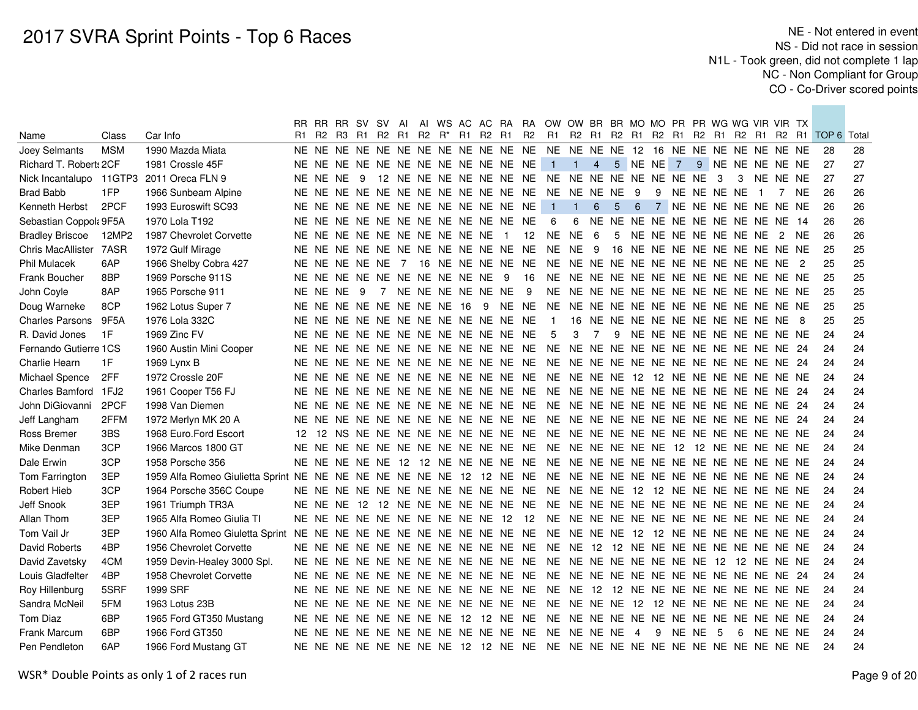# 2017 SVRA Sprint Points - Top 6 Races

NE - Not entered in event
NS - Did not race in session
N1L - Took green, did not complete 1 lap
NC - Non Compliant for Group
CO - Co-Driver scored points

| Name | Class | Car Info | RR R1 | RR R2 | RR R3 | SV R1 | SV R2 | AI R1 | AI R2 | WS R* | AC R1 | AC R2 | RA R1 | RA R2 | OW R1 | OW R2 | BR R1 | BR R2 | MO R1 | MO R2 | PR R1 | PR R2 | WG R1 | WG R2 | VIR R1 | VIR R2 | TX R1 | TOP 6 | Total |
|---|---|---|---|---|---|---|---|---|---|---|---|---|---|---|---|---|---|---|---|---|---|---|---|---|---|---|---|---|---|
| Joey Selmants | MSM | 1990 Mazda Miata | NE | NE | NE | NE | NE | NE | NE | NE | NE | NE | NE | NE | NE | NE | NE | NE | 12 | 16 | NE | NE | NE | NE | NE | NE | NE | 28 | 28 |
| Richard T. Roberts | 2CF | 1981 Crossle 45F | NE | NE | NE | NE | NE | NE | NE | NE | NE | NE | NE | NE | 1 | 1 | 4 | 5 | NE | NE | 7 | 9 | NE | NE | NE | NE | NE | 27 | 27 |
| Nick Incantalupo | 11GTP3 | 2011 Oreca FLN 9 | NE | NE | NE | 9 | 12 | NE | NE | NE | NE | NE | NE | NE | NE | NE | NE | NE | NE | NE | NE | NE | 3 | 3 | NE | NE | NE | 27 | 27 |
| Brad Babb | 1FP | 1966 Sunbeam Alpine | NE | NE | NE | NE | NE | NE | NE | NE | NE | NE | NE | NE | NE | NE | NE | NE | 9 | 9 | NE | NE | NE | NE | 1 | 7 | NE | 26 | 26 |
| Kenneth Herbst | 2PCF | 1993 Euroswift SC93 | NE | NE | NE | NE | NE | NE | NE | NE | NE | NE | NE | NE | 1 | 1 | 6 | 5 | 6 | 7 | NE | NE | NE | NE | NE | NE | NE | 26 | 26 |
| Sebastian Coppola | 9F5A | 1970 Lola T192 | NE | NE | NE | NE | NE | NE | NE | NE | NE | NE | NE | NE | 6 | 6 | NE | NE | NE | NE | NE | NE | NE | NE | NE | NE | 14 | 26 | 26 |
| Bradley Briscoe | 12MP2 | 1987 Chevrolet Corvette | NE | NE | NE | NE | NE | NE | NE | NE | NE | NE | 1 | 12 | NE | NE | 6 | 5 | NE | NE | NE | NE | NE | NE | NE | 2 | NE | 26 | 26 |
| Chris MacAllister | 7ASR | 1972 Gulf Mirage | NE | NE | NE | NE | NE | NE | NE | NE | NE | NE | NE | NE | NE | NE | 9 | 16 | NE | NE | NE | NE | NE | NE | NE | NE | NE | 25 | 25 |
| Phil Mulacek | 6AP | 1966 Shelby Cobra 427 | NE | NE | NE | NE | NE | 7 | 16 | NE | NE | NE | NE | NE | NE | NE | NE | NE | NE | NE | NE | NE | NE | NE | NE | NE | 2 | 25 | 25 |
| Frank Boucher | 8BP | 1969 Porsche 911S | NE | NE | NE | NE | NE | NE | NE | NE | NE | NE | 9 | 16 | NE | NE | NE | NE | NE | NE | NE | NE | NE | NE | NE | NE | NE | 25 | 25 |
| John Coyle | 8AP | 1965 Porsche 911 | NE | NE | NE | 9 | 7 | NE | NE | NE | NE | NE | NE | 9 | NE | NE | NE | NE | NE | NE | NE | NE | NE | NE | NE | NE | NE | 25 | 25 |
| Doug Warneke | 8CP | 1962 Lotus Super 7 | NE | NE | NE | NE | NE | NE | NE | NE | 16 | 9 | NE | NE | NE | NE | NE | NE | NE | NE | NE | NE | NE | NE | NE | NE | NE | 25 | 25 |
| Charles Parsons | 9F5A | 1976 Lola 332C | NE | NE | NE | NE | NE | NE | NE | NE | NE | NE | NE | NE | 1 | 16 | NE | NE | NE | NE | NE | NE | NE | NE | NE | NE | 8 | 25 | 25 |
| R. David Jones | 1F | 1969 Zinc FV | NE | NE | NE | NE | NE | NE | NE | NE | NE | NE | NE | NE | 5 | 3 | 7 | 9 | NE | NE | NE | NE | NE | NE | NE | NE | NE | 24 | 24 |
| Fernando Gutierre | 1CS | 1960 Austin Mini Cooper | NE | NE | NE | NE | NE | NE | NE | NE | NE | NE | NE | NE | NE | NE | NE | NE | NE | NE | NE | NE | NE | NE | NE | NE | 24 | 24 | 24 |
| Charlie Hearn | 1F | 1969 Lynx B | NE | NE | NE | NE | NE | NE | NE | NE | NE | NE | NE | NE | NE | NE | NE | NE | NE | NE | NE | NE | NE | NE | NE | NE | 24 | 24 | 24 |
| Michael Spence | 2FF | 1972 Crossle 20F | NE | NE | NE | NE | NE | NE | NE | NE | NE | NE | NE | NE | NE | NE | NE | NE | 12 | 12 | NE | NE | NE | NE | NE | NE | NE | 24 | 24 |
| Charles Bamford | 1FJ2 | 1961 Cooper T56 FJ | NE | NE | NE | NE | NE | NE | NE | NE | NE | NE | NE | NE | NE | NE | NE | NE | NE | NE | NE | NE | NE | NE | NE | NE | 24 | 24 | 24 |
| John DiGiovanni | 2PCF | 1998 Van Diemen | NE | NE | NE | NE | NE | NE | NE | NE | NE | NE | NE | NE | NE | NE | NE | NE | NE | NE | NE | NE | NE | NE | NE | NE | 24 | 24 | 24 |
| Jeff Langham | 2FFM | 1972 Merlyn MK 20 A | NE | NE | NE | NE | NE | NE | NE | NE | NE | NE | NE | NE | NE | NE | NE | NE | NE | NE | NE | NE | NE | NE | NE | NE | 24 | 24 | 24 |
| Ross Bremer | 3BS | 1968 Euro.Ford Escort | 12 | 12 | NS | NE | NE | NE | NE | NE | NE | NE | NE | NE | NE | NE | NE | NE | NE | NE | NE | NE | NE | NE | NE | NE | NE | 24 | 24 |
| Mike Denman | 3CP | 1966 Marcos 1800 GT | NE | NE | NE | NE | NE | NE | NE | NE | NE | NE | NE | NE | NE | NE | NE | NE | NE | NE | 12 | 12 | NE | NE | NE | NE | NE | 24 | 24 |
| Dale Erwin | 3CP | 1958 Porsche 356 | NE | NE | NE | NE | NE | 12 | 12 | NE | NE | NE | NE | NE | NE | NE | NE | NE | NE | NE | NE | NE | NE | NE | NE | NE | NE | 24 | 24 |
| Tom Farrington | 3EP | 1959 Alfa Romeo Giulietta Sprint | NE | NE | NE | NE | NE | NE | NE | NE | 12 | 12 | NE | NE | NE | NE | NE | NE | NE | NE | NE | NE | NE | NE | NE | NE | NE | 24 | 24 |
| Robert Hieb | 3CP | 1964 Porsche 356C Coupe | NE | NE | NE | NE | NE | NE | NE | NE | NE | NE | NE | NE | NE | NE | NE | NE | 12 | 12 | NE | NE | NE | NE | NE | NE | NE | 24 | 24 |
| Jeff Snook | 3EP | 1961 Triumph TR3A | NE | NE | NE | 12 | 12 | NE | NE | NE | NE | NE | NE | NE | NE | NE | NE | NE | NE | NE | NE | NE | NE | NE | NE | NE | NE | 24 | 24 |
| Allan Thom | 3EP | 1965 Alfa Romeo Giulia TI | NE | NE | NE | NE | NE | NE | NE | NE | NE | NE | 12 | 12 | NE | NE | NE | NE | NE | NE | NE | NE | NE | NE | NE | NE | NE | 24 | 24 |
| Tom Vail Jr | 3EP | 1960 Alfa Romeo Giuletta Sprint | NE | NE | NE | NE | NE | NE | NE | NE | NE | NE | NE | NE | NE | NE | NE | NE | 12 | 12 | NE | NE | NE | NE | NE | NE | NE | 24 | 24 |
| David Roberts | 4BP | 1956 Chevrolet Corvette | NE | NE | NE | NE | NE | NE | NE | NE | NE | NE | NE | NE | NE | NE | 12 | 12 | NE | NE | NE | NE | NE | NE | NE | NE | NE | 24 | 24 |
| David Zavetsky | 4CM | 1959 Devin-Healey 3000 Spl. | NE | NE | NE | NE | NE | NE | NE | NE | NE | NE | NE | NE | NE | NE | NE | NE | NE | NE | NE | NE | 12 | 12 | NE | NE | NE | 24 | 24 |
| Louis Gladfelter | 4BP | 1958 Chevrolet Corvette | NE | NE | NE | NE | NE | NE | NE | NE | NE | NE | NE | NE | NE | NE | NE | NE | NE | NE | NE | NE | NE | NE | NE | NE | 24 | 24 | 24 |
| Roy Hillenburg | 5SRF | 1999 SRF | NE | NE | NE | NE | NE | NE | NE | NE | NE | NE | NE | NE | NE | NE | 12 | 12 | NE | NE | NE | NE | NE | NE | NE | NE | NE | 24 | 24 |
| Sandra McNeil | 5FM | 1963 Lotus 23B | NE | NE | NE | NE | NE | NE | NE | NE | NE | NE | NE | NE | NE | NE | NE | NE | 12 | 12 | NE | NE | NE | NE | NE | NE | NE | 24 | 24 |
| Tom Diaz | 6BP | 1965 Ford GT350 Mustang | NE | NE | NE | NE | NE | NE | NE | NE | 12 | 12 | NE | NE | NE | NE | NE | NE | NE | NE | NE | NE | NE | NE | NE | NE | NE | 24 | 24 |
| Frank Marcum | 6BP | 1966 Ford GT350 | NE | NE | NE | NE | NE | NE | NE | NE | NE | NE | NE | NE | NE | NE | NE | NE | 4 | 9 | NE | NE | 5 | 6 | NE | NE | NE | 24 | 24 |
| Pen Pendleton | 6AP | 1966 Ford Mustang GT | NE | NE | NE | NE | NE | NE | NE | NE | 12 | 12 | NE | NE | NE | NE | NE | NE | NE | NE | NE | NE | NE | NE | NE | NE | NE | 24 | 24 |

WSR* Double Points as only 1 of 2 races run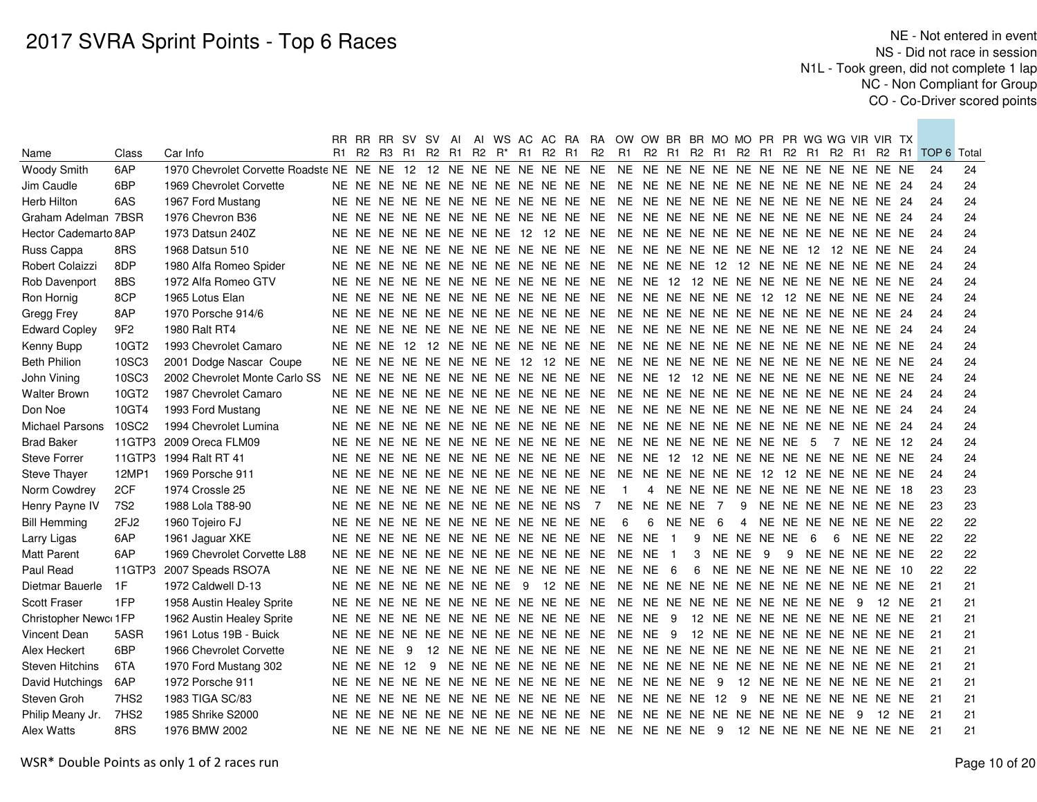# 2017 SVRA Sprint Points - Top 6 Races

NE - Not entered in event
NS - Did not race in session
N1L - Took green, did not complete 1 lap
NC - Non Compliant for Group
CO - Co-Driver scored points

| Name | Class | Car Info | RR R1 | RR R2 | RR R3 | SV R1 | SV R2 | AI R1 | AI R2 | WS R* | AC R1 | AC R2 | RA R1 | RA R2 | OW R1 | OW R2 | BR R1 | BR R2 | MO R1 | MO R2 | PR R1 | PR R2 | WG R1 | WG R2 | VIR R1 | VIR R2 | TX R1 | TOP 6 | Total |
|---|---|---|---|---|---|---|---|---|---|---|---|---|---|---|---|---|---|---|---|---|---|---|---|---|---|---|---|---|---|
| Woody Smith | 6AP | 1970 Chevrolet Corvette Roadste | NE | NE | NE | 12 | 12 | NE | NE | NE | NE | NE | NE | NE | NE | NE | NE | NE | NE | NE | NE | NE | NE | NE | NE | NE | NE | 24 | 24 |
| Jim Caudle | 6BP | 1969 Chevrolet Corvette | NE | NE | NE | NE | NE | NE | NE | NE | NE | NE | NE | NE | NE | NE | NE | NE | NE | NE | NE | NE | NE | NE | NE | NE | 24 | 24 | 24 |
| Herb Hilton | 6AS | 1967 Ford Mustang | NE | NE | NE | NE | NE | NE | NE | NE | NE | NE | NE | NE | NE | NE | NE | NE | NE | NE | NE | NE | NE | NE | NE | NE | 24 | 24 | 24 |
| Graham Adelman | 7BSR | 1976 Chevron B36 | NE | NE | NE | NE | NE | NE | NE | NE | NE | NE | NE | NE | NE | NE | NE | NE | NE | NE | NE | NE | NE | NE | NE | NE | 24 | 24 | 24 |
| Hector Cademarto | 8AP | 1973 Datsun 240Z | NE | NE | NE | NE | NE | NE | NE | NE | 12 | 12 | NE | NE | NE | NE | NE | NE | NE | NE | NE | NE | NE | NE | NE | NE | NE | 24 | 24 |
| Russ Cappa | 8RS | 1968 Datsun 510 | NE | NE | NE | NE | NE | NE | NE | NE | NE | NE | NE | NE | NE | NE | NE | NE | NE | NE | NE | NE | 12 | 12 | NE | NE | NE | 24 | 24 |
| Robert Colaizzi | 8DP | 1980 Alfa Romeo Spider | NE | NE | NE | NE | NE | NE | NE | NE | NE | NE | NE | NE | NE | NE | NE | NE | 12 | 12 | NE | NE | NE | NE | NE | NE | NE | 24 | 24 |
| Rob Davenport | 8BS | 1972 Alfa Romeo GTV | NE | NE | NE | NE | NE | NE | NE | NE | NE | NE | NE | NE | NE | NE | 12 | 12 | NE | NE | NE | NE | NE | NE | NE | NE | NE | 24 | 24 |
| Ron Hornig | 8CP | 1965 Lotus Elan | NE | NE | NE | NE | NE | NE | NE | NE | NE | NE | NE | NE | NE | NE | NE | NE | NE | NE | 12 | 12 | NE | NE | NE | NE | NE | 24 | 24 |
| Gregg Frey | 8AP | 1970 Porsche 914/6 | NE | NE | NE | NE | NE | NE | NE | NE | NE | NE | NE | NE | NE | NE | NE | NE | NE | NE | NE | NE | NE | NE | NE | NE | 24 | 24 | 24 |
| Edward Copley | 9F2 | 1980 Ralt RT4 | NE | NE | NE | NE | NE | NE | NE | NE | NE | NE | NE | NE | NE | NE | NE | NE | NE | NE | NE | NE | NE | NE | NE | NE | 24 | 24 | 24 |
| Kenny Bupp | 10GT2 | 1993 Chevrolet Camaro | NE | NE | NE | 12 | 12 | NE | NE | NE | NE | NE | NE | NE | NE | NE | NE | NE | NE | NE | NE | NE | NE | NE | NE | NE | NE | 24 | 24 |
| Beth Philion | 10SC3 | 2001 Dodge Nascar Coupe | NE | NE | NE | NE | NE | NE | NE | NE | 12 | 12 | NE | NE | NE | NE | NE | NE | NE | NE | NE | NE | NE | NE | NE | NE | NE | 24 | 24 |
| John Vining | 10SC3 | 2002 Chevrolet Monte Carlo SS | NE | NE | NE | NE | NE | NE | NE | NE | NE | NE | NE | NE | NE | NE | 12 | 12 | NE | NE | NE | NE | NE | NE | NE | NE | NE | 24 | 24 |
| Walter Brown | 10GT2 | 1987 Chevrolet Camaro | NE | NE | NE | NE | NE | NE | NE | NE | NE | NE | NE | NE | NE | NE | NE | NE | NE | NE | NE | NE | NE | NE | NE | NE | 24 | 24 | 24 |
| Don Noe | 10GT4 | 1993 Ford Mustang | NE | NE | NE | NE | NE | NE | NE | NE | NE | NE | NE | NE | NE | NE | NE | NE | NE | NE | NE | NE | NE | NE | NE | NE | 24 | 24 | 24 |
| Michael Parsons | 10SC2 | 1994 Chevrolet Lumina | NE | NE | NE | NE | NE | NE | NE | NE | NE | NE | NE | NE | NE | NE | NE | NE | NE | NE | NE | NE | NE | NE | NE | NE | 24 | 24 | 24 |
| Brad Baker | 11GTP3 | 2009 Oreca FLM09 | NE | NE | NE | NE | NE | NE | NE | NE | NE | NE | NE | NE | NE | NE | NE | NE | NE | NE | NE | NE | 5 | 7 | NE | NE | 12 | 24 | 24 |
| Steve Forrer | 11GTP3 | 1994 Ralt RT 41 | NE | NE | NE | NE | NE | NE | NE | NE | NE | NE | NE | NE | NE | NE | 12 | 12 | NE | NE | NE | NE | NE | NE | NE | NE | NE | 24 | 24 |
| Steve Thayer | 12MP1 | 1969 Porsche 911 | NE | NE | NE | NE | NE | NE | NE | NE | NE | NE | NE | NE | NE | NE | NE | NE | NE | NE | 12 | 12 | NE | NE | NE | NE | NE | 24 | 24 |
| Norm Cowdrey | 2CF | 1974 Crossle 25 | NE | NE | NE | NE | NE | NE | NE | NE | NE | NE | NE | NE | 1 | 4 | NE | NE | NE | NE | NE | NE | NE | NE | NE | NE | 18 | 23 | 23 |
| Henry Payne IV | 7S2 | 1988 Lola T88-90 | NE | NE | NE | NE | NE | NE | NE | NE | NE | NE | NS | 7 | NE | NE | NE | NE | 7 | 9 | NE | NE | NE | NE | NE | NE | NE | 23 | 23 |
| Bill Hemming | 2FJ2 | 1960 Tojeiro FJ | NE | NE | NE | NE | NE | NE | NE | NE | NE | NE | NE | NE | 6 | 6 | NE | NE | 6 | 4 | NE | NE | NE | NE | NE | NE | NE | 22 | 22 |
| Larry Ligas | 6AP | 1961 Jaguar XKE | NE | NE | NE | NE | NE | NE | NE | NE | NE | NE | NE | NE | NE | NE | 1 | 9 | NE | NE | NE | NE | 6 | 6 | NE | NE | NE | 22 | 22 |
| Matt Parent | 6AP | 1969 Chevrolet Corvette L88 | NE | NE | NE | NE | NE | NE | NE | NE | NE | NE | NE | NE | NE | NE | 1 | 3 | NE | NE | 9 | 9 | NE | NE | NE | NE | NE | 22 | 22 |
| Paul Read | 11GTP3 | 2007 Speads RSO7A | NE | NE | NE | NE | NE | NE | NE | NE | NE | NE | NE | NE | NE | NE | 6 | 6 | NE | NE | NE | NE | NE | NE | NE | NE | 10 | 22 | 22 |
| Dietmar Bauerle | 1F | 1972 Caldwell D-13 | NE | NE | NE | NE | NE | NE | NE | NE | 9 | 12 | NE | NE | NE | NE | NE | NE | NE | NE | NE | NE | NE | NE | NE | NE | NE | 21 | 21 |
| Scott Fraser | 1FP | 1958 Austin Healey Sprite | NE | NE | NE | NE | NE | NE | NE | NE | NE | NE | NE | NE | NE | NE | NE | NE | NE | NE | NE | NE | NE | NE | 9 | 12 | NE | 21 | 21 |
| Christopher Newc | 1FP | 1962 Austin Healey Sprite | NE | NE | NE | NE | NE | NE | NE | NE | NE | NE | NE | NE | NE | NE | 9 | 12 | NE | NE | NE | NE | NE | NE | NE | NE | NE | 21 | 21 |
| Vincent Dean | 5ASR | 1961 Lotus 19B - Buick | NE | NE | NE | NE | NE | NE | NE | NE | NE | NE | NE | NE | NE | NE | 9 | 12 | NE | NE | NE | NE | NE | NE | NE | NE | NE | 21 | 21 |
| Alex Heckert | 6BP | 1966 Chevrolet Corvette | NE | NE | NE | 9 | 12 | NE | NE | NE | NE | NE | NE | NE | NE | NE | NE | NE | NE | NE | NE | NE | NE | NE | NE | NE | NE | 21 | 21 |
| Steven Hitchins | 6TA | 1970 Ford Mustang 302 | NE | NE | NE | 12 | 9 | NE | NE | NE | NE | NE | NE | NE | NE | NE | NE | NE | NE | NE | NE | NE | NE | NE | NE | NE | NE | 21 | 21 |
| David Hutchings | 6AP | 1972 Porsche 911 | NE | NE | NE | NE | NE | NE | NE | NE | NE | NE | NE | NE | NE | NE | NE | NE | 9 | 12 | NE | NE | NE | NE | NE | NE | NE | 21 | 21 |
| Steven Groh | 7HS2 | 1983 TIGA SC/83 | NE | NE | NE | NE | NE | NE | NE | NE | NE | NE | NE | NE | NE | NE | NE | NE | 12 | 9 | NE | NE | NE | NE | NE | NE | NE | 21 | 21 |
| Philip Meany Jr. | 7HS2 | 1985 Shrike S2000 | NE | NE | NE | NE | NE | NE | NE | NE | NE | NE | NE | NE | NE | NE | NE | NE | NE | NE | NE | NE | NE | NE | 9 | 12 | NE | 21 | 21 |
| Alex Watts | 8RS | 1976 BMW 2002 | NE | NE | NE | NE | NE | NE | NE | NE | NE | NE | NE | NE | NE | NE | NE | NE | 9 | 12 | NE | NE | NE | NE | NE | NE | NE | 21 | 21 |

WSR* Double Points as only 1 of 2 races run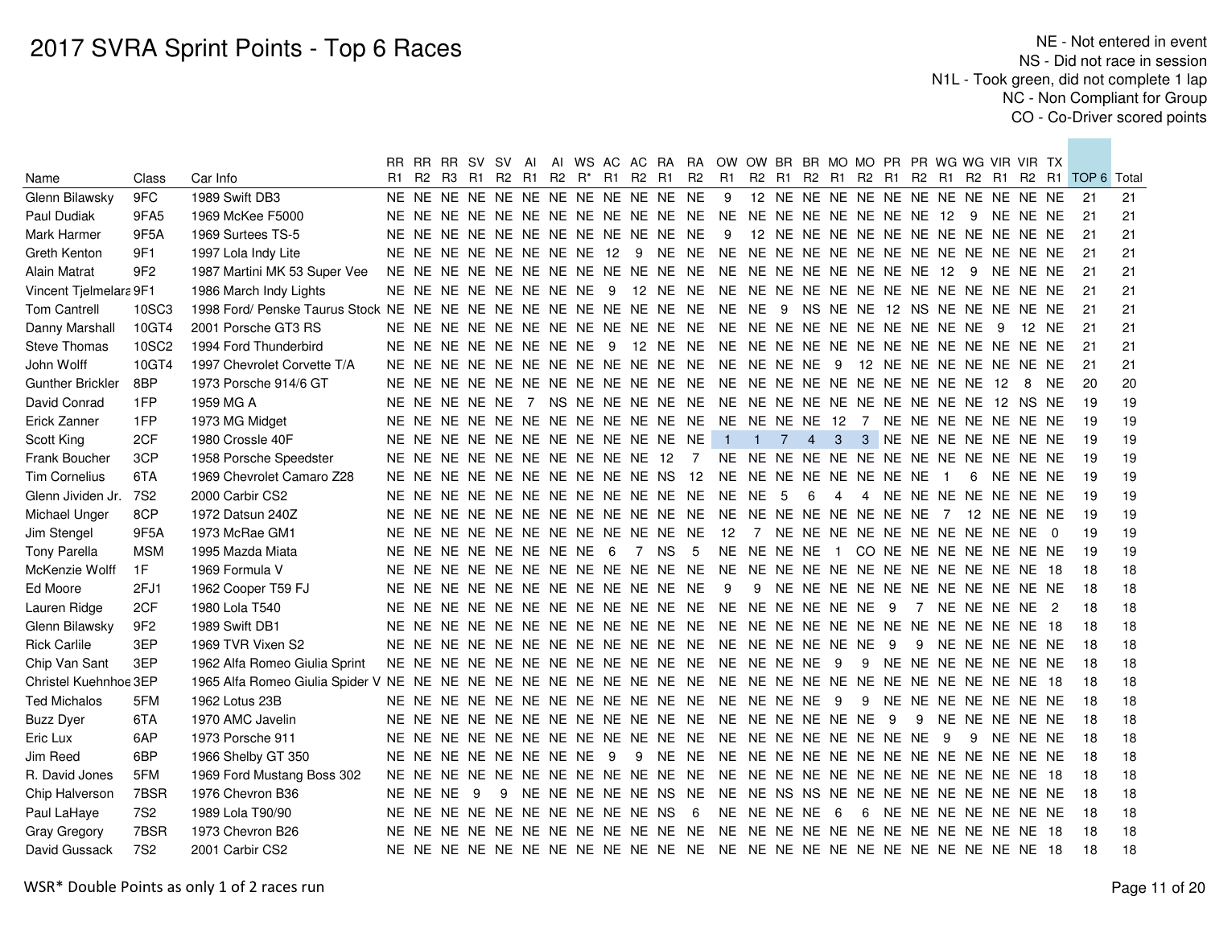# 2017 SVRA Sprint Points - Top 6 Races

NE - Not entered in event
NS - Did not race in session
N1L - Took green, did not complete 1 lap
NC - Non Compliant for Group
CO - Co-Driver scored points

| Name | Class | Car Info | RR R1 | RR R2 | RR R3 | SV R1 | SV R2 | AI R1 | AI R2 | WS R* | AC R1 | AC R2 | RA R1 | RA R2 | OW R1 | OW R2 | BR R1 | BR R2 | MO R1 | MO R2 | PR R1 | PR R2 | WG R1 | WG R2 | VIR R1 | VIR R2 | TX R1 | TOP 6 | Total |
|---|---|---|---|---|---|---|---|---|---|---|---|---|---|---|---|---|---|---|---|---|---|---|---|---|---|---|---|---|---|
| Glenn Bilawsky | 9FC | 1989 Swift DB3 | NE | NE | NE | NE | NE | NE | NE | NE | NE | NE | NE | NE | 9 | 12 | NE | NE | NE | NE | NE | NE | NE | NE | NE | NE | NE | 21 | 21 |
| Paul Dudiak | 9FA5 | 1969 McKee F5000 | NE | NE | NE | NE | NE | NE | NE | NE | NE | NE | NE | NE | NE | NE | NE | NE | NE | NE | NE | NE | 12 | 9 | NE | NE | NE | 21 | 21 |
| Mark Harmer | 9F5A | 1969 Surtees TS-5 | NE | NE | NE | NE | NE | NE | NE | NE | NE | NE | NE | NE | 9 | 12 | NE | NE | NE | NE | NE | NE | NE | NE | NE | NE | NE | 21 | 21 |
| Greth Kenton | 9F1 | 1997 Lola Indy Lite | NE | NE | NE | NE | NE | NE | NE | NE | 12 | 9 | NE | NE | NE | NE | NE | NE | NE | NE | NE | NE | NE | NE | NE | NE | NE | 21 | 21 |
| Alain Matrat | 9F2 | 1987 Martini MK 53 Super Vee | NE | NE | NE | NE | NE | NE | NE | NE | NE | NE | NE | NE | NE | NE | NE | NE | NE | NE | NE | NE | 12 | 9 | NE | NE | NE | 21 | 21 |
| Vincent Tjelmelara | 9F1 | 1986 March Indy Lights | NE | NE | NE | NE | NE | NE | NE | NE | 9 | 12 | NE | NE | NE | NE | NE | NE | NE | NE | NE | NE | NE | NE | NE | NE | NE | 21 | 21 |
| Tom Cantrell | 10SC3 | 1998 Ford/ Penske Taurus Stock | NE | NE | NE | NE | NE | NE | NE | NE | NE | NE | NE | NE | NE | NE | 9 | NS | NE | NE | 12 | NS | NE | NE | NE | NE | NE | 21 | 21 |
| Danny Marshall | 10GT4 | 2001 Porsche GT3 RS | NE | NE | NE | NE | NE | NE | NE | NE | NE | NE | NE | NE | NE | NE | NE | NE | NE | NE | NE | NE | NE | NE | 9 | 12 | NE | 21 | 21 |
| Steve Thomas | 10SC2 | 1994 Ford Thunderbird | NE | NE | NE | NE | NE | NE | NE | NE | 9 | 12 | NE | NE | NE | NE | NE | NE | NE | NE | NE | NE | NE | NE | NE | NE | NE | 21 | 21 |
| John Wolff | 10GT4 | 1997 Chevrolet Corvette T/A | NE | NE | NE | NE | NE | NE | NE | NE | NE | NE | NE | NE | NE | NE | NE | NE | 9 | 12 | NE | NE | NE | NE | NE | NE | NE | 21 | 21 |
| Gunther Brickler | 8BP | 1973 Porsche 914/6 GT | NE | NE | NE | NE | NE | NE | NE | NE | NE | NE | NE | NE | NE | NE | NE | NE | NE | NE | NE | NE | NE | NE | 12 | 8 | NE | 20 | 20 |
| David Conrad | 1FP | 1959 MG A | NE | NE | NE | NE | NE | 7 | NS | NE | NE | NE | NE | NE | NE | NE | NE | NE | NE | NE | NE | NE | NE | NE | 12 | NS | NE | 19 | 19 |
| Erick Zanner | 1FP | 1973 MG Midget | NE | NE | NE | NE | NE | NE | NE | NE | NE | NE | NE | NE | NE | NE | NE | NE | 12 | 7 | NE | NE | NE | NE | NE | NE | NE | 19 | 19 |
| Scott King | 2CF | 1980 Crossle 40F | NE | NE | NE | NE | NE | NE | NE | NE | NE | NE | NE | NE | 1 | 1 | 7 | 4 | 3 | 3 | NE | NE | NE | NE | NE | NE | NE | 19 | 19 |
| Frank Boucher | 3CP | 1958 Porsche Speedster | NE | NE | NE | NE | NE | NE | NE | NE | NE | NE | 12 | 7 | NE | NE | NE | NE | NE | NE | NE | NE | NE | NE | NE | NE | NE | 19 | 19 |
| Tim Cornelius | 6TA | 1969 Chevrolet Camaro Z28 | NE | NE | NE | NE | NE | NE | NE | NE | NE | NE | NS | 12 | NE | NE | NE | NE | NE | NE | NE | NE | 1 | 6 | NE | NE | NE | 19 | 19 |
| Glenn Jividen Jr. | 7S2 | 2000 Carbir CS2 | NE | NE | NE | NE | NE | NE | NE | NE | NE | NE | NE | NE | NE | NE | 5 | 6 | 4 | 4 | NE | NE | NE | NE | NE | NE | NE | 19 | 19 |
| Michael Unger | 8CP | 1972 Datsun 240Z | NE | NE | NE | NE | NE | NE | NE | NE | NE | NE | NE | NE | NE | NE | NE | NE | NE | NE | NE | NE | 7 | 12 | NE | NE | NE | 19 | 19 |
| Jim Stengel | 9F5A | 1973 McRae GM1 | NE | NE | NE | NE | NE | NE | NE | NE | NE | NE | NE | NE | 12 | 7 | NE | NE | NE | NE | NE | NE | NE | NE | NE | NE | 0 | 19 | 19 |
| Tony Parella | MSM | 1995 Mazda Miata | NE | NE | NE | NE | NE | NE | NE | NE | 6 | 7 | NS | 5 | NE | NE | NE | NE | 1 | CO | NE | NE | NE | NE | NE | NE | NE | 19 | 19 |
| McKenzie Wolff | 1F | 1969 Formula V | NE | NE | NE | NE | NE | NE | NE | NE | NE | NE | NE | NE | NE | NE | NE | NE | NE | NE | NE | NE | NE | NE | NE | NE | 18 | 18 | 18 |
| Ed Moore | 2FJ1 | 1962 Cooper T59 FJ | NE | NE | NE | NE | NE | NE | NE | NE | NE | NE | NE | NE | 9 | 9 | NE | NE | NE | NE | NE | NE | NE | NE | NE | NE | NE | 18 | 18 |
| Lauren Ridge | 2CF | 1980 Lola T540 | NE | NE | NE | NE | NE | NE | NE | NE | NE | NE | NE | NE | NE | NE | NE | NE | NE | NE | 9 | 7 | NE | NE | NE | NE | 2 | 18 | 18 |
| Glenn Bilawsky | 9F2 | 1989 Swift DB1 | NE | NE | NE | NE | NE | NE | NE | NE | NE | NE | NE | NE | NE | NE | NE | NE | NE | NE | NE | NE | NE | NE | NE | NE | 18 | 18 | 18 |
| Rick Carlile | 3EP | 1969 TVR Vixen S2 | NE | NE | NE | NE | NE | NE | NE | NE | NE | NE | NE | NE | NE | NE | NE | NE | NE | NE | 9 | 9 | NE | NE | NE | NE | NE | 18 | 18 |
| Chip Van Sant | 3EP | 1962 Alfa Romeo Giulia Sprint | NE | NE | NE | NE | NE | NE | NE | NE | NE | NE | NE | NE | NE | NE | NE | NE | 9 | 9 | NE | NE | NE | NE | NE | NE | NE | 18 | 18 |
| Christel Kuehnhoe | 3EP | 1965 Alfa Romeo Giulia Spider V | NE | NE | NE | NE | NE | NE | NE | NE | NE | NE | NE | NE | NE | NE | NE | NE | NE | NE | NE | NE | NE | NE | NE | NE | 18 | 18 | 18 |
| Ted Michalos | 5FM | 1962 Lotus 23B | NE | NE | NE | NE | NE | NE | NE | NE | NE | NE | NE | NE | NE | NE | NE | NE | 9 | 9 | NE | NE | NE | NE | NE | NE | NE | 18 | 18 |
| Buzz Dyer | 6TA | 1970 AMC Javelin | NE | NE | NE | NE | NE | NE | NE | NE | NE | NE | NE | NE | NE | NE | NE | NE | NE | NE | 9 | 9 | NE | NE | NE | NE | NE | 18 | 18 |
| Eric Lux | 6AP | 1973 Porsche 911 | NE | NE | NE | NE | NE | NE | NE | NE | NE | NE | NE | NE | NE | NE | NE | NE | NE | NE | NE | NE | 9 | 9 | NE | NE | NE | 18 | 18 |
| Jim Reed | 6BP | 1966 Shelby GT 350 | NE | NE | NE | NE | NE | NE | NE | NE | 9 | 9 | NE | NE | NE | NE | NE | NE | NE | NE | NE | NE | NE | NE | NE | NE | NE | 18 | 18 |
| R. David Jones | 5FM | 1969 Ford Mustang Boss 302 | NE | NE | NE | NE | NE | NE | NE | NE | NE | NE | NE | NE | NE | NE | NE | NE | NE | NE | NE | NE | NE | NE | NE | NE | 18 | 18 | 18 |
| Chip Halverson | 7BSR | 1976 Chevron B36 | NE | NE | NE | 9 | 9 | NE | NE | NE | NE | NE | NS | NE | NE | NE | NS | NS | NE | NE | NE | NE | NE | NE | NE | NE | NE | 18 | 18 |
| Paul LaHaye | 7S2 | 1989 Lola T90/90 | NE | NE | NE | NE | NE | NE | NE | NE | NE | NE | NS | 6 | NE | NE | NE | NE | 6 | 6 | NE | NE | NE | NE | NE | NE | NE | 18 | 18 |
| Gray Gregory | 7BSR | 1973 Chevron B26 | NE | NE | NE | NE | NE | NE | NE | NE | NE | NE | NE | NE | NE | NE | NE | NE | NE | NE | NE | NE | NE | NE | NE | NE | 18 | 18 | 18 |
| David Gussack | 7S2 | 2001 Carbir CS2 | NE | NE | NE | NE | NE | NE | NE | NE | NE | NE | NE | NE | NE | NE | NE | NE | NE | NE | NE | NE | NE | NE | NE | NE | 18 | 18 | 18 |

WSR* Double Points as only 1 of 2 races run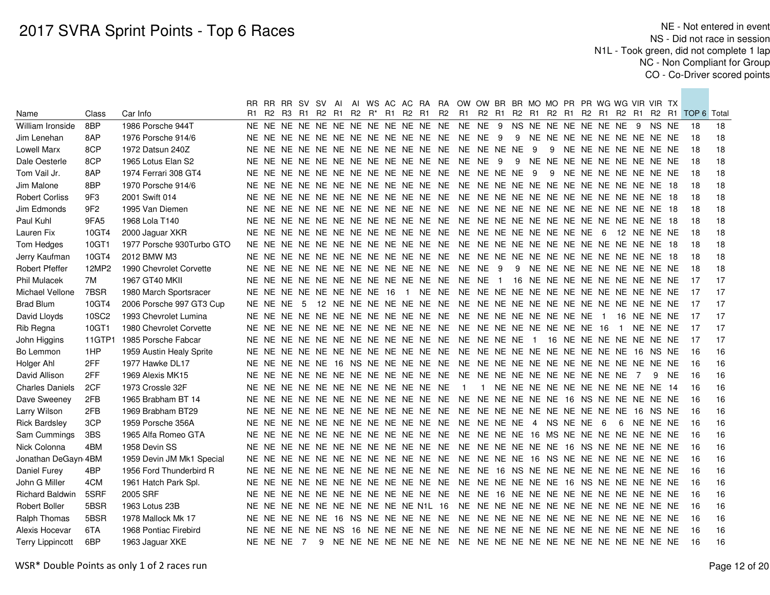# 2017 SVRA Sprint Points - Top 6 Races

NE - Not entered in event
NS - Did not race in session
N1L - Took green, did not complete 1 lap
NC - Non Compliant for Group
CO - Co-Driver scored points

| Name | Class | Car Info | RR R1 | RR R2 | RR R3 | SV R1 | SV R2 | AI R1 | AI R2 | WS R* | AC R1 | AC R2 | RA R1 | RA R2 | OW R1 | OW R2 | BR R1 | BR R2 | MO R1 | MO R2 | PR R1 | PR R2 | WG R1 | WG R2 | VIR R1 | VIR R2 | TX R1 | TOP 6 | Total |
|---|---|---|---|---|---|---|---|---|---|---|---|---|---|---|---|---|---|---|---|---|---|---|---|---|---|---|---|---|---|
| William Ironside | 8BP | 1986 Porsche 944T | NE | NE | NE | NE | NE | NE | NE | NE | NE | NE | NE | NE | NE | NE | 9 | NS | NE | NE | NE | NE | NE | NE | 9 | NS | NE | 18 | 18 |
| Jim Lenehan | 8AP | 1976 Porsche 914/6 | NE | NE | NE | NE | NE | NE | NE | NE | NE | NE | NE | NE | NE | NE | 9 | 9 | NE | NE | NE | NE | NE | NE | NE | NE | NE | 18 | 18 |
| Lowell Marx | 8CP | 1972 Datsun 240Z | NE | NE | NE | NE | NE | NE | NE | NE | NE | NE | NE | NE | NE | NE | NE | NE | 9 | 9 | NE | NE | NE | NE | NE | NE | NE | 18 | 18 |
| Dale Oesterle | 8CP | 1965 Lotus Elan S2 | NE | NE | NE | NE | NE | NE | NE | NE | NE | NE | NE | NE | NE | NE | 9 | 9 | NE | NE | NE | NE | NE | NE | NE | NE | NE | 18 | 18 |
| Tom Vail Jr. | 8AP | 1974 Ferrari 308 GT4 | NE | NE | NE | NE | NE | NE | NE | NE | NE | NE | NE | NE | NE | NE | NE | NE | 9 | 9 | NE | NE | NE | NE | NE | NE | NE | 18 | 18 |
| Jim Malone | 8BP | 1970 Porsche 914/6 | NE | NE | NE | NE | NE | NE | NE | NE | NE | NE | NE | NE | NE | NE | NE | NE | NE | NE | NE | NE | NE | NE | NE | NE | 18 | 18 | 18 |
| Robert Corliss | 9F3 | 2001 Swift 014 | NE | NE | NE | NE | NE | NE | NE | NE | NE | NE | NE | NE | NE | NE | NE | NE | NE | NE | NE | NE | NE | NE | NE | NE | 18 | 18 | 18 |
| Jim Edmonds | 9F2 | 1995 Van Diemen | NE | NE | NE | NE | NE | NE | NE | NE | NE | NE | NE | NE | NE | NE | NE | NE | NE | NE | NE | NE | NE | NE | NE | NE | 18 | 18 | 18 |
| Paul Kuhl | 9FA5 | 1968 Lola T140 | NE | NE | NE | NE | NE | NE | NE | NE | NE | NE | NE | NE | NE | NE | NE | NE | NE | NE | NE | NE | NE | NE | NE | NE | 18 | 18 | 18 |
| Lauren Fix | 10GT4 | 2000 Jaguar XKR | NE | NE | NE | NE | NE | NE | NE | NE | NE | NE | NE | NE | NE | NE | NE | NE | NE | NE | NE | NE | 6 | 12 | NE | NE | NE | 18 | 18 |
| Tom Hedges | 10GT1 | 1977 Porsche 930Turbo GTO | NE | NE | NE | NE | NE | NE | NE | NE | NE | NE | NE | NE | NE | NE | NE | NE | NE | NE | NE | NE | NE | NE | NE | NE | 18 | 18 | 18 |
| Jerry Kaufman | 10GT4 | 2012 BMW M3 | NE | NE | NE | NE | NE | NE | NE | NE | NE | NE | NE | NE | NE | NE | NE | NE | NE | NE | NE | NE | NE | NE | NE | NE | 18 | 18 | 18 |
| Robert Pfeffer | 12MP2 | 1990 Chevrolet Corvette | NE | NE | NE | NE | NE | NE | NE | NE | NE | NE | NE | NE | NE | NE | 9 | 9 | NE | NE | NE | NE | NE | NE | NE | NE | NE | 18 | 18 |
| Phil Mulacek | 7M | 1967 GT40 MKII | NE | NE | NE | NE | NE | NE | NE | NE | NE | NE | NE | NE | NE | NE | 1 | 16 | NE | NE | NE | NE | NE | NE | NE | NE | NE | 17 | 17 |
| Michael Vellone | 7BSR | 1980 March Sportsracer | NE | NE | NE | NE | NE | NE | NE | NE | 16 | 1 | NE | NE | NE | NE | NE | NE | NE | NE | NE | NE | NE | NE | NE | NE | NE | 17 | 17 |
| Brad Blum | 10GT4 | 2006 Porsche 997 GT3 Cup | NE | NE | NE | 5 | 12 | NE | NE | NE | NE | NE | NE | NE | NE | NE | NE | NE | NE | NE | NE | NE | NE | NE | NE | NE | NE | 17 | 17 |
| David Lloyds | 10SC2 | 1993 Chevrolet Lumina | NE | NE | NE | NE | NE | NE | NE | NE | NE | NE | NE | NE | NE | NE | NE | NE | NE | NE | NE | NE | 1 | 16 | NE | NE | NE | 17 | 17 |
| Rib Regna | 10GT1 | 1980 Chevrolet Corvette | NE | NE | NE | NE | NE | NE | NE | NE | NE | NE | NE | NE | NE | NE | NE | NE | NE | NE | NE | NE | 16 | 1 | NE | NE | NE | 17 | 17 |
| John Higgins | 11GTP1 | 1985 Porsche Fabcar | NE | NE | NE | NE | NE | NE | NE | NE | NE | NE | NE | NE | NE | NE | NE | NE | 1 | 16 | NE | NE | NE | NE | NE | NE | NE | 17 | 17 |
| Bo Lemmon | 1HP | 1959 Austin Healy Sprite | NE | NE | NE | NE | NE | NE | NE | NE | NE | NE | NE | NE | NE | NE | NE | NE | NE | NE | NE | NE | NE | NE | 16 | NS | NE | 16 | 16 |
| Holger Ahl | 2FF | 1977 Hawke DL17 | NE | NE | NE | NE | NE | 16 | NS | NE | NE | NE | NE | NE | NE | NE | NE | NE | NE | NE | NE | NE | NE | NE | NE | NE | NE | 16 | 16 |
| David Allison | 2FF | 1969 Alexis MK15 | NE | NE | NE | NE | NE | NE | NE | NE | NE | NE | NE | NE | NE | NE | NE | NE | NE | NE | NE | NE | NE | NE | 7 | 9 | NE | 16 | 16 |
| Charles Daniels | 2CF | 1973 Crossle 32F | NE | NE | NE | NE | NE | NE | NE | NE | NE | NE | NE | NE | 1 | 1 | NE | NE | NE | NE | NE | NE | NE | NE | NE | NE | 14 | 16 | 16 |
| Dave Sweeney | 2FB | 1965 Brabham BT 14 | NE | NE | NE | NE | NE | NE | NE | NE | NE | NE | NE | NE | NE | NE | NE | NE | NE | NE | 16 | NS | NE | NE | NE | NE | NE | 16 | 16 |
| Larry Wilson | 2FB | 1969 Brabham BT29 | NE | NE | NE | NE | NE | NE | NE | NE | NE | NE | NE | NE | NE | NE | NE | NE | NE | NE | NE | NE | NE | NE | 16 | NS | NE | 16 | 16 |
| Rick Bardsley | 3CP | 1959 Porsche 356A | NE | NE | NE | NE | NE | NE | NE | NE | NE | NE | NE | NE | NE | NE | NE | NE | 4 | NS | NE | NE | 6 | 6 | NE | NE | NE | 16 | 16 |
| Sam Cummings | 3BS | 1965 Alfa Romeo GTA | NE | NE | NE | NE | NE | NE | NE | NE | NE | NE | NE | NE | NE | NE | NE | NE | 16 | MS | NE | NE | NE | NE | NE | NE | NE | 16 | 16 |
| Nick Colonna | 4BM | 1958 Devin SS | NE | NE | NE | NE | NE | NE | NE | NE | NE | NE | NE | NE | NE | NE | NE | NE | NE | NE | 16 | NS | NE | NE | NE | NE | NE | 16 | 16 |
| Jonathan DeGayn | 4BM | 1959 Devin JM Mk1 Special | NE | NE | NE | NE | NE | NE | NE | NE | NE | NE | NE | NE | NE | NE | NE | NE | 16 | NS | NE | NE | NE | NE | NE | NE | NE | 16 | 16 |
| Daniel Furey | 4BP | 1956 Ford Thunderbird R | NE | NE | NE | NE | NE | NE | NE | NE | NE | NE | NE | NE | NE | NE | 16 | NS | NE | NE | NE | NE | NE | NE | NE | NE | NE | 16 | 16 |
| John G Miller | 4CM | 1961 Hatch Park Spl. | NE | NE | NE | NE | NE | NE | NE | NE | NE | NE | NE | NE | NE | NE | NE | NE | NE | NE | 16 | NS | NE | NE | NE | NE | NE | 16 | 16 |
| Richard Baldwin | 5SRF | 2005 SRF | NE | NE | NE | NE | NE | NE | NE | NE | NE | NE | NE | NE | NE | NE | 16 | NE | NE | NE | NE | NE | NE | NE | NE | NE | NE | 16 | 16 |
| Robert Boller | 5BSR | 1963 Lotus 23B | NE | NE | NE | NE | NE | NE | NE | NE | NE | NE | N1L | 16 | NE | NE | NE | NE | NE | NE | NE | NE | NE | NE | NE | NE | NE | 16 | 16 |
| Ralph Thomas | 5BSR | 1978 Mallock Mk 17 | NE | NE | NE | NE | NE | 16 | NS | NE | NE | NE | NE | NE | NE | NE | NE | NE | NE | NE | NE | NE | NE | NE | NE | NE | NE | 16 | 16 |
| Alexis Hocevar | 6TA | 1968 Pontiac Firebird | NE | NE | NE | NE | NE | NS | 16 | NE | NE | NE | NE | NE | NE | NE | NE | NE | NE | NE | NE | NE | NE | NE | NE | NE | NE | 16 | 16 |
| Terry Lippincott | 6BP | 1963 Jaguar XKE | NE | NE | NE | 7 | 9 | NE | NE | NE | NE | NE | NE | NE | NE | NE | NE | NE | NE | NE | NE | NE | NE | NE | NE | NE | NE | 16 | 16 |

WSR* Double Points as only 1 of 2 races run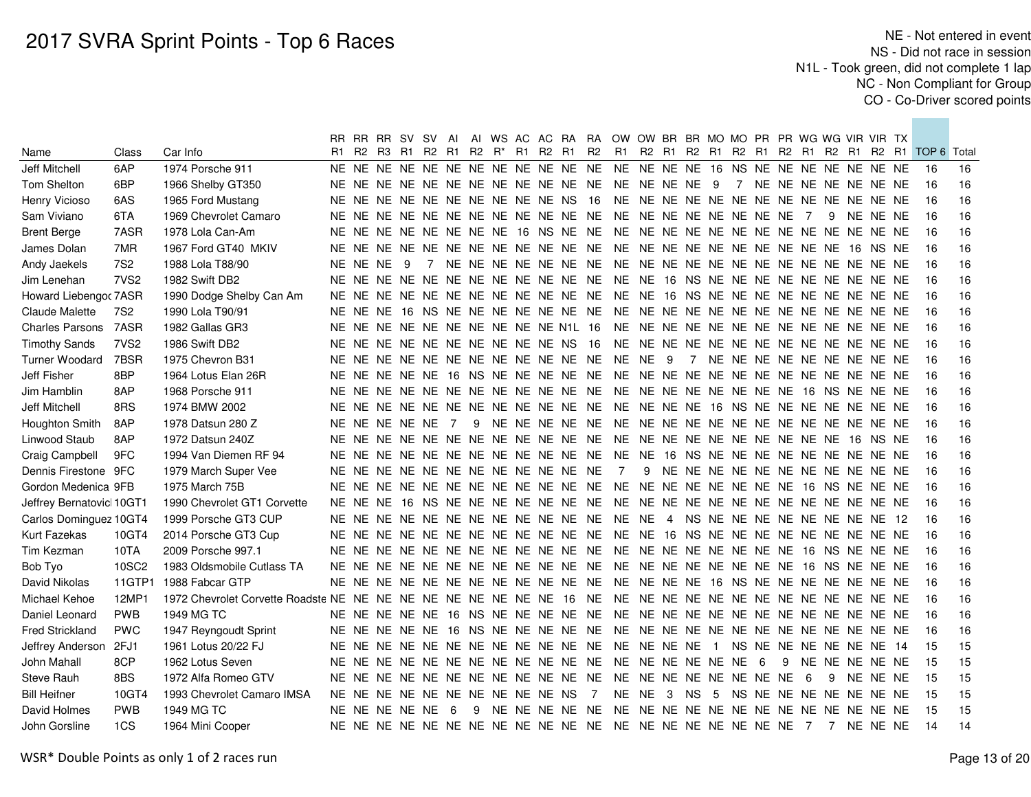# 2017 SVRA Sprint Points - Top 6 Races

NE - Not entered in event
NS - Did not race in session
N1L - Took green, did not complete 1 lap
NC - Non Compliant for Group
CO - Co-Driver scored points

| Name | Class | Car Info | RR R1 | RR R2 | RR R3 | SV R1 | SV R2 | AI R1 | AI R2 | WS R* | AC R1 | AC R2 | RA R1 | RA R2 | OW R1 | OW R2 | BR R1 | BR R2 | MO R1 | MO R2 | PR R1 | PR R2 | WG R1 | WG R2 | VIR R1 | VIR R2 | TX R1 | TOP 6 | Total |
|---|---|---|---|---|---|---|---|---|---|---|---|---|---|---|---|---|---|---|---|---|---|---|---|---|---|---|---|---|---|
| Jeff Mitchell | 6AP | 1974 Porsche 911 | NE | NE | NE | NE | NE | NE | NE | NE | NE | NE | NE | NE | NE | NE | NE | NE | 16 | NS | NE | NE | NE | NE | NE | NE | NE | 16 | 16 |
| Tom Shelton | 6BP | 1966 Shelby GT350 | NE | NE | NE | NE | NE | NE | NE | NE | NE | NE | NE | NE | NE | NE | NE | NE | 9 | 7 | NE | NE | NE | NE | NE | NE | NE | 16 | 16 |
| Henry Vicioso | 6AS | 1965 Ford Mustang | NE | NE | NE | NE | NE | NE | NE | NE | NE | NE | NS | 16 | NE | NE | NE | NE | NE | NE | NE | NE | NE | NE | NE | NE | NE | 16 | 16 |
| Sam Viviano | 6TA | 1969 Chevrolet Camaro | NE | NE | NE | NE | NE | NE | NE | NE | NE | NE | NE | NE | NE | NE | NE | NE | NE | NE | NE | NE | 7 | 9 | NE | NE | NE | 16 | 16 |
| Brent Berge | 7ASR | 1978 Lola Can-Am | NE | NE | NE | NE | NE | NE | NE | NE | 16 | NS | NE | NE | NE | NE | NE | NE | NE | NE | NE | NE | NE | NE | NE | NE | NE | 16 | 16 |
| James Dolan | 7MR | 1967 Ford GT40 MKIV | NE | NE | NE | NE | NE | NE | NE | NE | NE | NE | NE | NE | NE | NE | NE | NE | NE | NE | NE | NE | NE | NE | 16 | NS | NE | 16 | 16 |
| Andy Jaekels | 7S2 | 1988 Lola T88/90 | NE | NE | NE | 9 | 7 | NE | NE | NE | NE | NE | NE | NE | NE | NE | NE | NE | NE | NE | NE | NE | NE | NE | NE | NE | NE | 16 | 16 |
| Jim Lenehan | 7VS2 | 1982 Swift DB2 | NE | NE | NE | NE | NE | NE | NE | NE | NE | NE | NE | NE | NE | NE | 16 | NS | NE | NE | NE | NE | NE | NE | NE | NE | NE | 16 | 16 |
| Howard Liebengoo | 7ASR | 1990 Dodge Shelby Can Am | NE | NE | NE | NE | NE | NE | NE | NE | NE | NE | NE | NE | NE | NE | 16 | NS | NE | NE | NE | NE | NE | NE | NE | NE | NE | 16 | 16 |
| Claude Malette | 7S2 | 1990 Lola T90/91 | NE | NE | NE | 16 | NS | NE | NE | NE | NE | NE | NE | NE | NE | NE | NE | NE | NE | NE | NE | NE | NE | NE | NE | NE | NE | 16 | 16 |
| Charles Parsons | 7ASR | 1982 Gallas GR3 | NE | NE | NE | NE | NE | NE | NE | NE | NE | NE | N1L | 16 | NE | NE | NE | NE | NE | NE | NE | NE | NE | NE | NE | NE | NE | 16 | 16 |
| Timothy Sands | 7VS2 | 1986 Swift DB2 | NE | NE | NE | NE | NE | NE | NE | NE | NE | NE | NS | 16 | NE | NE | NE | NE | NE | NE | NE | NE | NE | NE | NE | NE | NE | 16 | 16 |
| Turner Woodard | 7BSR | 1975 Chevron B31 | NE | NE | NE | NE | NE | NE | NE | NE | NE | NE | NE | NE | NE | NE | 9 | 7 | NE | NE | NE | NE | NE | NE | NE | NE | NE | 16 | 16 |
| Jeff Fisher | 8BP | 1964 Lotus Elan 26R | NE | NE | NE | NE | NE | 16 | NS | NE | NE | NE | NE | NE | NE | NE | NE | NE | NE | NE | NE | NE | NE | NE | NE | NE | NE | 16 | 16 |
| Jim Hamblin | 8AP | 1968 Porsche 911 | NE | NE | NE | NE | NE | NE | NE | NE | NE | NE | NE | NE | NE | NE | NE | NE | NE | NE | NE | NE | 16 | NS | NE | NE | NE | 16 | 16 |
| Jeff Mitchell | 8RS | 1974 BMW 2002 | NE | NE | NE | NE | NE | NE | NE | NE | NE | NE | NE | NE | NE | NE | NE | NE | 16 | NS | NE | NE | NE | NE | NE | NE | NE | 16 | 16 |
| Houghton Smith | 8AP | 1978 Datsun 280 Z | NE | NE | NE | NE | NE | 7 | 9 | NE | NE | NE | NE | NE | NE | NE | NE | NE | NE | NE | NE | NE | NE | NE | NE | NE | NE | 16 | 16 |
| Linwood Staub | 8AP | 1972 Datsun 240Z | NE | NE | NE | NE | NE | NE | NE | NE | NE | NE | NE | NE | NE | NE | NE | NE | NE | NE | NE | NE | NE | NE | 16 | NS | NE | 16 | 16 |
| Craig Campbell | 9FC | 1994 Van Diemen RF 94 | NE | NE | NE | NE | NE | NE | NE | NE | NE | NE | NE | NE | NE | NE | 16 | NS | NE | NE | NE | NE | NE | NE | NE | NE | NE | 16 | 16 |
| Dennis Firestone | 9FC | 1979 March Super Vee | NE | NE | NE | NE | NE | NE | NE | NE | NE | NE | NE | NE | 7 | 9 | NE | NE | NE | NE | NE | NE | NE | NE | NE | NE | NE | 16 | 16 |
| Gordon Medenica | 9FB | 1975 March 75B | NE | NE | NE | NE | NE | NE | NE | NE | NE | NE | NE | NE | NE | NE | NE | NE | NE | NE | NE | NE | 16 | NS | NE | NE | NE | 16 | 16 |
| Jeffrey Bernatovicl | 10GT1 | 1990 Chevrolet GT1 Corvette | NE | NE | NE | 16 | NS | NE | NE | NE | NE | NE | NE | NE | NE | NE | NE | NE | NE | NE | NE | NE | NE | NE | NE | NE | NE | 16 | 16 |
| Carlos Dominguez | 10GT4 | 1999 Porsche GT3 CUP | NE | NE | NE | NE | NE | NE | NE | NE | NE | NE | NE | NE | NE | NE | 4 | NS | NE | NE | NE | NE | NE | NE | NE | NE | 12 | 16 | 16 |
| Kurt Fazekas | 10GT4 | 2014 Porsche GT3 Cup | NE | NE | NE | NE | NE | NE | NE | NE | NE | NE | NE | NE | NE | NE | 16 | NS | NE | NE | NE | NE | NE | NE | NE | NE | NE | 16 | 16 |
| Tim Kezman | 10TA | 2009 Porsche 997.1 | NE | NE | NE | NE | NE | NE | NE | NE | NE | NE | NE | NE | NE | NE | NE | NE | NE | NE | NE | NE | 16 | NS | NE | NE | NE | 16 | 16 |
| Bob Tyo | 10SC2 | 1983 Oldsmobile Cutlass TA | NE | NE | NE | NE | NE | NE | NE | NE | NE | NE | NE | NE | NE | NE | NE | NE | NE | NE | NE | NE | 16 | NS | NE | NE | NE | 16 | 16 |
| David Nikolas | 11GTP1 | 1988 Fabcar GTP | NE | NE | NE | NE | NE | NE | NE | NE | NE | NE | NE | NE | NE | NE | NE | NE | 16 | NS | NE | NE | NE | NE | NE | NE | NE | 16 | 16 |
| Michael Kehoe | 12MP1 | 1972 Chevrolet Corvette Roadste | NE | NE | NE | NE | NE | NE | NE | NE | NE | NE | 16 | NE | NE | NE | NE | NE | NE | NE | NE | NE | NE | NE | NE | NE | NE | 16 | 16 |
| Daniel Leonard | PWB | 1949 MG TC | NE | NE | NE | NE | NE | 16 | NS | NE | NE | NE | NE | NE | NE | NE | NE | NE | NE | NE | NE | NE | NE | NE | NE | NE | NE | 16 | 16 |
| Fred Strickland | PWC | 1947 Reyngoudt Sprint | NE | NE | NE | NE | NE | 16 | NS | NE | NE | NE | NE | NE | NE | NE | NE | NE | NE | NE | NE | NE | NE | NE | NE | NE | NE | 16 | 16 |
| Jeffrey Anderson | 2FJ1 | 1961 Lotus 20/22 FJ | NE | NE | NE | NE | NE | NE | NE | NE | NE | NE | NE | NE | NE | NE | NE | NE | 1 | NS | NE | NE | NE | NE | NE | NE | 14 | 15 | 15 |
| John Mahall | 8CP | 1962 Lotus Seven | NE | NE | NE | NE | NE | NE | NE | NE | NE | NE | NE | NE | NE | NE | NE | NE | NE | NE | 6 | 9 | NE | NE | NE | NE | NE | 15 | 15 |
| Steve Rauh | 8BS | 1972 Alfa Romeo GTV | NE | NE | NE | NE | NE | NE | NE | NE | NE | NE | NE | NE | NE | NE | NE | NE | NE | NE | NE | NE | 6 | 9 | NE | NE | NE | 15 | 15 |
| Bill Heifner | 10GT4 | 1993 Chevrolet Camaro IMSA | NE | NE | NE | NE | NE | NE | NE | NE | NE | NE | NS | 7 | NE | NE | 3 | NS | 5 | NS | NE | NE | NE | NE | NE | NE | NE | 15 | 15 |
| David Holmes | PWB | 1949 MG TC | NE | NE | NE | NE | NE | 6 | 9 | NE | NE | NE | NE | NE | NE | NE | NE | NE | NE | NE | NE | NE | NE | NE | NE | NE | NE | 15 | 15 |
| John Gorsline | 1CS | 1964 Mini Cooper | NE | NE | NE | NE | NE | NE | NE | NE | NE | NE | NE | NE | NE | NE | NE | NE | NE | NE | NE | NE | 7 | 7 | NE | NE | NE | 14 | 14 |

WSR* Double Points as only 1 of 2 races run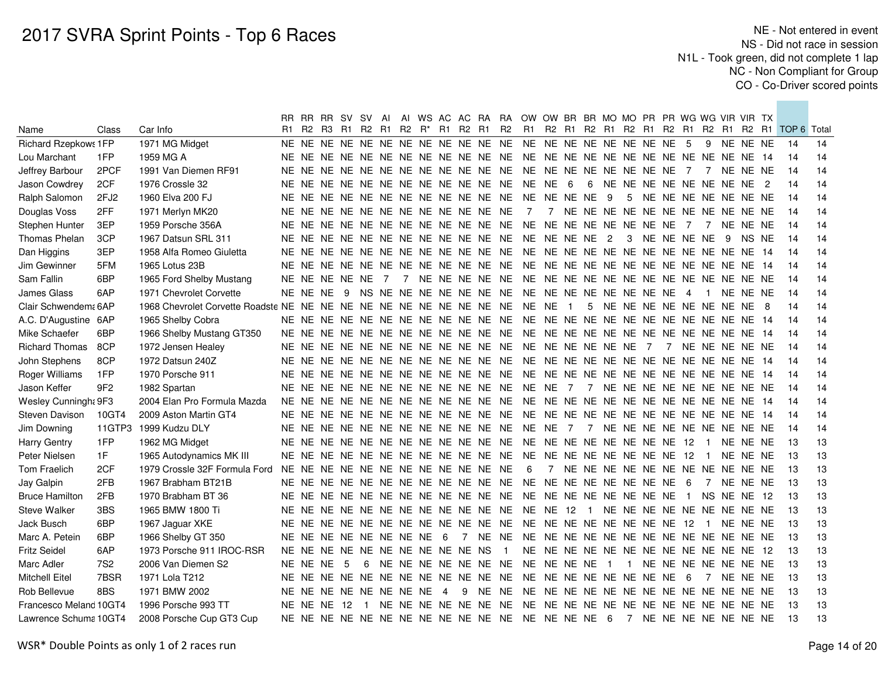# 2017 SVRA Sprint Points - Top 6 Races

NE - Not entered in event
NS - Did not race in session
N1L - Took green, did not complete 1 lap
NC - Non Compliant for Group
CO - Co-Driver scored points

| Name | Class | Car Info | RR R1 | RR R2 | RR R3 | SV R1 | SV R2 | AI R1 | AI R2 | WS R* | AC R1 | AC R2 | RA R1 | RA R2 | OW R1 | OW R2 | BR R1 | BR R2 | MO R1 | MO R2 | PR R1 | PR R2 | WG R1 | WG R2 | VIR R1 | VIR R2 | TX R1 | TOP 6 | Total |
|---|---|---|---|---|---|---|---|---|---|---|---|---|---|---|---|---|---|---|---|---|---|---|---|---|---|---|---|---|---|
| Richard Rzepkows | 1FP | 1971 MG Midget | NE | NE | NE | NE | NE | NE | NE | NE | NE | NE | NE | NE | NE | NE | NE | NE | NE | NE | NE | NE | 5 | 9 | NE | NE | NE | 14 | 14 |
| Lou Marchant | 1FP | 1959 MG A | NE | NE | NE | NE | NE | NE | NE | NE | NE | NE | NE | NE | NE | NE | NE | NE | NE | NE | NE | NE | NE | NE | NE | NE | 14 | 14 | 14 |
| Jeffrey Barbour | 2PCF | 1991 Van Diemen RF91 | NE | NE | NE | NE | NE | NE | NE | NE | NE | NE | NE | NE | NE | NE | NE | NE | NE | NE | NE | NE | 7 | 7 | NE | NE | NE | 14 | 14 |
| Jason Cowdrey | 2CF | 1976 Crossle 32 | NE | NE | NE | NE | NE | NE | NE | NE | NE | NE | NE | NE | NE | NE | 6 | 6 | NE | NE | NE | NE | NE | NE | NE | NE | 2 | 14 | 14 |
| Ralph Salomon | 2FJ2 | 1960 Elva 200 FJ | NE | NE | NE | NE | NE | NE | NE | NE | NE | NE | NE | NE | NE | NE | NE | NE | 9 | 5 | NE | NE | NE | NE | NE | NE | NE | 14 | 14 |
| Douglas Voss | 2FF | 1971 Merlyn MK20 | NE | NE | NE | NE | NE | NE | NE | NE | NE | NE | NE | NE | 7 | 7 | NE | NE | NE | NE | NE | NE | NE | NE | NE | NE | NE | 14 | 14 |
| Stephen Hunter | 3EP | 1959 Porsche 356A | NE | NE | NE | NE | NE | NE | NE | NE | NE | NE | NE | NE | NE | NE | NE | NE | NE | NE | NE | NE | 7 | 7 | NE | NE | NE | 14 | 14 |
| Thomas Phelan | 3CP | 1967 Datsun SRL 311 | NE | NE | NE | NE | NE | NE | NE | NE | NE | NE | NE | NE | NE | NE | NE | NE | 2 | 3 | NE | NE | NE | NE | 9 | NS | NE | 14 | 14 |
| Dan Higgins | 3EP | 1958 Alfa Romeo Giuletta | NE | NE | NE | NE | NE | NE | NE | NE | NE | NE | NE | NE | NE | NE | NE | NE | NE | NE | NE | NE | NE | NE | NE | NE | 14 | 14 | 14 |
| Jim Gewinner | 5FM | 1965 Lotus 23B | NE | NE | NE | NE | NE | NE | NE | NE | NE | NE | NE | NE | NE | NE | NE | NE | NE | NE | NE | NE | NE | NE | NE | NE | 14 | 14 | 14 |
| Sam Fallin | 6BP | 1965 Ford Shelby Mustang | NE | NE | NE | NE | NE | 7 | 7 | NE | NE | NE | NE | NE | NE | NE | NE | NE | NE | NE | NE | NE | NE | NE | NE | NE | NE | 14 | 14 |
| James Glass | 6AP | 1971 Chevrolet Corvette | NE | NE | NE | 9 | NS | NE | NE | NE | NE | NE | NE | NE | NE | NE | NE | NE | NE | NE | NE | NE | 4 | 1 | NE | NE | NE | 14 | 14 |
| Clair Schwendema | 6AP | 1968 Chevrolet Corvette Roadste | NE | NE | NE | NE | NE | NE | NE | NE | NE | NE | NE | NE | NE | NE | 1 | 5 | NE | NE | NE | NE | NE | NE | NE | NE | 8 | 14 | 14 |
| A.C. D'Augustine | 6AP | 1965 Shelby Cobra | NE | NE | NE | NE | NE | NE | NE | NE | NE | NE | NE | NE | NE | NE | NE | NE | NE | NE | NE | NE | NE | NE | NE | NE | 14 | 14 | 14 |
| Mike Schaefer | 6BP | 1966 Shelby Mustang GT350 | NE | NE | NE | NE | NE | NE | NE | NE | NE | NE | NE | NE | NE | NE | NE | NE | NE | NE | NE | NE | NE | NE | NE | NE | 14 | 14 | 14 |
| Richard Thomas | 8CP | 1972 Jensen Healey | NE | NE | NE | NE | NE | NE | NE | NE | NE | NE | NE | NE | NE | NE | NE | NE | NE | NE | 7 | 7 | NE | NE | NE | NE | NE | 14 | 14 |
| John Stephens | 8CP | 1972 Datsun 240Z | NE | NE | NE | NE | NE | NE | NE | NE | NE | NE | NE | NE | NE | NE | NE | NE | NE | NE | NE | NE | NE | NE | NE | NE | 14 | 14 | 14 |
| Roger Williams | 1FP | 1970 Porsche 911 | NE | NE | NE | NE | NE | NE | NE | NE | NE | NE | NE | NE | NE | NE | NE | NE | NE | NE | NE | NE | NE | NE | NE | NE | 14 | 14 | 14 |
| Jason Keffer | 9F2 | 1982 Spartan | NE | NE | NE | NE | NE | NE | NE | NE | NE | NE | NE | NE | NE | NE | 7 | 7 | NE | NE | NE | NE | NE | NE | NE | NE | NE | 14 | 14 |
| Wesley Cunningha | 9F3 | 2004 Elan Pro Formula Mazda | NE | NE | NE | NE | NE | NE | NE | NE | NE | NE | NE | NE | NE | NE | NE | NE | NE | NE | NE | NE | NE | NE | NE | NE | 14 | 14 | 14 |
| Steven Davison | 10GT4 | 2009 Aston Martin GT4 | NE | NE | NE | NE | NE | NE | NE | NE | NE | NE | NE | NE | NE | NE | NE | NE | NE | NE | NE | NE | NE | NE | NE | NE | 14 | 14 | 14 |
| Jim Downing | 11GTP3 | 1999 Kudzu DLY | NE | NE | NE | NE | NE | NE | NE | NE | NE | NE | NE | NE | NE | NE | 7 | 7 | NE | NE | NE | NE | NE | NE | NE | NE | NE | 14 | 14 |
| Harry Gentry | 1FP | 1962 MG Midget | NE | NE | NE | NE | NE | NE | NE | NE | NE | NE | NE | NE | NE | NE | NE | NE | NE | NE | NE | NE | 12 | 1 | NE | NE | NE | 13 | 13 |
| Peter Nielsen | 1F | 1965 Autodynamics MK III | NE | NE | NE | NE | NE | NE | NE | NE | NE | NE | NE | NE | NE | NE | NE | NE | NE | NE | NE | NE | 12 | 1 | NE | NE | NE | 13 | 13 |
| Tom Fraelich | 2CF | 1979 Crossle 32F Formula Ford | NE | NE | NE | NE | NE | NE | NE | NE | NE | NE | NE | NE | 6 | 7 | NE | NE | NE | NE | NE | NE | NE | NE | NE | NE | NE | 13 | 13 |
| Jay Galpin | 2FB | 1967 Brabham BT21B | NE | NE | NE | NE | NE | NE | NE | NE | NE | NE | NE | NE | NE | NE | NE | NE | NE | NE | NE | NE | 6 | 7 | NE | NE | NE | 13 | 13 |
| Bruce Hamilton | 2FB | 1970 Brabham BT 36 | NE | NE | NE | NE | NE | NE | NE | NE | NE | NE | NE | NE | NE | NE | NE | NE | NE | NE | NE | NE | 1 | NS | NE | NE | 12 | 13 | 13 |
| Steve Walker | 3BS | 1965 BMW 1800 Ti | NE | NE | NE | NE | NE | NE | NE | NE | NE | NE | NE | NE | NE | NE | 12 | 1 | NE | NE | NE | NE | NE | NE | NE | NE | NE | 13 | 13 |
| Jack Busch | 6BP | 1967 Jaguar XKE | NE | NE | NE | NE | NE | NE | NE | NE | NE | NE | NE | NE | NE | NE | NE | NE | NE | NE | NE | NE | 12 | 1 | NE | NE | NE | 13 | 13 |
| Marc A. Petein | 6BP | 1966 Shelby GT 350 | NE | NE | NE | NE | NE | NE | NE | NE | 6 | 7 | NE | NE | NE | NE | NE | NE | NE | NE | NE | NE | NE | NE | NE | NE | NE | 13 | 13 |
| Fritz Seidel | 6AP | 1973 Porsche 911 IROC-RSR | NE | NE | NE | NE | NE | NE | NE | NE | NE | NE | NS | 1 | NE | NE | NE | NE | NE | NE | NE | NE | NE | NE | NE | NE | 12 | 13 | 13 |
| Marc Adler | 7S2 | 2006 Van Diemen S2 | NE | NE | NE | 5 | 6 | NE | NE | NE | NE | NE | NE | NE | NE | NE | NE | NE | 1 | 1 | NE | NE | NE | NE | NE | NE | NE | 13 | 13 |
| Mitchell Eitel | 7BSR | 1971 Lola T212 | NE | NE | NE | NE | NE | NE | NE | NE | NE | NE | NE | NE | NE | NE | NE | NE | NE | NE | NE | NE | 6 | 7 | NE | NE | NE | 13 | 13 |
| Rob Bellevue | 8BS | 1971 BMW 2002 | NE | NE | NE | NE | NE | NE | NE | NE | 4 | 9 | NE | NE | NE | NE | NE | NE | NE | NE | NE | NE | NE | NE | NE | NE | NE | 13 | 13 |
| Francesco Meland | 10GT4 | 1996 Porsche 993 TT | NE | NE | NE | 12 | 1 | NE | NE | NE | NE | NE | NE | NE | NE | NE | NE | NE | NE | NE | NE | NE | NE | NE | NE | NE | NE | 13 | 13 |
| Lawrence Schuma | 10GT4 | 2008 Porsche Cup GT3 Cup | NE | NE | NE | NE | NE | NE | NE | NE | NE | NE | NE | NE | NE | NE | NE | NE | 6 | 7 | NE | NE | NE | NE | NE | NE | NE | 13 | 13 |

WSR* Double Points as only 1 of 2 races run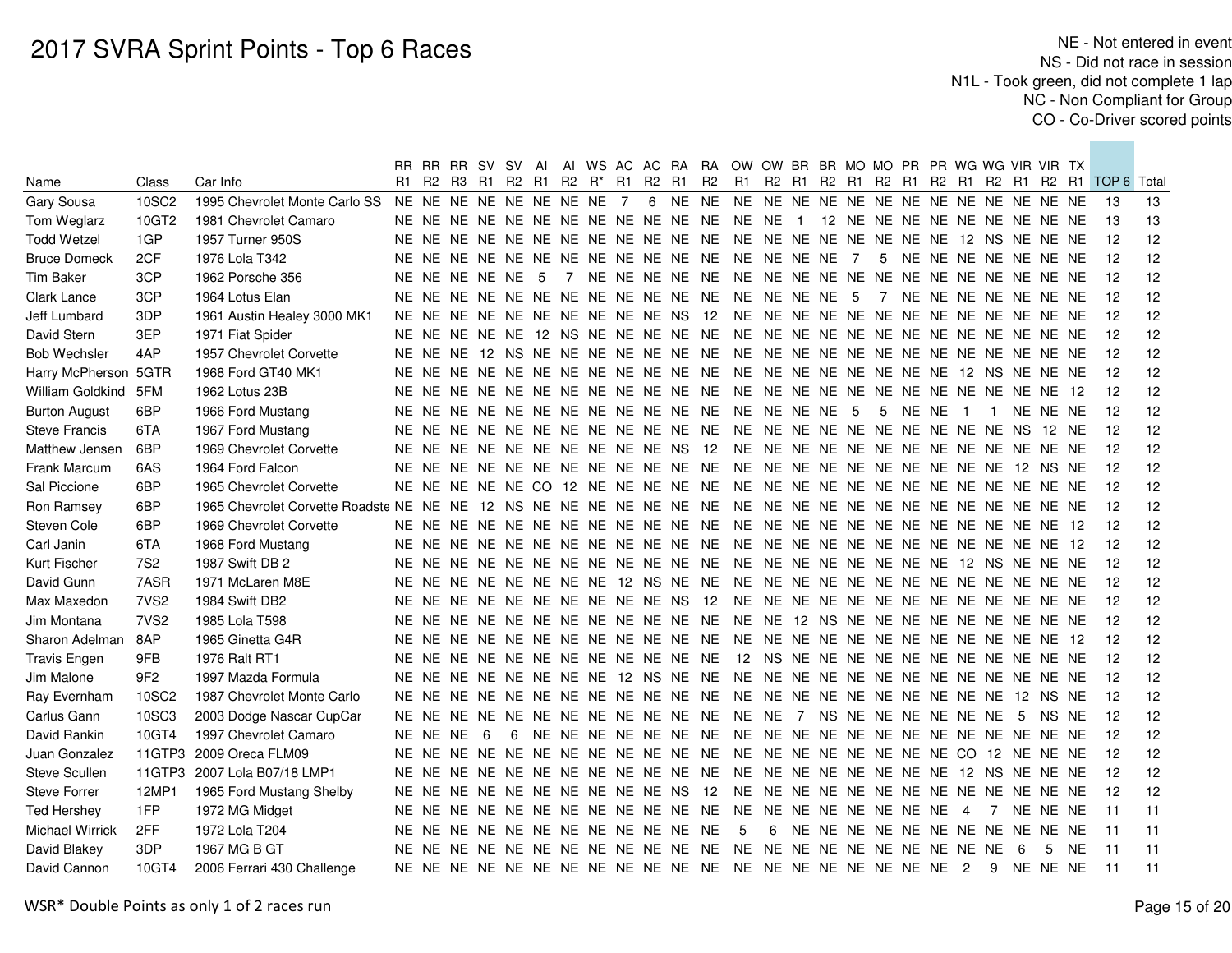# 2017 SVRA Sprint Points - Top 6 Races

NE - Not entered in event
NS - Did not race in session
N1L - Took green, did not complete 1 lap
NC - Non Compliant for Group
CO - Co-Driver scored points

| Name | Class | Car Info | RR R1 | RR R2 | RR R3 | SV R1 | SV R2 | AI R1 | AI R2 | WS R* | AC R1 | AC R2 | RA R1 | RA R2 | OW R1 | OW R2 | BR R1 | BR R2 | MO R1 | MO R2 | PR R1 | PR R2 | WG R1 | WG R2 | VIR R1 | VIR R2 | TX R1 | TOP 6 | Total |
|---|---|---|---|---|---|---|---|---|---|---|---|---|---|---|---|---|---|---|---|---|---|---|---|---|---|---|---|---|---|
| Gary Sousa | 10SC2 | 1995 Chevrolet Monte Carlo SS | NE | NE | NE | NE | NE | NE | NE | NE | 7 | 6 | NE | NE | NE | NE | NE | NE | NE | NE | NE | NE | NE | NE | NE | NE | NE | 13 | 13 |
| Tom Weglarz | 10GT2 | 1981 Chevrolet Camaro | NE | NE | NE | NE | NE | NE | NE | NE | NE | NE | NE | NE | NE | NE | 1 | 12 | NE | NE | NE | NE | NE | NE | NE | NE | NE | 13 | 13 |
| Todd Wetzel | 1GP | 1957 Turner 950S | NE | NE | NE | NE | NE | NE | NE | NE | NE | NE | NE | NE | NE | NE | NE | NE | NE | NE | NE | NE | 12 | NS | NE | NE | NE | 12 | 12 |
| Bruce Domeck | 2CF | 1976 Lola T342 | NE | NE | NE | NE | NE | NE | NE | NE | NE | NE | NE | NE | NE | NE | NE | NE | 7 | 5 | NE | NE | NE | NE | NE | NE | NE | 12 | 12 |
| Tim Baker | 3CP | 1962 Porsche 356 | NE | NE | NE | NE | NE | 5 | 7 | NE | NE | NE | NE | NE | NE | NE | NE | NE | NE | NE | NE | NE | NE | NE | NE | NE | NE | 12 | 12 |
| Clark Lance | 3CP | 1964 Lotus Elan | NE | NE | NE | NE | NE | NE | NE | NE | NE | NE | NE | NE | NE | NE | NE | NE | 5 | 7 | NE | NE | NE | NE | NE | NE | NE | 12 | 12 |
| Jeff Lumbard | 3DP | 1961 Austin Healey 3000 MK1 | NE | NE | NE | NE | NE | NE | NE | NE | NE | NE | NS | 12 | NE | NE | NE | NE | NE | NE | NE | NE | NE | NE | NE | NE | NE | 12 | 12 |
| David Stern | 3EP | 1971 Fiat Spider | NE | NE | NE | NE | NE | 12 | NS | NE | NE | NE | NE | NE | NE | NE | NE | NE | NE | NE | NE | NE | NE | NE | NE | NE | NE | 12 | 12 |
| Bob Wechsler | 4AP | 1957 Chevrolet Corvette | NE | NE | NE | 12 | NS | NE | NE | NE | NE | NE | NE | NE | NE | NE | NE | NE | NE | NE | NE | NE | NE | NE | NE | NE | NE | 12 | 12 |
| Harry McPherson | 5GTR | 1968 Ford GT40 MK1 | NE | NE | NE | NE | NE | NE | NE | NE | NE | NE | NE | NE | NE | NE | NE | NE | NE | NE | NE | NE | 12 | NS | NE | NE | NE | 12 | 12 |
| William Goldkind | 5FM | 1962 Lotus 23B | NE | NE | NE | NE | NE | NE | NE | NE | NE | NE | NE | NE | NE | NE | NE | NE | NE | NE | NE | NE | NE | NE | NE | NE | 12 | 12 | 12 |
| Burton August | 6BP | 1966 Ford Mustang | NE | NE | NE | NE | NE | NE | NE | NE | NE | NE | NE | NE | NE | NE | NE | NE | 5 | 5 | NE | NE | 1 | 1 | NE | NE | NE | 12 | 12 |
| Steve Francis | 6TA | 1967 Ford Mustang | NE | NE | NE | NE | NE | NE | NE | NE | NE | NE | NE | NE | NE | NE | NE | NE | NE | NE | NE | NE | NE | NE | NS | 12 | NE | 12 | 12 |
| Matthew Jensen | 6BP | 1969 Chevrolet Corvette | NE | NE | NE | NE | NE | NE | NE | NE | NE | NE | NS | 12 | NE | NE | NE | NE | NE | NE | NE | NE | NE | NE | NE | NE | NE | 12 | 12 |
| Frank Marcum | 6AS | 1964 Ford Falcon | NE | NE | NE | NE | NE | NE | NE | NE | NE | NE | NE | NE | NE | NE | NE | NE | NE | NE | NE | NE | NE | NE | 12 | NS | NE | 12 | 12 |
| Sal Piccione | 6BP | 1965 Chevrolet Corvette | NE | NE | NE | NE | NE | CO | 12 | NE | NE | NE | NE | NE | NE | NE | NE | NE | NE | NE | NE | NE | NE | NE | NE | NE | NE | 12 | 12 |
| Ron Ramsey | 6BP | 1965 Chevrolet Corvette Roadste | NE | NE | NE | 12 | NS | NE | NE | NE | NE | NE | NE | NE | NE | NE | NE | NE | NE | NE | NE | NE | NE | NE | NE | NE | NE | 12 | 12 |
| Steven Cole | 6BP | 1969 Chevrolet Corvette | NE | NE | NE | NE | NE | NE | NE | NE | NE | NE | NE | NE | NE | NE | NE | NE | NE | NE | NE | NE | NE | NE | NE | NE | 12 | 12 | 12 |
| Carl Janin | 6TA | 1968 Ford Mustang | NE | NE | NE | NE | NE | NE | NE | NE | NE | NE | NE | NE | NE | NE | NE | NE | NE | NE | NE | NE | NE | NE | NE | NE | 12 | 12 | 12 |
| Kurt Fischer | 7S2 | 1987 Swift DB 2 | NE | NE | NE | NE | NE | NE | NE | NE | NE | NE | NE | NE | NE | NE | NE | NE | NE | NE | NE | NE | 12 | NS | NE | NE | NE | 12 | 12 |
| David Gunn | 7ASR | 1971 McLaren M8E | NE | NE | NE | NE | NE | NE | NE | NE | 12 | NS | NE | NE | NE | NE | NE | NE | NE | NE | NE | NE | NE | NE | NE | NE | NE | 12 | 12 |
| Max Maxedon | 7VS2 | 1984 Swift DB2 | NE | NE | NE | NE | NE | NE | NE | NE | NE | NE | NS | 12 | NE | NE | NE | NE | NE | NE | NE | NE | NE | NE | NE | NE | NE | 12 | 12 |
| Jim Montana | 7VS2 | 1985 Lola T598 | NE | NE | NE | NE | NE | NE | NE | NE | NE | NE | NE | NE | NE | NE | 12 | NS | NE | NE | NE | NE | NE | NE | NE | NE | NE | 12 | 12 |
| Sharon Adelman | 8AP | 1965 Ginetta G4R | NE | NE | NE | NE | NE | NE | NE | NE | NE | NE | NE | NE | NE | NE | NE | NE | NE | NE | NE | NE | NE | NE | NE | NE | 12 | 12 | 12 |
| Travis Engen | 9FB | 1976 Ralt RT1 | NE | NE | NE | NE | NE | NE | NE | NE | NE | NE | NE | NE | 12 | NS | NE | NE | NE | NE | NE | NE | NE | NE | NE | NE | NE | 12 | 12 |
| Jim Malone | 9F2 | 1997 Mazda Formula | NE | NE | NE | NE | NE | NE | NE | NE | 12 | NS | NE | NE | NE | NE | NE | NE | NE | NE | NE | NE | NE | NE | NE | NE | NE | 12 | 12 |
| Ray Evernham | 10SC2 | 1987 Chevrolet Monte Carlo | NE | NE | NE | NE | NE | NE | NE | NE | NE | NE | NE | NE | NE | NE | NE | NE | NE | NE | NE | NE | NE | NE | 12 | NS | NE | 12 | 12 |
| Carlus Gann | 10SC3 | 2003 Dodge Nascar CupCar | NE | NE | NE | NE | NE | NE | NE | NE | NE | NE | NE | NE | NE | NE | 7 | NS | NE | NE | NE | NE | NE | NE | 5 | NS | NE | 12 | 12 |
| David Rankin | 10GT4 | 1997 Chevrolet Camaro | NE | NE | NE | 6 | 6 | NE | NE | NE | NE | NE | NE | NE | NE | NE | NE | NE | NE | NE | NE | NE | NE | NE | NE | NE | NE | 12 | 12 |
| Juan Gonzalez | 11GTP3 | 2009 Oreca FLM09 | NE | NE | NE | NE | NE | NE | NE | NE | NE | NE | NE | NE | NE | NE | NE | NE | NE | NE | NE | NE | CO | 12 | NE | NE | NE | 12 | 12 |
| Steve Scullen | 11GTP3 | 2007 Lola B07/18 LMP1 | NE | NE | NE | NE | NE | NE | NE | NE | NE | NE | NE | NE | NE | NE | NE | NE | NE | NE | NE | NE | 12 | NS | NE | NE | NE | 12 | 12 |
| Steve Forrer | 12MP1 | 1965 Ford Mustang Shelby | NE | NE | NE | NE | NE | NE | NE | NE | NE | NE | NS | 12 | NE | NE | NE | NE | NE | NE | NE | NE | NE | NE | NE | NE | NE | 12 | 12 |
| Ted Hershey | 1FP | 1972 MG Midget | NE | NE | NE | NE | NE | NE | NE | NE | NE | NE | NE | NE | NE | NE | NE | NE | NE | NE | NE | NE | 4 | 7 | NE | NE | NE | 11 | 11 |
| Michael Wirrick | 2FF | 1972 Lola T204 | NE | NE | NE | NE | NE | NE | NE | NE | NE | NE | NE | NE | 5 | 6 | NE | NE | NE | NE | NE | NE | NE | NE | NE | NE | NE | 11 | 11 |
| David Blakey | 3DP | 1967 MG B GT | NE | NE | NE | NE | NE | NE | NE | NE | NE | NE | NE | NE | NE | NE | NE | NE | NE | NE | NE | NE | NE | NE | 6 | 5 | NE | 11 | 11 |
| David Cannon | 10GT4 | 2006 Ferrari 430 Challenge | NE | NE | NE | NE | NE | NE | NE | NE | NE | NE | NE | NE | NE | NE | NE | NE | NE | NE | NE | NE | 2 | 9 | NE | NE | NE | 11 | 11 |

WSR* Double Points as only 1 of 2 races run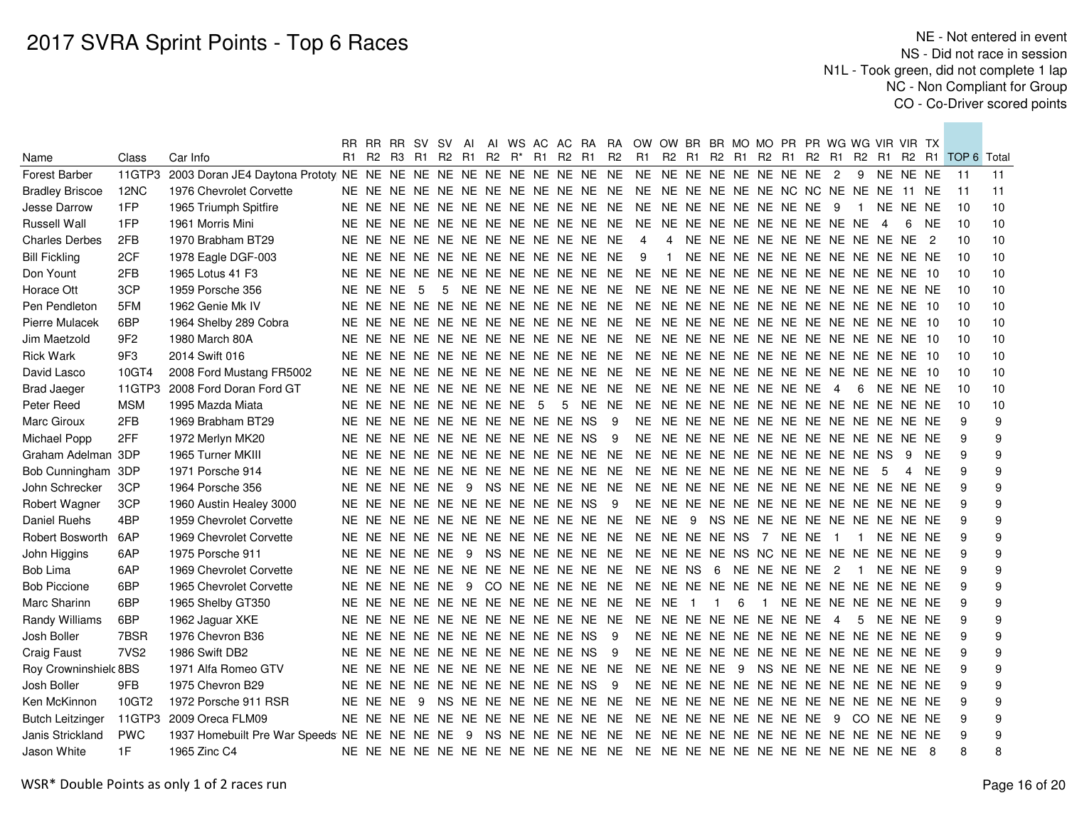# 2017 SVRA Sprint Points - Top 6 Races

NE - Not entered in event
NS - Did not race in session
N1L - Took green, did not complete 1 lap
NC - Non Compliant for Group
CO - Co-Driver scored points

| Name | Class | Car Info | RR R1 | RR R2 | RR R3 | SV R1 | SV R2 | AI R1 | AI R2 | WS R* | AC R1 | AC R2 | RA R1 | RA R2 | OW R1 | OW R2 | BR R1 | BR R2 | MO R1 | MO R2 | PR R1 | PR R2 | WG R1 | WG R2 | VIR R1 | VIR R2 | TX R1 | TOP 6 | Total |
|---|---|---|---|---|---|---|---|---|---|---|---|---|---|---|---|---|---|---|---|---|---|---|---|---|---|---|---|---|---|
| Forest Barber | 11GTP3 | 2003 Doran JE4 Daytona Prototy | NE | NE | NE | NE | NE | NE | NE | NE | NE | NE | NE | NE | NE | NE | NE | NE | NE | NE | NE | NE | 2 | 9 | NE | NE | NE | 11 | 11 |
| Bradley Briscoe | 12NC | 1976 Chevrolet Corvette | NE | NE | NE | NE | NE | NE | NE | NE | NE | NE | NE | NE | NE | NE | NE | NE | NE | NE | NC | NC | NE | NE | NE | 11 | NE | 11 | 11 |
| Jesse Darrow | 1FP | 1965 Triumph Spitfire | NE | NE | NE | NE | NE | NE | NE | NE | NE | NE | NE | NE | NE | NE | NE | NE | NE | NE | NE | NE | 9 | 1 | NE | NE | NE | 10 | 10 |
| Russell Wall | 1FP | 1961 Morris Mini | NE | NE | NE | NE | NE | NE | NE | NE | NE | NE | NE | NE | NE | NE | NE | NE | NE | NE | NE | NE | NE | NE | 4 | 6 | NE | 10 | 10 |
| Charles Derbes | 2FB | 1970 Brabham BT29 | NE | NE | NE | NE | NE | NE | NE | NE | NE | NE | NE | NE | 4 | 4 | NE | NE | NE | NE | NE | NE | NE | NE | NE | NE | 2 | 10 | 10 |
| Bill Fickling | 2CF | 1978 Eagle DGF-003 | NE | NE | NE | NE | NE | NE | NE | NE | NE | NE | NE | NE | 9 | 1 | NE | NE | NE | NE | NE | NE | NE | NE | NE | NE | NE | 10 | 10 |
| Don Yount | 2FB | 1965 Lotus 41 F3 | NE | NE | NE | NE | NE | NE | NE | NE | NE | NE | NE | NE | NE | NE | NE | NE | NE | NE | NE | NE | NE | NE | NE | NE | 10 | 10 | 10 |
| Horace Ott | 3CP | 1959 Porsche 356 | NE | NE | NE | 5 | 5 | NE | NE | NE | NE | NE | NE | NE | NE | NE | NE | NE | NE | NE | NE | NE | NE | NE | NE | NE | NE | 10 | 10 |
| Pen Pendleton | 5FM | 1962 Genie Mk IV | NE | NE | NE | NE | NE | NE | NE | NE | NE | NE | NE | NE | NE | NE | NE | NE | NE | NE | NE | NE | NE | NE | NE | NE | 10 | 10 | 10 |
| Pierre Mulacek | 6BP | 1964 Shelby 289 Cobra | NE | NE | NE | NE | NE | NE | NE | NE | NE | NE | NE | NE | NE | NE | NE | NE | NE | NE | NE | NE | NE | NE | NE | NE | 10 | 10 | 10 |
| Jim Maetzold | 9F2 | 1980 March 80A | NE | NE | NE | NE | NE | NE | NE | NE | NE | NE | NE | NE | NE | NE | NE | NE | NE | NE | NE | NE | NE | NE | NE | NE | 10 | 10 | 10 |
| Rick Wark | 9F3 | 2014 Swift 016 | NE | NE | NE | NE | NE | NE | NE | NE | NE | NE | NE | NE | NE | NE | NE | NE | NE | NE | NE | NE | NE | NE | NE | NE | 10 | 10 | 10 |
| David Lasco | 10GT4 | 2008 Ford Mustang FR5002 | NE | NE | NE | NE | NE | NE | NE | NE | NE | NE | NE | NE | NE | NE | NE | NE | NE | NE | NE | NE | NE | NE | NE | NE | 10 | 10 | 10 |
| Brad Jaeger | 11GTP3 | 2008 Ford Doran Ford GT | NE | NE | NE | NE | NE | NE | NE | NE | NE | NE | NE | NE | NE | NE | NE | NE | NE | NE | NE | NE | 4 | 6 | NE | NE | NE | 10 | 10 |
| Peter Reed | MSM | 1995 Mazda Miata | NE | NE | NE | NE | NE | NE | NE | NE | 5 | 5 | NE | NE | NE | NE | NE | NE | NE | NE | NE | NE | NE | NE | NE | NE | NE | 10 | 10 |
| Marc Giroux | 2FB | 1969 Brabham BT29 | NE | NE | NE | NE | NE | NE | NE | NE | NE | NE | NS | 9 | NE | NE | NE | NE | NE | NE | NE | NE | NE | NE | NE | NE | NE | 9 | 9 |
| Michael Popp | 2FF | 1972 Merlyn MK20 | NE | NE | NE | NE | NE | NE | NE | NE | NE | NE | NS | 9 | NE | NE | NE | NE | NE | NE | NE | NE | NE | NE | NE | NE | NE | 9 | 9 |
| Graham Adelman | 3DP | 1965 Turner MKIII | NE | NE | NE | NE | NE | NE | NE | NE | NE | NE | NE | NE | NE | NE | NE | NE | NE | NE | NE | NE | NE | NE | NS | 9 | NE | 9 | 9 |
| Bob Cunningham | 3DP | 1971 Porsche 914 | NE | NE | NE | NE | NE | NE | NE | NE | NE | NE | NE | NE | NE | NE | NE | NE | NE | NE | NE | NE | NE | NE | 5 | 4 | NE | 9 | 9 |
| John Schrecker | 3CP | 1964 Porsche 356 | NE | NE | NE | NE | NE | 9 | NS | NE | NE | NE | NE | NE | NE | NE | NE | NE | NE | NE | NE | NE | NE | NE | NE | NE | NE | 9 | 9 |
| Robert Wagner | 3CP | 1960 Austin Healey 3000 | NE | NE | NE | NE | NE | NE | NE | NE | NE | NE | NS | 9 | NE | NE | NE | NE | NE | NE | NE | NE | NE | NE | NE | NE | NE | 9 | 9 |
| Daniel Ruehs | 4BP | 1959 Chevrolet Corvette | NE | NE | NE | NE | NE | NE | NE | NE | NE | NE | NE | NE | NE | NE | 9 | NS | NE | NE | NE | NE | NE | NE | NE | NE | NE | 9 | 9 |
| Robert Bosworth | 6AP | 1969 Chevrolet Corvette | NE | NE | NE | NE | NE | NE | NE | NE | NE | NE | NE | NE | NE | NE | NE | NE | NS | 7 | NE | NE | 1 | 1 | NE | NE | NE | 9 | 9 |
| John Higgins | 6AP | 1975 Porsche 911 | NE | NE | NE | NE | NE | 9 | NS | NE | NE | NE | NE | NE | NE | NE | NE | NE | NS | NC | NE | NE | NE | NE | NE | NE | NE | 9 | 9 |
| Bob Lima | 6AP | 1969 Chevrolet Corvette | NE | NE | NE | NE | NE | NE | NE | NE | NE | NE | NE | NE | NE | NE | NS | 6 | NE | NE | NE | NE | 2 | 1 | NE | NE | NE | 9 | 9 |
| Bob Piccione | 6BP | 1965 Chevrolet Corvette | NE | NE | NE | NE | NE | 9 | CO | NE | NE | NE | NE | NE | NE | NE | NE | NE | NE | NE | NE | NE | NE | NE | NE | NE | NE | 9 | 9 |
| Marc Sharinn | 6BP | 1965 Shelby GT350 | NE | NE | NE | NE | NE | NE | NE | NE | NE | NE | NE | NE | NE | NE | 1 | 1 | 6 | 1 | NE | NE | NE | NE | NE | NE | NE | 9 | 9 |
| Randy Williams | 6BP | 1962 Jaguar XKE | NE | NE | NE | NE | NE | NE | NE | NE | NE | NE | NE | NE | NE | NE | NE | NE | NE | NE | NE | NE | 4 | 5 | NE | NE | NE | 9 | 9 |
| Josh Boller | 7BSR | 1976 Chevron B36 | NE | NE | NE | NE | NE | NE | NE | NE | NE | NE | NS | 9 | NE | NE | NE | NE | NE | NE | NE | NE | NE | NE | NE | NE | NE | 9 | 9 |
| Craig Faust | 7VS2 | 1986 Swift DB2 | NE | NE | NE | NE | NE | NE | NE | NE | NE | NE | NS | 9 | NE | NE | NE | NE | NE | NE | NE | NE | NE | NE | NE | NE | NE | 9 | 9 |
| Roy Crowninshielc | 8BS | 1971 Alfa Romeo GTV | NE | NE | NE | NE | NE | NE | NE | NE | NE | NE | NE | NE | NE | NE | NE | NE | 9 | NS | NE | NE | NE | NE | NE | NE | NE | 9 | 9 |
| Josh Boller | 9FB | 1975 Chevron B29 | NE | NE | NE | NE | NE | NE | NE | NE | NE | NE | NS | 9 | NE | NE | NE | NE | NE | NE | NE | NE | NE | NE | NE | NE | NE | 9 | 9 |
| Ken McKinnon | 10GT2 | 1972 Porsche 911 RSR | NE | NE | NE | 9 | NS | NE | NE | NE | NE | NE | NE | NE | NE | NE | NE | NE | NE | NE | NE | NE | NE | NE | NE | NE | NE | 9 | 9 |
| Butch Leitzinger | 11GTP3 | 2009 Oreca FLM09 | NE | NE | NE | NE | NE | NE | NE | NE | NE | NE | NE | NE | NE | NE | NE | NE | NE | NE | NE | NE | 9 | CO | NE | NE | NE | 9 | 9 |
| Janis Strickland | PWC | 1937 Homebuilt Pre War Speeds | NE | NE | NE | NE | NE | 9 | NS | NE | NE | NE | NE | NE | NE | NE | NE | NE | NE | NE | NE | NE | NE | NE | NE | NE | NE | 9 | 9 |
| Jason White | 1F | 1965 Zinc C4 | NE | NE | NE | NE | NE | NE | NE | NE | NE | NE | NE | NE | NE | NE | NE | NE | NE | NE | NE | NE | NE | NE | NE | NE | 8 | 8 | 8 |

WSR* Double Points as only 1 of 2 races run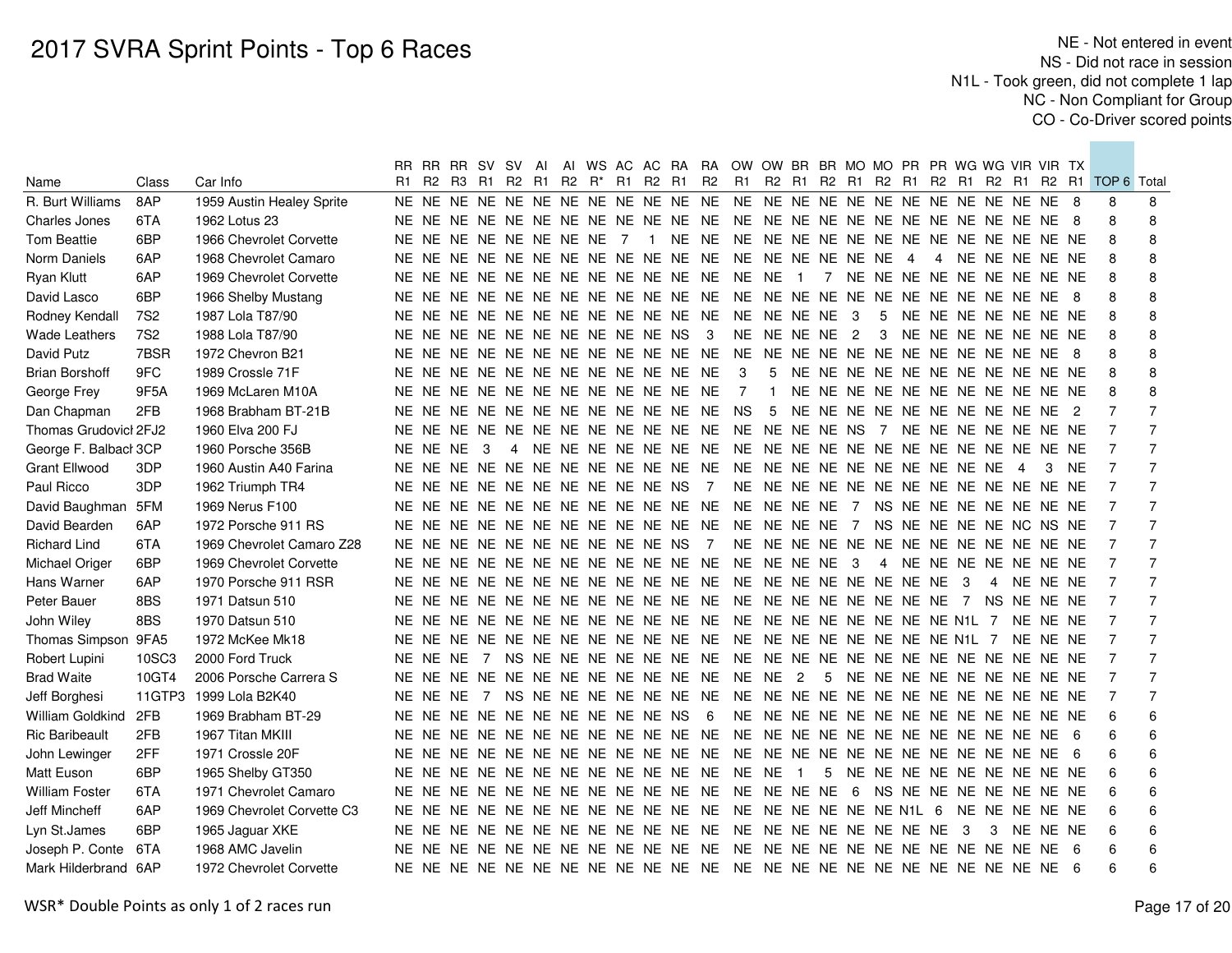# 2017 SVRA Sprint Points - Top 6 Races

NE - Not entered in event
NS - Did not race in session
N1L - Took green, did not complete 1 lap
NC - Non Compliant for Group
CO - Co-Driver scored points

| Name | Class | Car Info | RR R1 | RR R2 | RR R3 | SV R1 | SV R2 | AI R1 | AI R2 | WS R* | AC R1 | AC R2 | RA R1 | RA R2 | OW R1 | OW R2 | BR R1 | BR R2 | MO R1 | MO R2 | PR R1 | PR R2 | WG R1 | WG R2 | VIR R1 | VIR R2 | TX R1 | TOP 6 | Total |
|---|---|---|---|---|---|---|---|---|---|---|---|---|---|---|---|---|---|---|---|---|---|---|---|---|---|---|---|---|---|
| R. Burt Williams | 8AP | 1959 Austin Healey Sprite | NE | NE | NE | NE | NE | NE | NE | NE | NE | NE | NE | NE | NE | NE | NE | NE | NE | NE | NE | NE | NE | NE | NE | NE | 8 | 8 | 8 |
| Charles Jones | 6TA | 1962 Lotus 23 | NE | NE | NE | NE | NE | NE | NE | NE | NE | NE | NE | NE | NE | NE | NE | NE | NE | NE | NE | NE | NE | NE | NE | NE | 8 | 8 | 8 |
| Tom Beattie | 6BP | 1966 Chevrolet Corvette | NE | NE | NE | NE | NE | NE | NE | NE | 7 | 1 | NE | NE | NE | NE | NE | NE | NE | NE | NE | NE | NE | NE | NE | NE | NE | 8 | 8 |
| Norm Daniels | 6AP | 1968 Chevrolet Camaro | NE | NE | NE | NE | NE | NE | NE | NE | NE | NE | NE | NE | NE | NE | NE | NE | NE | NE | 4 | 4 | NE | NE | NE | NE | NE | 8 | 8 |
| Ryan Klutt | 6AP | 1969 Chevrolet Corvette | NE | NE | NE | NE | NE | NE | NE | NE | NE | NE | NE | NE | NE | NE | 1 | 7 | NE | NE | NE | NE | NE | NE | NE | NE | NE | 8 | 8 |
| David Lasco | 6BP | 1966 Shelby Mustang | NE | NE | NE | NE | NE | NE | NE | NE | NE | NE | NE | NE | NE | NE | NE | NE | NE | NE | NE | NE | NE | NE | NE | NE | 8 | 8 | 8 |
| Rodney Kendall | 7S2 | 1987 Lola T87/90 | NE | NE | NE | NE | NE | NE | NE | NE | NE | NE | NE | NE | NE | NE | NE | NE | 3 | 5 | NE | NE | NE | NE | NE | NE | NE | 8 | 8 |
| Wade Leathers | 7S2 | 1988 Lola T87/90 | NE | NE | NE | NE | NE | NE | NE | NE | NE | NE | NS | 3 | NE | NE | NE | NE | 2 | 3 | NE | NE | NE | NE | NE | NE | NE | 8 | 8 |
| David Putz | 7BSR | 1972 Chevron B21 | NE | NE | NE | NE | NE | NE | NE | NE | NE | NE | NE | NE | NE | NE | NE | NE | NE | NE | NE | NE | NE | NE | NE | NE | 8 | 8 | 8 |
| Brian Borshoff | 9FC | 1989 Crossle 71F | NE | NE | NE | NE | NE | NE | NE | NE | NE | NE | NE | NE | 3 | 5 | NE | NE | NE | NE | NE | NE | NE | NE | NE | NE | NE | 8 | 8 |
| George Frey | 9F5A | 1969 McLaren M10A | NE | NE | NE | NE | NE | NE | NE | NE | NE | NE | NE | NE | 7 | 1 | NE | NE | NE | NE | NE | NE | NE | NE | NE | NE | NE | 8 | 8 |
| Dan Chapman | 2FB | 1968 Brabham BT-21B | NE | NE | NE | NE | NE | NE | NE | NE | NE | NE | NE | NE | NS | 5 | NE | NE | NE | NE | NE | NE | NE | NE | NE | NE | 2 | 7 | 7 |
| Thomas Grudovicl | 2FJ2 | 1960 Elva 200 FJ | NE | NE | NE | NE | NE | NE | NE | NE | NE | NE | NE | NE | NE | NE | NE | NE | NS | 7 | NE | NE | NE | NE | NE | NE | NE | 7 | 7 |
| George F. Balbacl | 3CP | 1960 Porsche 356B | NE | NE | NE | 3 | 4 | NE | NE | NE | NE | NE | NE | NE | NE | NE | NE | NE | NE | NE | NE | NE | NE | NE | NE | NE | NE | 7 | 7 |
| Grant Ellwood | 3DP | 1960 Austin A40 Farina | NE | NE | NE | NE | NE | NE | NE | NE | NE | NE | NE | NE | NE | NE | NE | NE | NE | NE | NE | NE | NE | NE | 4 | 3 | NE | 7 | 7 |
| Paul Ricco | 3DP | 1962 Triumph TR4 | NE | NE | NE | NE | NE | NE | NE | NE | NE | NE | NS | 7 | NE | NE | NE | NE | NE | NE | NE | NE | NE | NE | NE | NE | NE | 7 | 7 |
| David Baughman | 5FM | 1969 Nerus F100 | NE | NE | NE | NE | NE | NE | NE | NE | NE | NE | NE | NE | NE | NE | NE | NE | 7 | NS | NE | NE | NE | NE | NE | NE | NE | 7 | 7 |
| David Bearden | 6AP | 1972 Porsche 911 RS | NE | NE | NE | NE | NE | NE | NE | NE | NE | NE | NE | NE | NE | NE | NE | NE | 7 | NS | NE | NE | NE | NE | NC | NS | NE | 7 | 7 |
| Richard Lind | 6TA | 1969 Chevrolet Camaro Z28 | NE | NE | NE | NE | NE | NE | NE | NE | NE | NE | NS | 7 | NE | NE | NE | NE | NE | NE | NE | NE | NE | NE | NE | NE | NE | 7 | 7 |
| Michael Origer | 6BP | 1969 Chevrolet Corvette | NE | NE | NE | NE | NE | NE | NE | NE | NE | NE | NE | NE | NE | NE | NE | NE | 3 | 4 | NE | NE | NE | NE | NE | NE | NE | 7 | 7 |
| Hans Warner | 6AP | 1970 Porsche 911 RSR | NE | NE | NE | NE | NE | NE | NE | NE | NE | NE | NE | NE | NE | NE | NE | NE | NE | NE | NE | NE | 3 | 4 | NE | NE | NE | 7 | 7 |
| Peter Bauer | 8BS | 1971 Datsun 510 | NE | NE | NE | NE | NE | NE | NE | NE | NE | NE | NE | NE | NE | NE | NE | NE | NE | NE | NE | NE | 7 | NS | NE | NE | NE | 7 | 7 |
| John Wiley | 8BS | 1970 Datsun 510 | NE | NE | NE | NE | NE | NE | NE | NE | NE | NE | NE | NE | NE | NE | NE | NE | NE | NE | NE | NE | N1L | 7 | NE | NE | NE | 7 | 7 |
| Thomas Simpson | 9FA5 | 1972 McKee Mk18 | NE | NE | NE | NE | NE | NE | NE | NE | NE | NE | NE | NE | NE | NE | NE | NE | NE | NE | NE | NE | N1L | 7 | NE | NE | NE | 7 | 7 |
| Robert Lupini | 10SC3 | 2000 Ford Truck | NE | NE | NE | 7 | NS | NE | NE | NE | NE | NE | NE | NE | NE | NE | NE | NE | NE | NE | NE | NE | NE | NE | NE | NE | NE | 7 | 7 |
| Brad Waite | 10GT4 | 2006 Porsche Carrera S | NE | NE | NE | NE | NE | NE | NE | NE | NE | NE | NE | NE | NE | NE | 2 | 5 | NE | NE | NE | NE | NE | NE | NE | NE | NE | 7 | 7 |
| Jeff Borghesi | 11GTP3 | 1999 Lola B2K40 | NE | NE | NE | 7 | NS | NE | NE | NE | NE | NE | NE | NE | NE | NE | NE | NE | NE | NE | NE | NE | NE | NE | NE | NE | NE | 7 | 7 |
| William Goldkind | 2FB | 1969 Brabham BT-29 | NE | NE | NE | NE | NE | NE | NE | NE | NE | NE | NS | 6 | NE | NE | NE | NE | NE | NE | NE | NE | NE | NE | NE | NE | NE | 6 | 6 |
| Ric Baribeault | 2FB | 1967 Titan MKIII | NE | NE | NE | NE | NE | NE | NE | NE | NE | NE | NE | NE | NE | NE | NE | NE | NE | NE | NE | NE | NE | NE | NE | NE | 6 | 6 | 6 |
| John Lewinger | 2FF | 1971 Crossle 20F | NE | NE | NE | NE | NE | NE | NE | NE | NE | NE | NE | NE | NE | NE | NE | NE | NE | NE | NE | NE | NE | NE | NE | NE | 6 | 6 | 6 |
| Matt Euson | 6BP | 1965 Shelby GT350 | NE | NE | NE | NE | NE | NE | NE | NE | NE | NE | NE | NE | NE | NE | 1 | 5 | NE | NE | NE | NE | NE | NE | NE | NE | NE | 6 | 6 |
| William Foster | 6TA | 1971 Chevrolet Camaro | NE | NE | NE | NE | NE | NE | NE | NE | NE | NE | NE | NE | NE | NE | NE | NE | 6 | NS | NE | NE | NE | NE | NE | NE | NE | 6 | 6 |
| Jeff Mincheff | 6AP | 1969 Chevrolet Corvette C3 | NE | NE | NE | NE | NE | NE | NE | NE | NE | NE | NE | NE | NE | NE | NE | NE | NE | NE | N1L | 6 | NE | NE | NE | NE | NE | 6 | 6 |
| Lyn St.James | 6BP | 1965 Jaguar XKE | NE | NE | NE | NE | NE | NE | NE | NE | NE | NE | NE | NE | NE | NE | NE | NE | NE | NE | NE | NE | 3 | 3 | NE | NE | NE | 6 | 6 |
| Joseph P. Conte | 6TA | 1968 AMC Javelin | NE | NE | NE | NE | NE | NE | NE | NE | NE | NE | NE | NE | NE | NE | NE | NE | NE | NE | NE | NE | NE | NE | NE | NE | 6 | 6 | 6 |
| Mark Hilderbrand | 6AP | 1972 Chevrolet Corvette | NE | NE | NE | NE | NE | NE | NE | NE | NE | NE | NE | NE | NE | NE | NE | NE | NE | NE | NE | NE | NE | NE | NE | NE | 6 | 6 | 6 |

WSR* Double Points as only 1 of 2 races run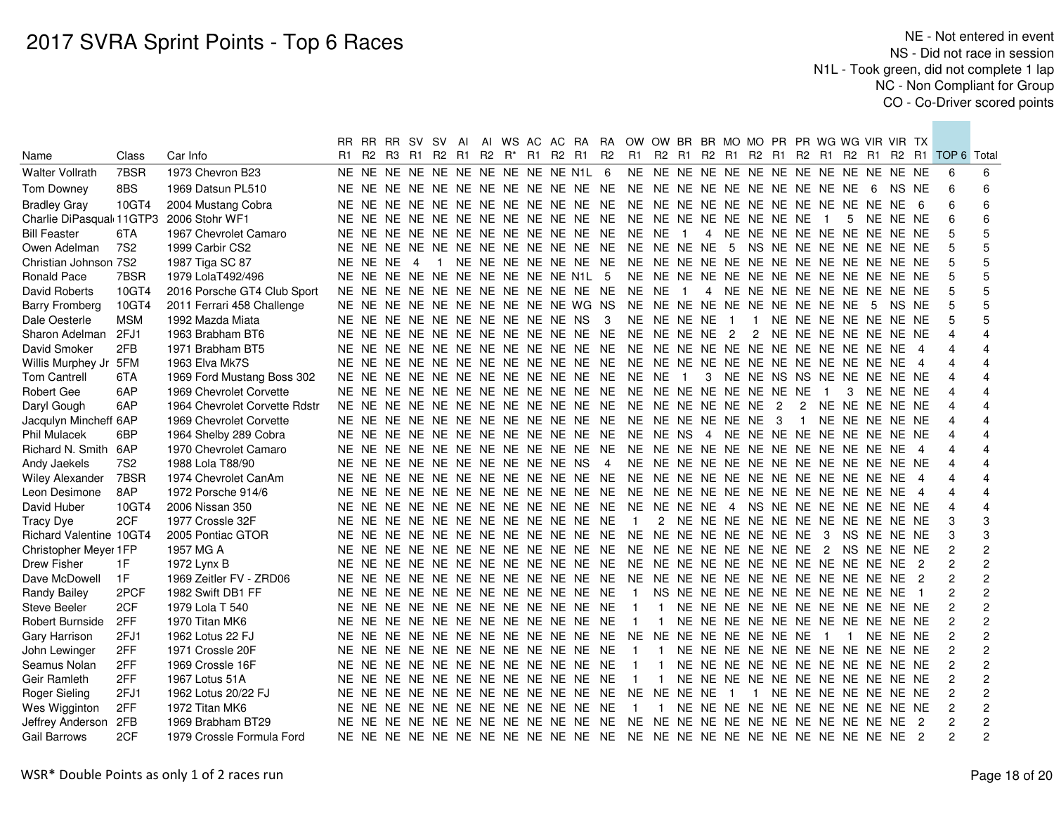# 2017 SVRA Sprint Points - Top 6 Races

NE - Not entered in event
NS - Did not race in session
N1L - Took green, did not complete 1 lap
NC - Non Compliant for Group
CO - Co-Driver scored points

| Name | Class | Car Info | RR R1 | RR R2 | RR R3 | SV R1 | SV R2 | AI R1 | AI R2 | WS R* | AC R1 | AC R2 | RA R1 | RA R2 | OW R1 | OW R2 | BR R1 | BR R2 | MO R1 | MO R2 | PR R1 | PR R2 | WG R1 | WG R2 | VIR R1 | VIR R2 | TX R1 | TOP 6 | Total |
|---|---|---|---|---|---|---|---|---|---|---|---|---|---|---|---|---|---|---|---|---|---|---|---|---|---|---|---|---|---|
| Walter Vollrath | 7BSR | 1973 Chevron B23 | NE | NE | NE | NE | NE | NE | NE | NE | NE | NE | N1L | 6 | NE | NE | NE | NE | NE | NE | NE | NE | NE | NE | NE | NE | NE | 6 | 6 |
| Tom Downey | 8BS | 1969 Datsun PL510 | NE | NE | NE | NE | NE | NE | NE | NE | NE | NE | NE | NE | NE | NE | NE | NE | NE | NE | NE | NE | NE | NE | 6 | NS | NE | 6 | 6 |
| Bradley Gray | 10GT4 | 2004 Mustang Cobra | NE | NE | NE | NE | NE | NE | NE | NE | NE | NE | NE | NE | NE | NE | NE | NE | NE | NE | NE | NE | NE | NE | NE | NE | 6 | 6 | 6 |
| Charlie DiPasquale | 11GTP3 | 2006 Stohr WF1 | NE | NE | NE | NE | NE | NE | NE | NE | NE | NE | NE | NE | NE | NE | NE | NE | NE | NE | NE | NE | 1 | 5 | NE | NE | NE | 6 | 6 |
| Bill Feaster | 6TA | 1967 Chevrolet Camaro | NE | NE | NE | NE | NE | NE | NE | NE | NE | NE | NE | NE | NE | NE | 1 | 4 | NE | NE | NE | NE | NE | NE | NE | NE | NE | 5 | 5 |
| Owen Adelman | 7S2 | 1999 Carbir CS2 | NE | NE | NE | NE | NE | NE | NE | NE | NE | NE | NE | NE | NE | NE | NE | NE | 5 | NS | NE | NE | NE | NE | NE | NE | NE | 5 | 5 |
| Christian Johnson | 7S2 | 1987 Tiga SC 87 | NE | NE | NE | 4 | 1 | NE | NE | NE | NE | NE | NE | NE | NE | NE | NE | NE | NE | NE | NE | NE | NE | NE | NE | NE | NE | 5 | 5 |
| Ronald Pace | 7BSR | 1979 LolaT492/496 | NE | NE | NE | NE | NE | NE | NE | NE | NE | NE | N1L | 5 | NE | NE | NE | NE | NE | NE | NE | NE | NE | NE | NE | NE | NE | 5 | 5 |
| David Roberts | 10GT4 | 2016 Porsche GT4 Club Sport | NE | NE | NE | NE | NE | NE | NE | NE | NE | NE | NE | NE | NE | NE | 1 | 4 | NE | NE | NE | NE | NE | NE | NE | NE | NE | 5 | 5 |
| Barry Fromberg | 10GT4 | 2011 Ferrari 458 Challenge | NE | NE | NE | NE | NE | NE | NE | NE | NE | NE | WG | NS | NE | NE | NE | NE | NE | NE | NE | NE | NE | NE | 5 | NS | NE | 5 | 5 |
| Dale Oesterle | MSM | 1992 Mazda Miata | NE | NE | NE | NE | NE | NE | NE | NE | NE | NE | NS | 3 | NE | NE | NE | NE | 1 | 1 | NE | NE | NE | NE | NE | NE | NE | 5 | 5 |
| Sharon Adelman | 2FJ1 | 1963 Brabham BT6 | NE | NE | NE | NE | NE | NE | NE | NE | NE | NE | NE | NE | NE | NE | NE | NE | 2 | 2 | NE | NE | NE | NE | NE | NE | NE | 4 | 4 |
| David Smoker | 2FB | 1971 Brabham BT5 | NE | NE | NE | NE | NE | NE | NE | NE | NE | NE | NE | NE | NE | NE | NE | NE | NE | NE | NE | NE | NE | NE | NE | NE | 4 | 4 | 4 |
| Willis Murphey Jr | 5FM | 1963 Elva Mk7S | NE | NE | NE | NE | NE | NE | NE | NE | NE | NE | NE | NE | NE | NE | NE | NE | NE | NE | NE | NE | NE | NE | NE | NE | 4 | 4 | 4 |
| Tom Cantrell | 6TA | 1969 Ford Mustang Boss 302 | NE | NE | NE | NE | NE | NE | NE | NE | NE | NE | NE | NE | NE | NE | 1 | 3 | NE | NE | NS | NS | NE | NE | NE | NE | NE | 4 | 4 |
| Robert Gee | 6AP | 1969 Chevrolet Corvette | NE | NE | NE | NE | NE | NE | NE | NE | NE | NE | NE | NE | NE | NE | NE | NE | NE | NE | NE | NE | 1 | 3 | NE | NE | NE | 4 | 4 |
| Daryl Gough | 6AP | 1964 Chevrolet Corvette Rdstr | NE | NE | NE | NE | NE | NE | NE | NE | NE | NE | NE | NE | NE | NE | NE | NE | NE | NE | 2 | 2 | NE | NE | NE | NE | NE | 4 | 4 |
| Jacqulyn Mincheff | 6AP | 1969 Chevrolet Corvette | NE | NE | NE | NE | NE | NE | NE | NE | NE | NE | NE | NE | NE | NE | NE | NE | NE | NE | 3 | 1 | NE | NE | NE | NE | NE | 4 | 4 |
| Phil Mulacek | 6BP | 1964 Shelby 289 Cobra | NE | NE | NE | NE | NE | NE | NE | NE | NE | NE | NE | NE | NE | NE | NS | 4 | NE | NE | NE | NE | NE | NE | NE | NE | NE | 4 | 4 |
| Richard N. Smith | 6AP | 1970 Chevrolet Camaro | NE | NE | NE | NE | NE | NE | NE | NE | NE | NE | NE | NE | NE | NE | NE | NE | NE | NE | NE | NE | NE | NE | NE | NE | 4 | 4 | 4 |
| Andy Jaekels | 7S2 | 1988 Lola T88/90 | NE | NE | NE | NE | NE | NE | NE | NE | NE | NE | NS | 4 | NE | NE | NE | NE | NE | NE | NE | NE | NE | NE | NE | NE | NE | 4 | 4 |
| Wiley Alexander | 7BSR | 1974 Chevrolet CanAm | NE | NE | NE | NE | NE | NE | NE | NE | NE | NE | NE | NE | NE | NE | NE | NE | NE | NE | NE | NE | NE | NE | NE | NE | 4 | 4 | 4 |
| Leon Desimone | 8AP | 1972 Porsche 914/6 | NE | NE | NE | NE | NE | NE | NE | NE | NE | NE | NE | NE | NE | NE | NE | NE | NE | NE | NE | NE | NE | NE | NE | NE | 4 | 4 | 4 |
| David Huber | 10GT4 | 2006 Nissan 350 | NE | NE | NE | NE | NE | NE | NE | NE | NE | NE | NE | NE | NE | NE | NE | NE | 4 | NS | NE | NE | NE | NE | NE | NE | NE | 4 | 4 |
| Tracy Dye | 2CF | 1977 Crossle 32F | NE | NE | NE | NE | NE | NE | NE | NE | NE | NE | NE | NE | 1 | 2 | NE | NE | NE | NE | NE | NE | NE | NE | NE | NE | NE | 3 | 3 |
| Richard Valentine | 10GT4 | 2005 Pontiac GTOR | NE | NE | NE | NE | NE | NE | NE | NE | NE | NE | NE | NE | NE | NE | NE | NE | NE | NE | NE | NE | 3 | NS | NE | NE | NE | 3 | 3 |
| Christopher Meyer | 1FP | 1957 MG A | NE | NE | NE | NE | NE | NE | NE | NE | NE | NE | NE | NE | NE | NE | NE | NE | NE | NE | NE | NE | 2 | NS | NE | NE | NE | 2 | 2 |
| Drew Fisher | 1F | 1972 Lynx B | NE | NE | NE | NE | NE | NE | NE | NE | NE | NE | NE | NE | NE | NE | NE | NE | NE | NE | NE | NE | NE | NE | NE | NE | 2 | 2 | 2 |
| Dave McDowell | 1F | 1969 Zeitler FV - ZRD06 | NE | NE | NE | NE | NE | NE | NE | NE | NE | NE | NE | NE | NE | NE | NE | NE | NE | NE | NE | NE | NE | NE | NE | NE | 2 | 2 | 2 |
| Randy Bailey | 2PCF | 1982 Swift DB1 FF | NE | NE | NE | NE | NE | NE | NE | NE | NE | NE | NE | NE | 1 | NS | NE | NE | NE | NE | NE | NE | NE | NE | NE | NE | 1 | 2 | 2 |
| Steve Beeler | 2CF | 1979 Lola T 540 | NE | NE | NE | NE | NE | NE | NE | NE | NE | NE | NE | NE | 1 | 1 | NE | NE | NE | NE | NE | NE | NE | NE | NE | NE | NE | 2 | 2 |
| Robert Burnside | 2FF | 1970 Titan MK6 | NE | NE | NE | NE | NE | NE | NE | NE | NE | NE | NE | NE | 1 | 1 | NE | NE | NE | NE | NE | NE | NE | NE | NE | NE | NE | 2 | 2 |
| Gary Harrison | 2FJ1 | 1962 Lotus 22 FJ | NE | NE | NE | NE | NE | NE | NE | NE | NE | NE | NE | NE | NE | NE | NE | NE | NE | NE | NE | NE | 1 | 1 | NE | NE | NE | 2 | 2 |
| John Lewinger | 2FF | 1971 Crossle 20F | NE | NE | NE | NE | NE | NE | NE | NE | NE | NE | NE | NE | 1 | 1 | NE | NE | NE | NE | NE | NE | NE | NE | NE | NE | NE | 2 | 2 |
| Seamus Nolan | 2FF | 1969 Crossle 16F | NE | NE | NE | NE | NE | NE | NE | NE | NE | NE | NE | NE | 1 | 1 | NE | NE | NE | NE | NE | NE | NE | NE | NE | NE | NE | 2 | 2 |
| Geir Ramleth | 2FF | 1967 Lotus 51A | NE | NE | NE | NE | NE | NE | NE | NE | NE | NE | NE | NE | 1 | 1 | NE | NE | NE | NE | NE | NE | NE | NE | NE | NE | NE | 2 | 2 |
| Roger Sieling | 2FJ1 | 1962 Lotus 20/22 FJ | NE | NE | NE | NE | NE | NE | NE | NE | NE | NE | NE | NE | NE | NE | NE | NE | 1 | 1 | NE | NE | NE | NE | NE | NE | NE | 2 | 2 |
| Wes Wigginton | 2FF | 1972 Titan MK6 | NE | NE | NE | NE | NE | NE | NE | NE | NE | NE | NE | NE | 1 | 1 | NE | NE | NE | NE | NE | NE | NE | NE | NE | NE | NE | 2 | 2 |
| Jeffrey Anderson | 2FB | 1969 Brabham BT29 | NE | NE | NE | NE | NE | NE | NE | NE | NE | NE | NE | NE | NE | NE | NE | NE | NE | NE | NE | NE | NE | NE | NE | NE | 2 | 2 | 2 |
| Gail Barrows | 2CF | 1979 Crossle Formula Ford | NE | NE | NE | NE | NE | NE | NE | NE | NE | NE | NE | NE | NE | NE | NE | NE | NE | NE | NE | NE | NE | NE | NE | NE | 2 | 2 | 2 |

WSR* Double Points as only 1 of 2 races run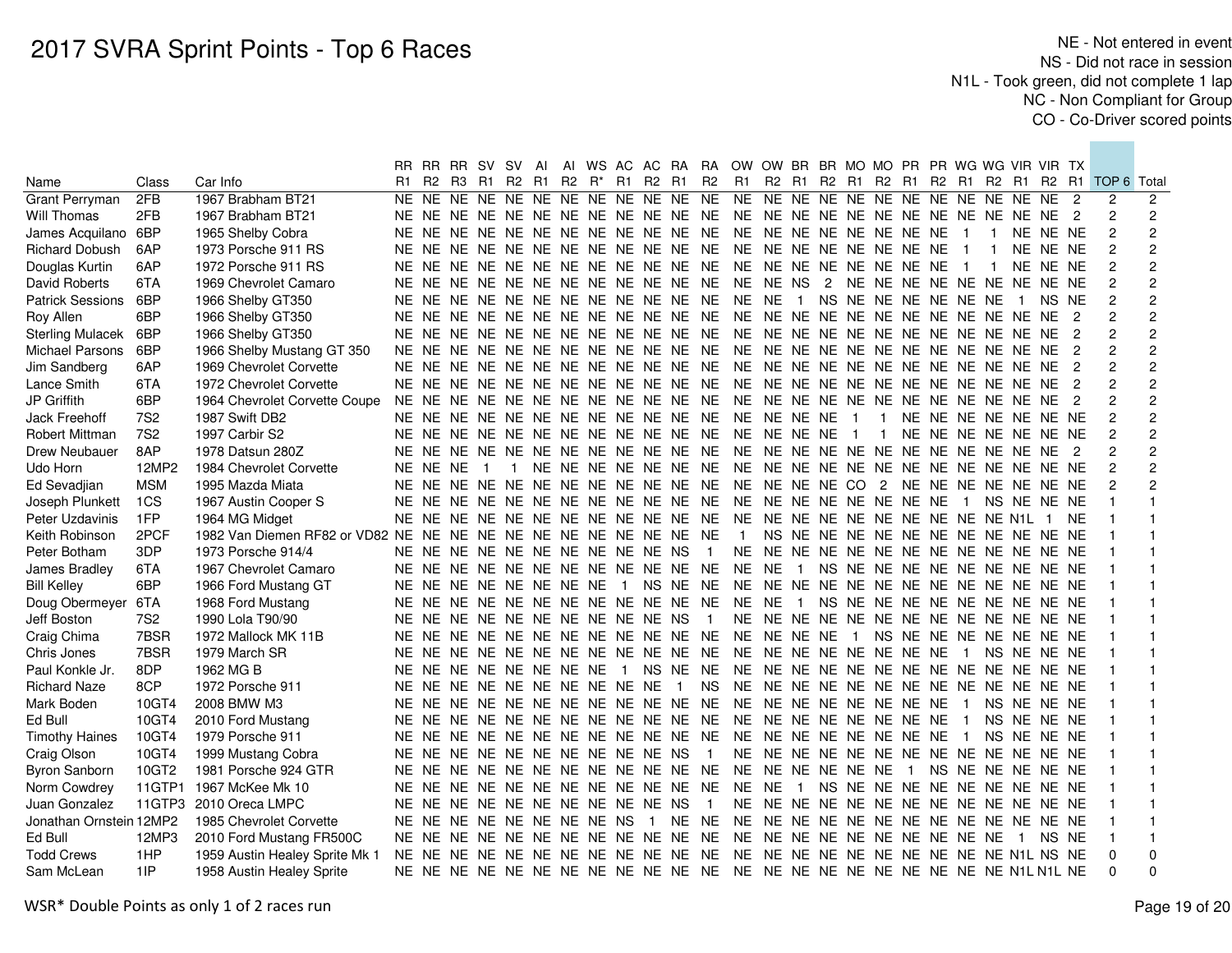# 2017 SVRA Sprint Points - Top 6 Races

NE - Not entered in event
NS - Did not race in session
N1L - Took green, did not complete 1 lap
NC - Non Compliant for Group
CO - Co-Driver scored points

| Name | Class | Car Info | RR R1 | RR R2 | RR R3 | SV R1 | SV R2 | AI R1 | AI R2 | WS R* | AC R1 | AC R2 | RA R1 | RA R2 | OW R1 | OW R2 | BR R1 | BR R2 | MO R1 | MO R2 | PR R1 | PR R2 | WG R1 | WG R2 | VIR R1 | VIR R2 | TX R1 | TOP 6 | Total |
|---|---|---|---|---|---|---|---|---|---|---|---|---|---|---|---|---|---|---|---|---|---|---|---|---|---|---|---|---|---|
| Grant Perryman | 2FB | 1967 Brabham BT21 | NE | NE | NE | NE | NE | NE | NE | NE | NE | NE | NE | NE | NE | NE | NE | NE | NE | NE | NE | NE | NE | NE | NE | NE | 2 | 2 | 2 |
| Will Thomas | 2FB | 1967 Brabham BT21 | NE | NE | NE | NE | NE | NE | NE | NE | NE | NE | NE | NE | NE | NE | NE | NE | NE | NE | NE | NE | NE | NE | NE | NE | 2 | 2 | 2 |
| James Acquilano | 6BP | 1965 Shelby Cobra | NE | NE | NE | NE | NE | NE | NE | NE | NE | NE | NE | NE | NE | NE | NE | NE | NE | NE | NE | NE | 1 | 1 | NE | NE | NE | 2 | 2 |
| Richard Dobush | 6AP | 1973 Porsche 911 RS | NE | NE | NE | NE | NE | NE | NE | NE | NE | NE | NE | NE | NE | NE | NE | NE | NE | NE | NE | NE | 1 | 1 | NE | NE | NE | 2 | 2 |
| Douglas Kurtin | 6AP | 1972 Porsche 911 RS | NE | NE | NE | NE | NE | NE | NE | NE | NE | NE | NE | NE | NE | NE | NE | NE | NE | NE | NE | NE | 1 | 1 | NE | NE | NE | 2 | 2 |
| David Roberts | 6TA | 1969 Chevrolet Camaro | NE | NE | NE | NE | NE | NE | NE | NE | NE | NE | NE | NE | NE | NE | NS | 2 | NE | NE | NE | NE | NE | NE | NE | NE | NE | 2 | 2 |
| Patrick Sessions | 6BP | 1966 Shelby GT350 | NE | NE | NE | NE | NE | NE | NE | NE | NE | NE | NE | NE | NE | NE | 1 | NS | NE | NE | NE | NE | NE | NE | 1 | NS | NE | 2 | 2 |
| Roy Allen | 6BP | 1966 Shelby GT350 | NE | NE | NE | NE | NE | NE | NE | NE | NE | NE | NE | NE | NE | NE | NE | NE | NE | NE | NE | NE | NE | NE | NE | NE | 2 | 2 | 2 |
| Sterling Mulacek | 6BP | 1966 Shelby GT350 | NE | NE | NE | NE | NE | NE | NE | NE | NE | NE | NE | NE | NE | NE | NE | NE | NE | NE | NE | NE | NE | NE | NE | NE | 2 | 2 | 2 |
| Michael Parsons | 6BP | 1966 Shelby Mustang GT 350 | NE | NE | NE | NE | NE | NE | NE | NE | NE | NE | NE | NE | NE | NE | NE | NE | NE | NE | NE | NE | NE | NE | NE | NE | 2 | 2 | 2 |
| Jim Sandberg | 6AP | 1969 Chevrolet Corvette | NE | NE | NE | NE | NE | NE | NE | NE | NE | NE | NE | NE | NE | NE | NE | NE | NE | NE | NE | NE | NE | NE | NE | NE | 2 | 2 | 2 |
| Lance Smith | 6TA | 1972 Chevrolet Corvette | NE | NE | NE | NE | NE | NE | NE | NE | NE | NE | NE | NE | NE | NE | NE | NE | NE | NE | NE | NE | NE | NE | NE | NE | 2 | 2 | 2 |
| JP Griffith | 6BP | 1964 Chevrolet Corvette Coupe | NE | NE | NE | NE | NE | NE | NE | NE | NE | NE | NE | NE | NE | NE | NE | NE | NE | NE | NE | NE | NE | NE | NE | NE | 2 | 2 | 2 |
| Jack Freehoff | 7S2 | 1987 Swift DB2 | NE | NE | NE | NE | NE | NE | NE | NE | NE | NE | NE | NE | NE | NE | NE | NE | 1 | 1 | NE | NE | NE | NE | NE | NE | NE | 2 | 2 |
| Robert Mittman | 7S2 | 1997 Carbir S2 | NE | NE | NE | NE | NE | NE | NE | NE | NE | NE | NE | NE | NE | NE | NE | NE | 1 | 1 | NE | NE | NE | NE | NE | NE | NE | 2 | 2 |
| Drew Neubauer | 8AP | 1978 Datsun 280Z | NE | NE | NE | NE | NE | NE | NE | NE | NE | NE | NE | NE | NE | NE | NE | NE | NE | NE | NE | NE | NE | NE | NE | NE | 2 | 2 | 2 |
| Udo Horn | 12MP2 | 1984 Chevrolet Corvette | NE | NE | NE | 1 | 1 | NE | NE | NE | NE | NE | NE | NE | NE | NE | NE | NE | NE | NE | NE | NE | NE | NE | NE | NE | NE | 2 | 2 |
| Ed Sevadjian | MSM | 1995 Mazda Miata | NE | NE | NE | NE | NE | NE | NE | NE | NE | NE | NE | NE | NE | NE | NE | NE | CO | 2 | NE | NE | NE | NE | NE | NE | NE | 2 | 2 |
| Joseph Plunkett | 1CS | 1967 Austin Cooper S | NE | NE | NE | NE | NE | NE | NE | NE | NE | NE | NE | NE | NE | NE | NE | NE | NE | NE | NE | NE | 1 | NS | NE | NE | NE | 1 | 1 |
| Peter Uzdavinis | 1FP | 1964 MG Midget | NE | NE | NE | NE | NE | NE | NE | NE | NE | NE | NE | NE | NE | NE | NE | NE | NE | NE | NE | NE | NE | NE | N1L | 1 | NE | 1 | 1 |
| Keith Robinson | 2PCF | 1982 Van Diemen RF82 or VD82 | NE | NE | NE | NE | NE | NE | NE | NE | NE | NE | NE | NE | 1 | NS | NE | NE | NE | NE | NE | NE | NE | NE | NE | NE | NE | 1 | 1 |
| Peter Botham | 3DP | 1973 Porsche 914/4 | NE | NE | NE | NE | NE | NE | NE | NE | NE | NE | NS | 1 | NE | NE | NE | NE | NE | NE | NE | NE | NE | NE | NE | NE | NE | 1 | 1 |
| James Bradley | 6TA | 1967 Chevrolet Camaro | NE | NE | NE | NE | NE | NE | NE | NE | NE | NE | NE | NE | NE | NE | 1 | NS | NE | NE | NE | NE | NE | NE | NE | NE | NE | 1 | 1 |
| Bill Kelley | 6BP | 1966 Ford Mustang GT | NE | NE | NE | NE | NE | NE | NE | NE | 1 | NS | NE | NE | NE | NE | NE | NE | NE | NE | NE | NE | NE | NE | NE | NE | NE | 1 | 1 |
| Doug Obermeyer | 6TA | 1968 Ford Mustang | NE | NE | NE | NE | NE | NE | NE | NE | NE | NE | NE | NE | NE | NE | 1 | NS | NE | NE | NE | NE | NE | NE | NE | NE | NE | 1 | 1 |
| Jeff Boston | 7S2 | 1990 Lola T90/90 | NE | NE | NE | NE | NE | NE | NE | NE | NE | NE | NS | 1 | NE | NE | NE | NE | NE | NE | NE | NE | NE | NE | NE | NE | NE | 1 | 1 |
| Craig Chima | 7BSR | 1972 Mallock MK 11B | NE | NE | NE | NE | NE | NE | NE | NE | NE | NE | NE | NE | NE | NE | NE | NE | 1 | NS | NE | NE | NE | NE | NE | NE | NE | 1 | 1 |
| Chris Jones | 7BSR | 1979 March SR | NE | NE | NE | NE | NE | NE | NE | NE | NE | NE | NE | NE | NE | NE | NE | NE | NE | NE | NE | NE | 1 | NS | NE | NE | NE | 1 | 1 |
| Paul Konkle Jr. | 8DP | 1962 MG B | NE | NE | NE | NE | NE | NE | NE | NE | 1 | NS | NE | NE | NE | NE | NE | NE | NE | NE | NE | NE | NE | NE | NE | NE | NE | 1 | 1 |
| Richard Naze | 8CP | 1972 Porsche 911 | NE | NE | NE | NE | NE | NE | NE | NE | NE | NE | 1 | NS | NE | NE | NE | NE | NE | NE | NE | NE | NE | NE | NE | NE | NE | 1 | 1 |
| Mark Boden | 10GT4 | 2008 BMW M3 | NE | NE | NE | NE | NE | NE | NE | NE | NE | NE | NE | NE | NE | NE | NE | NE | NE | NE | NE | NE | 1 | NS | NE | NE | NE | 1 | 1 |
| Ed Bull | 10GT4 | 2010 Ford Mustang | NE | NE | NE | NE | NE | NE | NE | NE | NE | NE | NE | NE | NE | NE | NE | NE | NE | NE | NE | NE | 1 | NS | NE | NE | NE | 1 | 1 |
| Timothy Haines | 10GT4 | 1979 Porsche 911 | NE | NE | NE | NE | NE | NE | NE | NE | NE | NE | NE | NE | NE | NE | NE | NE | NE | NE | NE | NE | 1 | NS | NE | NE | NE | 1 | 1 |
| Craig Olson | 10GT4 | 1999 Mustang Cobra | NE | NE | NE | NE | NE | NE | NE | NE | NE | NE | NS | 1 | NE | NE | NE | NE | NE | NE | NE | NE | NE | NE | NE | NE | NE | 1 | 1 |
| Byron Sanborn | 10GT2 | 1981 Porsche 924 GTR | NE | NE | NE | NE | NE | NE | NE | NE | NE | NE | NE | NE | NE | NE | NE | NE | NE | NE | 1 | NS | NE | NE | NE | NE | NE | 1 | 1 |
| Norm Cowdrey | 11GTP1 | 1967 McKee Mk 10 | NE | NE | NE | NE | NE | NE | NE | NE | NE | NE | NE | NE | NE | NE | 1 | NS | NE | NE | NE | NE | NE | NE | NE | NE | NE | 1 | 1 |
| Juan Gonzalez | 11GTP3 | 2010 Oreca LMPC | NE | NE | NE | NE | NE | NE | NE | NE | NE | NE | NS | 1 | NE | NE | NE | NE | NE | NE | NE | NE | NE | NE | NE | NE | NE | 1 | 1 |
| Jonathan Ornstein | 12MP2 | 1985 Chevrolet Corvette | NE | NE | NE | NE | NE | NE | NE | NE | NS | 1 | NE | NE | NE | NE | NE | NE | NE | NE | NE | NE | NE | NE | NE | NE | NE | 1 | 1 |
| Ed Bull | 12MP3 | 2010 Ford Mustang FR500C | NE | NE | NE | NE | NE | NE | NE | NE | NE | NE | NE | NE | NE | NE | NE | NE | NE | NE | NE | NE | NE | NE | 1 | NS | NE | 1 | 1 |
| Todd Crews | 1HP | 1959 Austin Healey Sprite Mk 1 | NE | NE | NE | NE | NE | NE | NE | NE | NE | NE | NE | NE | NE | NE | NE | NE | NE | NE | NE | NE | NE | NE | N1L | NS | NE | 0 | 0 |
| Sam McLean | 1IP | 1958 Austin Healey Sprite | NE | NE | NE | NE | NE | NE | NE | NE | NE | NE | NE | NE | NE | NE | NE | NE | NE | NE | NE | NE | NE | NE | N1L | N1L | NE | 0 | 0 |

WSR* Double Points as only 1 of 2 races run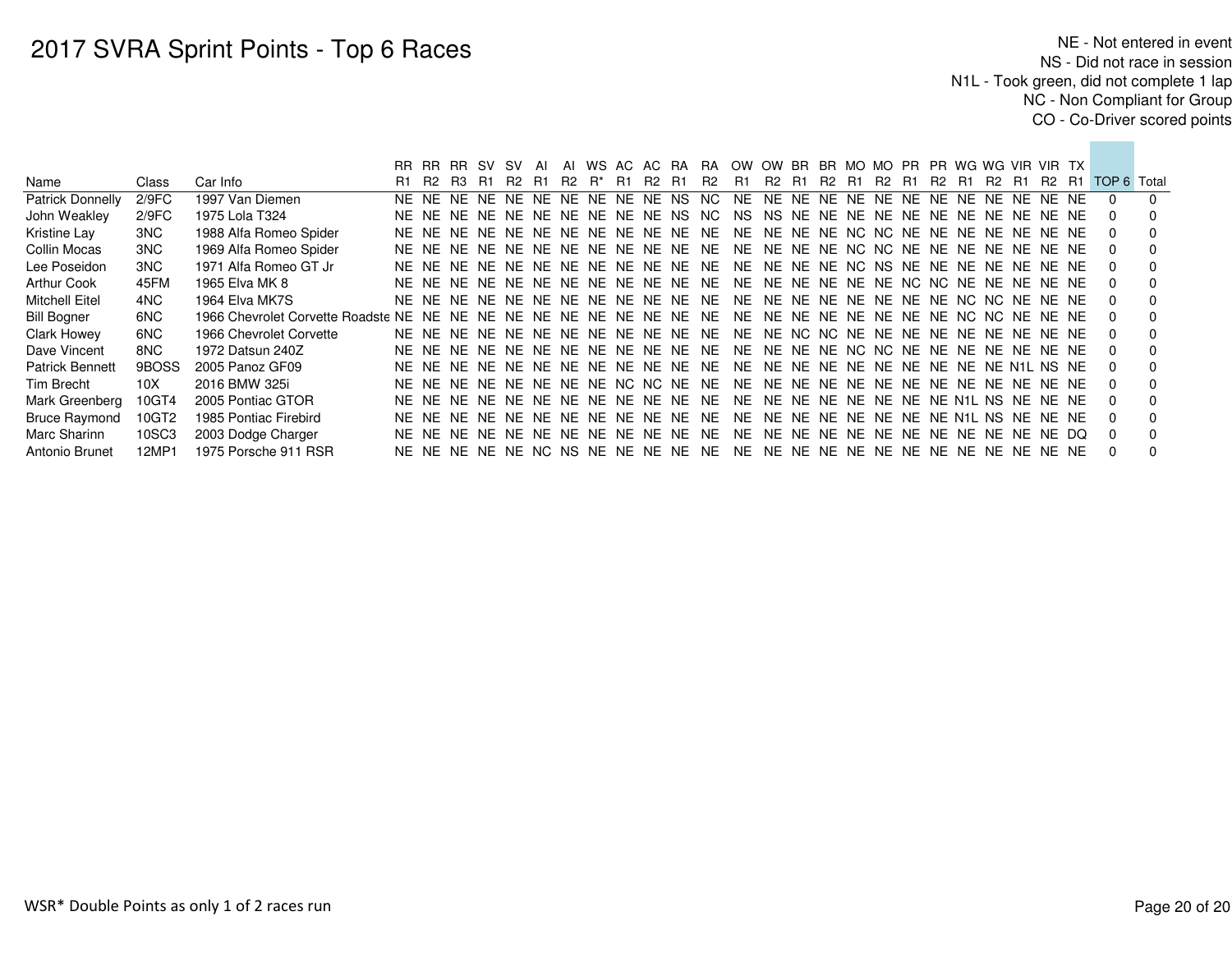# 2017 SVRA Sprint Points - Top 6 Races

NE - Not entered in event
NS - Did not race in session
N1L - Took green, did not complete 1 lap
NC - Non Compliant for Group
CO - Co-Driver scored points

| Name | Class | Car Info | RR R1 | RR R2 | RR R3 | SV R1 | SV R2 | AI R1 | AI R2 | WS R* | AC R1 | AC R2 | RA R1 | RA R2 | OW R1 | OW R2 | BR R1 | BR R2 | MO R1 | MO R2 | PR R1 | PR R2 | WG R1 | WG R2 | VIR R1 | VIR R2 | TX R1 | TOP 6 | Total |
|---|---|---|---|---|---|---|---|---|---|---|---|---|---|---|---|---|---|---|---|---|---|---|---|---|---|---|---|---|---|
| Patrick Donnelly | 2/9FC | 1997 Van Diemen | NE | NE | NE | NE | NE | NE | NE | NE | NE | NE | NS | NC | NE | NE | NE | NE | NE | NE | NE | NE | NE | NE | NE | NE | NE | 0 | 0 |
| John Weakley | 2/9FC | 1975 Lola T324 | NE | NE | NE | NE | NE | NE | NE | NE | NE | NE | NS | NC | NS | NS | NE | NE | NE | NE | NE | NE | NE | NE | NE | NE | NE | 0 | 0 |
| Kristine Lay | 3NC | 1988 Alfa Romeo Spider | NE | NE | NE | NE | NE | NE | NE | NE | NE | NE | NE | NE | NE | NE | NE | NE | NC | NC | NE | NE | NE | NE | NE | NE | NE | 0 | 0 |
| Collin Mocas | 3NC | 1969 Alfa Romeo Spider | NE | NE | NE | NE | NE | NE | NE | NE | NE | NE | NE | NE | NE | NE | NE | NE | NC | NC | NE | NE | NE | NE | NE | NE | NE | 0 | 0 |
| Lee Poseidon | 3NC | 1971 Alfa Romeo GT Jr | NE | NE | NE | NE | NE | NE | NE | NE | NE | NE | NE | NE | NE | NE | NE | NE | NC | NS | NE | NE | NE | NE | NE | NE | NE | 0 | 0 |
| Arthur Cook | 45FM | 1965 Elva MK 8 | NE | NE | NE | NE | NE | NE | NE | NE | NE | NE | NE | NE | NE | NE | NE | NE | NE | NE | NC | NC | NE | NE | NE | NE | NE | 0 | 0 |
| Mitchell Eitel | 4NC | 1964 Elva MK7S | NE | NE | NE | NE | NE | NE | NE | NE | NE | NE | NE | NE | NE | NE | NE | NE | NE | NE | NE | NE | NC | NC | NE | NE | NE | 0 | 0 |
| Bill Bogner | 6NC | 1966 Chevrolet Corvette Roadste | NE | NE | NE | NE | NE | NE | NE | NE | NE | NE | NE | NE | NE | NE | NE | NE | NE | NE | NE | NE | NC | NC | NE | NE | NE | 0 | 0 |
| Clark Howey | 6NC | 1966 Chevrolet Corvette | NE | NE | NE | NE | NE | NE | NE | NE | NE | NE | NE | NE | NE | NE | NC | NC | NE | NE | NE | NE | NE | NE | NE | NE | NE | 0 | 0 |
| Dave Vincent | 8NC | 1972 Datsun 240Z | NE | NE | NE | NE | NE | NE | NE | NE | NE | NE | NE | NE | NE | NE | NE | NE | NC | NC | NE | NE | NE | NE | NE | NE | NE | 0 | 0 |
| Patrick Bennett | 9BOSS | 2005 Panoz GF09 | NE | NE | NE | NE | NE | NE | NE | NE | NE | NE | NE | NE | NE | NE | NE | NE | NE | NE | NE | NE | NE | NE | N1L | NS | NE | 0 | 0 |
| Tim Brecht | 10X | 2016 BMW 325i | NE | NE | NE | NE | NE | NE | NE | NE | NC | NC | NE | NE | NE | NE | NE | NE | NE | NE | NE | NE | NE | NE | NE | NE | NE | 0 | 0 |
| Mark Greenberg | 10GT4 | 2005 Pontiac GTOR | NE | NE | NE | NE | NE | NE | NE | NE | NE | NE | NE | NE | NE | NE | NE | NE | NE | NE | NE | NE | N1L | NS | NE | NE | NE | 0 | 0 |
| Bruce Raymond | 10GT2 | 1985 Pontiac Firebird | NE | NE | NE | NE | NE | NE | NE | NE | NE | NE | NE | NE | NE | NE | NE | NE | NE | NE | NE | NE | N1L | NS | NE | NE | NE | 0 | 0 |
| Marc Sharinn | 10SC3 | 2003 Dodge Charger | NE | NE | NE | NE | NE | NE | NE | NE | NE | NE | NE | NE | NE | NE | NE | NE | NE | NE | NE | NE | NE | NE | NE | NE | DQ | 0 | 0 |
| Antonio Brunet | 12MP1 | 1975 Porsche 911 RSR | NE | NE | NE | NE | NE | NC | NS | NE | NE | NE | NE | NE | NE | NE | NE | NE | NE | NE | NE | NE | NE | NE | NE | NE | NE | 0 | 0 |

WSR* Double Points as only 1 of 2 races run